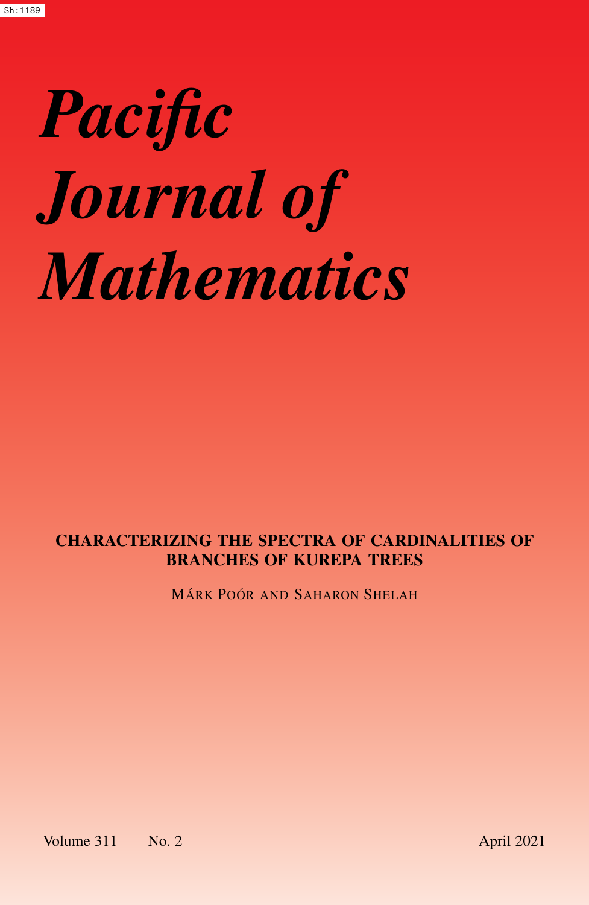Sh:1189

# Pacific Journal of Mathematics

## CHARACTERIZING THE SPECTRA OF CARDINALITIES OF BRANCHES OF KUREPA TREES

MÁRK POÓR AND SAHARON SHELAH

Volume 311 No. 2 April 2021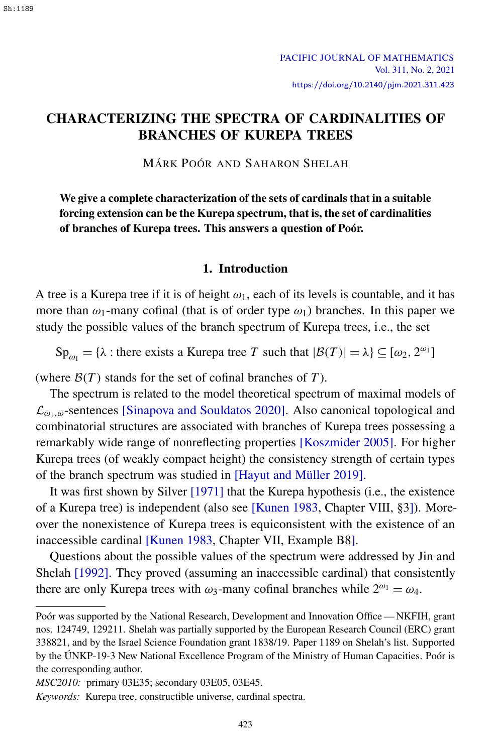# CHARACTERIZING THE SPECTRA OF CARDINALITIES OF BRANCHES OF KUREPA TREES

MÁRK POÓR AND SAHARON SHELAH

**We give a complete characterization of the sets of cardinals that in a suitable forcing extension can be the Kurepa spectrum, that is, the set of cardinalities of branches of Kurepa trees. This answers a question of Poór.**

## 1. Introduction

A tree is a Kurepa tree if it is of height $\omega_1$, each of its levels is countable, and it has more than $\omega_1$-many cofinal (that is of order type $\omega_1$) branches. In this paper we study the possible values of the branch spectrum of Kurepa trees, i.e., the set

$$\mathrm{Sp}_{\omega_1} = \{\lambda : \text{there exists a Kurepa tree } T \text{ such that } |\mathcal{B}(T)| = \lambda\} \subseteq [\omega_2, 2^{\omega_1}]$$

(where $\mathcal{B}(T)$ stands for the set of cofinal branches of $T$).

The spectrum is related to the model theoretical spectrum of maximal models of $\mathcal{L}_{\omega_1,\omega}$-sentences [Sinapova and Souldatos 2020]. Also canonical topological and combinatorial structures are associated with branches of Kurepa trees possessing a remarkably wide range of nonreflecting properties [Koszmider 2005]. For higher Kurepa trees (of weakly compact height) the consistency strength of certain types of the branch spectrum was studied in [Hayut and Müller 2019].

It was first shown by Silver [1971] that the Kurepa hypothesis (i.e., the existence of a Kurepa tree) is independent (also see [Kunen 1983, Chapter VIII, §3]). Moreover the nonexistence of Kurepa trees is equiconsistent with the existence of an inaccessible cardinal [Kunen 1983, Chapter VII, Example B8].

Questions about the possible values of the spectrum were addressed by Jin and Shelah [1992]. They proved (assuming an inaccessible cardinal) that consistently there are only Kurepa trees with $\omega_3$-many cofinal branches while $2^{\omega_1} = \omega_4$.

---

Poór was supported by the National Research, Development and Innovation Office — NKFIH, grant nos. 124749, 129211. Shelah was partially supported by the European Research Council (ERC) grant 338821, and by the Israel Science Foundation grant 1838/19. Paper 1189 on Shelah's list. Supported by the ÚNKP-19-3 New National Excellence Program of the Ministry of Human Capacities. Poór is the corresponding author.

*MSC2010:* primary 03E35; secondary 03E05, 03E45.

*Keywords:* Kurepa tree, constructible universe, cardinal spectra.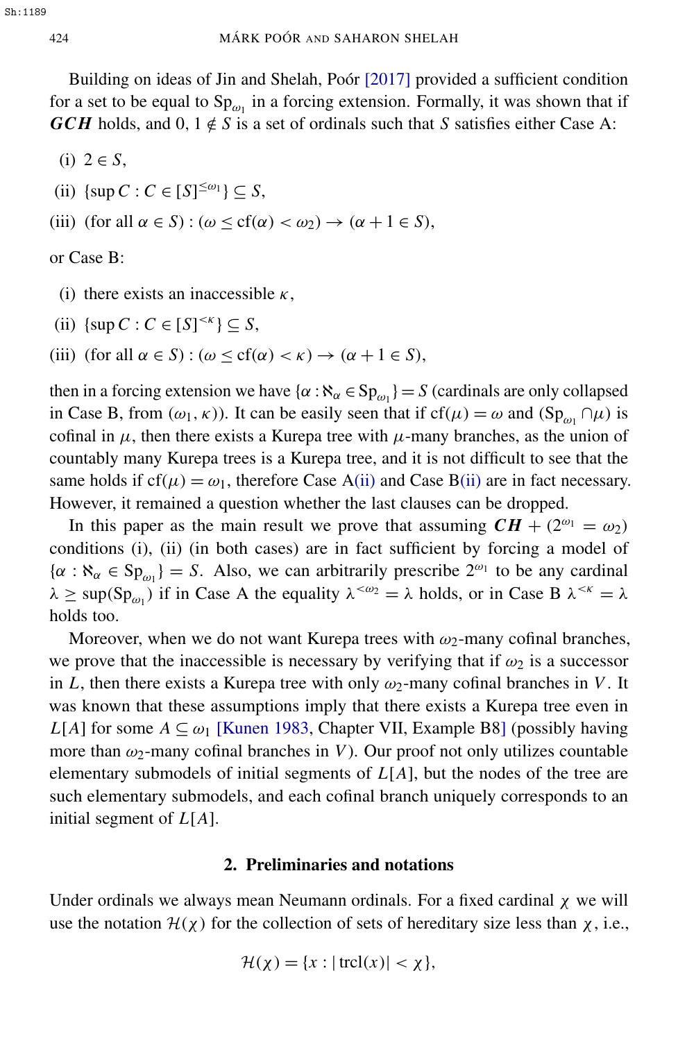Building on ideas of Jin and Shelah, Poór [2017] provided a sufficient condition for a set to be equal to $\mathrm{Sp}_{\omega_1}$ in a forcing extension. Formally, it was shown that if ***GCH*** holds, and $0, 1 \notin S$ is a set of ordinals such that $S$ satisfies either Case A:

(i) $2 \in S$,

(ii) $\{\sup C : C \in [S]^{\leq \omega_1}\} \subseteq S$,

(iii) $(\text{for all } \alpha \in S) : (\omega \leq \mathrm{cf}(\alpha) < \omega_2) \rightarrow (\alpha + 1 \in S)$,

or Case B:

(i) there exists an inaccessible $\kappa$,

(ii) $\{\sup C : C \in [S]^{< \kappa}\} \subseteq S$,

(iii) $(\text{for all } \alpha \in S) : (\omega \leq \mathrm{cf}(\alpha) < \kappa) \rightarrow (\alpha + 1 \in S)$,

then in a forcing extension we have $\{\alpha : \aleph_\alpha \in \mathrm{Sp}_{\omega_1}\} = S$ (cardinals are only collapsed in Case B, from $(\omega_1, \kappa)$). It can be easily seen that if $\mathrm{cf}(\mu) = \omega$ and $(\mathrm{Sp}_{\omega_1} \cap \mu)$ is cofinal in $\mu$, then there exists a Kurepa tree with $\mu$-many branches, as the union of countably many Kurepa trees is a Kurepa tree, and it is not difficult to see that the same holds if $\mathrm{cf}(\mu) = \omega_1$, therefore Case A(ii) and Case B(ii) are in fact necessary. However, it remained a question whether the last clauses can be dropped.

In this paper as the main result we prove that assuming ***CH*** + $(2^{\omega_1} = \omega_2)$ conditions (i), (ii) (in both cases) are in fact sufficient by forcing a model of $\{\alpha : \aleph_\alpha \in \mathrm{Sp}_{\omega_1}\} = S$. Also, we can arbitrarily prescribe $2^{\omega_1}$ to be any cardinal $\lambda \geq \sup(\mathrm{Sp}_{\omega_1})$ if in Case A the equality $\lambda^{<\omega_2} = \lambda$ holds, or in Case B $\lambda^{<\kappa} = \lambda$ holds too.

Moreover, when we do not want Kurepa trees with $\omega_2$-many cofinal branches, we prove that the inaccessible is necessary by verifying that if $\omega_2$ is a successor in $L$, then there exists a Kurepa tree with only $\omega_2$-many cofinal branches in $V$. It was known that these assumptions imply that there exists a Kurepa tree even in $L[A]$ for some $A \subseteq \omega_1$ [Kunen 1983, Chapter VII, Example B8] (possibly having more than $\omega_2$-many cofinal branches in $V$). Our proof not only utilizes countable elementary submodels of initial segments of $L[A]$, but the nodes of the tree are such elementary submodels, and each cofinal branch uniquely corresponds to an initial segment of $L[A]$.

## 2. Preliminaries and notations

Under ordinals we always mean Neumann ordinals. For a fixed cardinal $\chi$ we will use the notation $\mathcal{H}(\chi)$ for the collection of sets of hereditary size less than $\chi$, i.e.,

$$\mathcal{H}(\chi) = \{x : |\mathrm{trcl}(x)| < \chi\},$$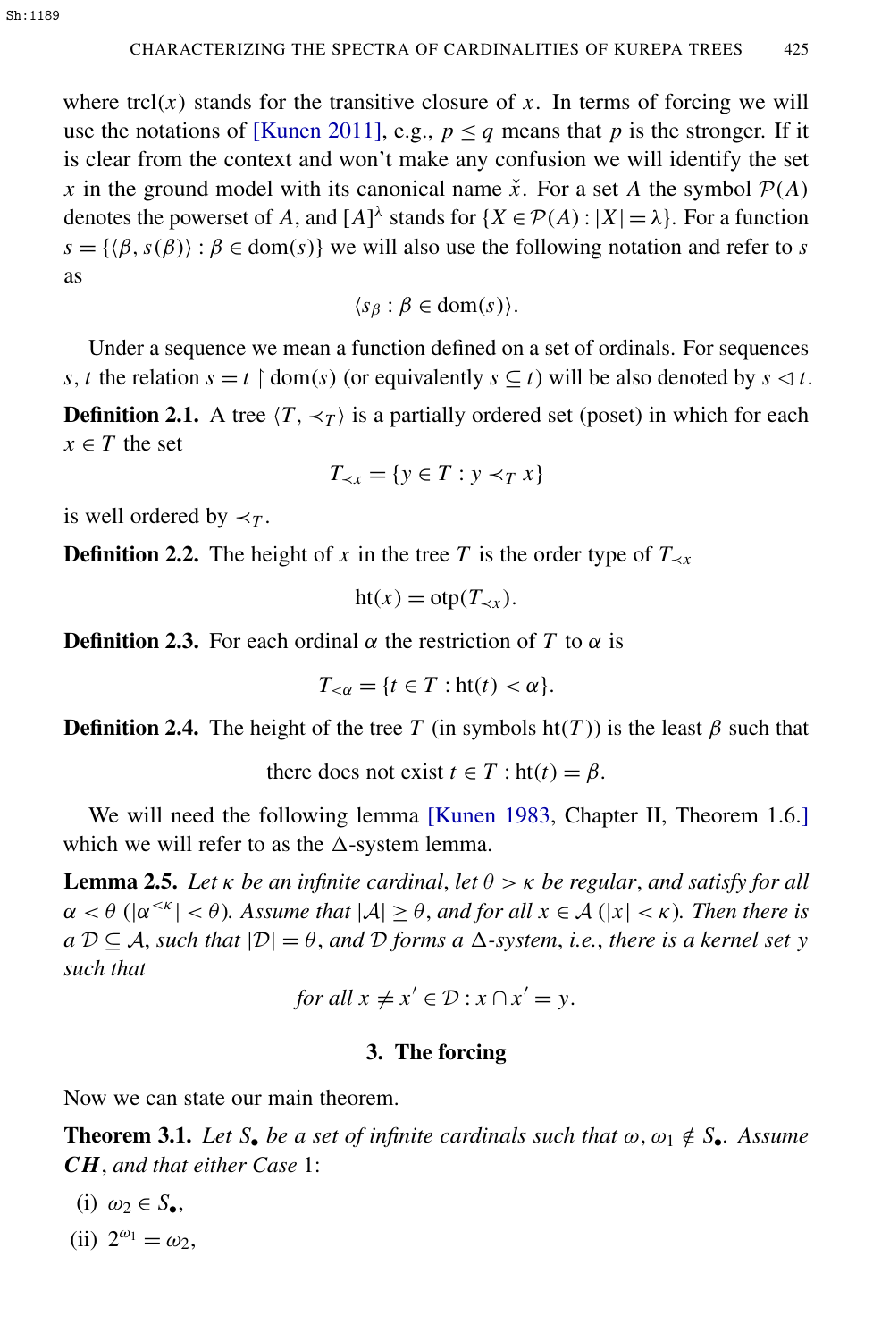where $\operatorname{trcl}(x)$ stands for the transitive closure of $x$. In terms of forcing we will use the notations of [Kunen 2011], e.g., $p \leq q$ means that $p$ is the stronger. If it is clear from the context and won't make any confusion we will identify the set $x$ in the ground model with its canonical name $\check{x}$. For a set $A$ the symbol $\mathcal{P}(A)$ denotes the powerset of $A$, and $[A]^\lambda$ stands for $\{X \in \mathcal{P}(A) : |X| = \lambda\}$. For a function $s = \{\langle \beta, s(\beta)\rangle : \beta \in \operatorname{dom}(s)\}$ we will also use the following notation and refer to $s$ as

$$\langle s_\beta : \beta \in \operatorname{dom}(s)\rangle.$$

Under a sequence we mean a function defined on a set of ordinals. For sequences $s, t$ the relation $s = t \restriction \operatorname{dom}(s)$ (or equivalently $s \subseteq t$) will be also denoted by $s \lhd t$.

**Definition 2.1.** A tree $\langle T, \prec_T\rangle$ is a partially ordered set (poset) in which for each $x \in T$ the set

$$T_{\prec x} = \{y \in T : y \prec_T x\}$$

is well ordered by $\prec_T$.

**Definition 2.2.** The height of $x$ in the tree $T$ is the order type of $T_{\prec x}$

$$\operatorname{ht}(x) = \operatorname{otp}(T_{\prec x}).$$

**Definition 2.3.** For each ordinal $\alpha$ the restriction of $T$ to $\alpha$ is

$$T_{<\alpha} = \{t \in T : \operatorname{ht}(t) < \alpha\}.$$

**Definition 2.4.** The height of the tree $T$ (in symbols $\operatorname{ht}(T)$) is the least $\beta$ such that

$$\text{there does not exist } t \in T : \operatorname{ht}(t) = \beta.$$

We will need the following lemma [Kunen 1983, Chapter II, Theorem 1.6.] which we will refer to as the $\Delta$-system lemma.

**Lemma 2.5.** *Let $\kappa$ be an infinite cardinal, let $\theta > \kappa$ be regular, and satisfy for all $\alpha < \theta$ ($|\alpha^{<\kappa}| < \theta$). Assume that $|\mathcal{A}| \geq \theta$, and for all $x \in \mathcal{A}$ ($|x| < \kappa$). Then there is a $\mathcal{D} \subseteq \mathcal{A}$, such that $|\mathcal{D}| = \theta$, and $\mathcal{D}$ forms a $\Delta$-system, i.e., there is a kernel set $y$ such that*

$$\textit{for all } x \neq x' \in \mathcal{D} : x \cap x' = y.$$

## 3. The forcing

Now we can state our main theorem.

**Theorem 3.1.** *Let $S_\bullet$ be a set of infinite cardinals such that $\omega, \omega_1 \notin S_\bullet$. Assume* ***CH****, and that either Case* 1:

(i) $\omega_2 \in S_\bullet$,

(ii) $2^{\omega_1} = \omega_2$,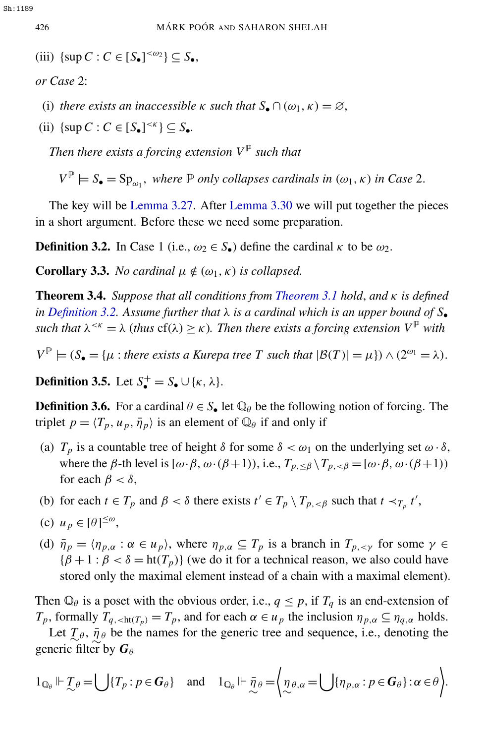(iii) $\{\sup C : C \in [S_\bullet]^{<\omega_2}\} \subseteq S_\bullet$,

*or Case* 2:

(i) *there exists an inaccessible* $\kappa$ *such that* $S_\bullet \cap (\omega_1, \kappa) = \varnothing$,

(ii) $\{\sup C : C \in [S_\bullet]^{<\kappa}\} \subseteq S_\bullet$.

*Then there exists a forcing extension* $V^{\mathbb{P}}$ *such that*

$$V^{\mathbb{P}} \models S_\bullet = \mathrm{Sp}_{\omega_1}, \text{ where } \mathbb{P} \text{ only collapses cardinals in } (\omega_1, \kappa) \text{ in Case } 2.$$

The key will be Lemma 3.27. After Lemma 3.30 we will put together the pieces in a short argument. Before these we need some preparation.

**Definition 3.2.** In Case 1 (i.e., $\omega_2 \in S_\bullet$) define the cardinal $\kappa$ to be $\omega_2$.

**Corollary 3.3.** *No cardinal* $\mu \notin (\omega_1, \kappa)$ *is collapsed.*

**Theorem 3.4.** *Suppose that all conditions from Theorem 3.1 hold, and* $\kappa$ *is defined in Definition 3.2. Assume further that* $\lambda$ *is a cardinal which is an upper bound of* $S_\bullet$ *such that* $\lambda^{<\kappa} = \lambda$ *(thus* $\mathrm{cf}(\lambda) \geq \kappa$*). Then there exists a forcing extension* $V^{\mathbb{P}}$ *with*

$$V^{\mathbb{P}} \models (S_\bullet = \{\mu : \text{there exists a Kurepa tree } T \text{ such that } |\mathcal{B}(T)| = \mu\}) \wedge (2^{\omega_1} = \lambda).$$

**Definition 3.5.** Let $S_\bullet^+ = S_\bullet \cup \{\kappa, \lambda\}$.

**Definition 3.6.** For a cardinal $\theta \in S_\bullet$ let $\mathbb{Q}_\theta$ be the following notion of forcing. The triplet $p = \langle T_p, u_p, \bar{\eta}_p \rangle$ is an element of $\mathbb{Q}_\theta$ if and only if

(a) $T_p$ is a countable tree of height $\delta$ for some $\delta < \omega_1$ on the underlying set $\omega \cdot \delta$, where the $\beta$-th level is $[\omega \cdot \beta, \omega \cdot (\beta+1))$, i.e., $T_{p,\leq\beta} \setminus T_{p,<\beta} = [\omega \cdot \beta, \omega \cdot (\beta+1))$ for each $\beta < \delta$,

(b) for each $t \in T_p$ and $\beta < \delta$ there exists $t' \in T_p \setminus T_{p,<\beta}$ such that $t \prec_{T_p} t'$,

(c) $u_p \in [\theta]^{\leq\omega}$,

(d) $\bar{\eta}_p = \langle \eta_{p,\alpha} : \alpha \in u_p \rangle$, where $\eta_{p,\alpha} \subseteq T_p$ is a branch in $T_{p,<\gamma}$ for some $\gamma \in \{\beta+1 : \beta < \delta = \mathrm{ht}(T_p)\}$ (we do it for a technical reason, we also could have stored only the maximal element instead of a chain with a maximal element).

Then $\mathbb{Q}_\theta$ is a poset with the obvious order, i.e., $q \leq p$, if $T_q$ is an end-extension of $T_p$, formally $T_{q,<\mathrm{ht}(T_p)} = T_p$, and for each $\alpha \in u_p$ the inclusion $\eta_{p,\alpha} \subseteq \eta_{q,\alpha}$ holds.

Let $\underset{\sim}{T}_\theta$, $\underset{\sim}{\bar{\eta}}_\theta$ be the names for the generic tree and sequence, i.e., denoting the generic filter by $\boldsymbol{G}_\theta$

$$1_{\mathbb{Q}_\theta} \Vdash \underset{\sim}{T}_\theta = \bigcup \{T_p : p \in \boldsymbol{G}_\theta\} \quad \text{and} \quad 1_{\mathbb{Q}_\theta} \Vdash \underset{\sim}{\bar{\eta}}_\theta = \left\langle \underset{\sim}{\eta}_{\theta,\alpha} = \bigcup \{\eta_{p,\alpha} : p \in \boldsymbol{G}_\theta\} : \alpha \in \theta \right\rangle.$$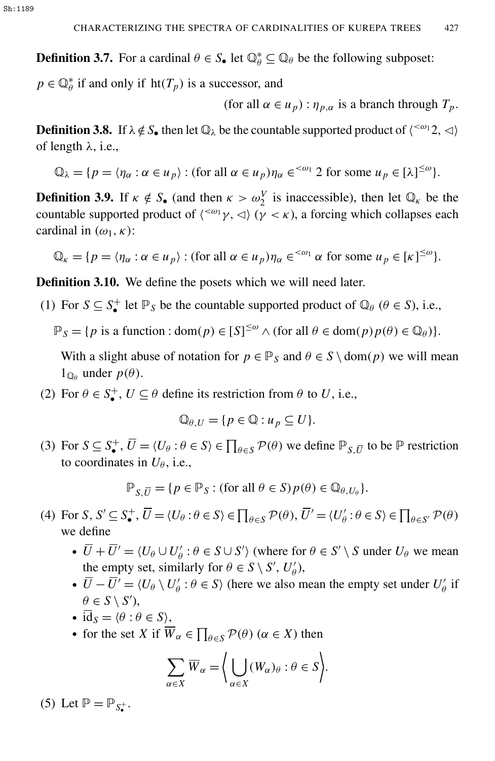**Definition 3.7.** For a cardinal $\theta \in S_\bullet$ let $\mathbb{Q}^*_\theta \subseteq \mathbb{Q}_\theta$ be the following subposet:

$p \in \mathbb{Q}^*_\theta$ if and only if $\operatorname{ht}(T_p)$ is a successor, and

$$(\text{for all } \alpha \in u_p) : \eta_{p,\alpha} \text{ is a branch through } T_p.$$

**Definition 3.8.** If $\lambda \notin S_\bullet$ then let $\mathbb{Q}_\lambda$ be the countable supported product of $\langle {}^{<\omega_1}2, \lhd \rangle$ of length $\lambda$, i.e.,

$$\mathbb{Q}_\lambda = \{p = \langle \eta_\alpha : \alpha \in u_p \rangle : (\text{for all } \alpha \in u_p) \eta_\alpha \in {}^{<\omega_1} 2 \text{ for some } u_p \in [\lambda]^{\leq \omega}\}.$$

**Definition 3.9.** If $\kappa \notin S_\bullet$ (and then $\kappa > \omega_2^V$ is inaccessible), then let $\mathbb{Q}_\kappa$ be the countable supported product of $\langle {}^{<\omega_1}\gamma, \lhd \rangle$ ($\gamma < \kappa$), a forcing which collapses each cardinal in $(\omega_1, \kappa)$:

$$\mathbb{Q}_\kappa = \{p = \langle \eta_\alpha : \alpha \in u_p \rangle : (\text{for all } \alpha \in u_p) \eta_\alpha \in {}^{<\omega_1} \alpha \text{ for some } u_p \in [\kappa]^{\leq \omega}\}.$$

**Definition 3.10.** We define the posets which we will need later.

1. For $S \subseteq S^+_\bullet$ let $\mathbb{P}_S$ be the countable supported product of $\mathbb{Q}_\theta$ ($\theta \in S$), i.e.,

   $$\mathbb{P}_S = \{p \text{ is a function} : \operatorname{dom}(p) \in [S]^{\leq \omega} \wedge (\text{for all } \theta \in \operatorname{dom}(p)\, p(\theta) \in \mathbb{Q}_\theta)\}.$$

   With a slight abuse of notation for $p \in \mathbb{P}_S$ and $\theta \in S \setminus \operatorname{dom}(p)$ we will mean $1_{\mathbb{Q}_\theta}$ under $p(\theta)$.
2. For $\theta \in S^+_\bullet$, $U \subseteq \theta$ define its restriction from $\theta$ to $U$, i.e.,

   $$\mathbb{Q}_{\theta, U} = \{p \in \mathbb{Q} : u_p \subseteq U\}.$$
3. For $S \subseteq S^+_\bullet$, $\overline{U} = \langle U_\theta : \theta \in S \rangle \in \prod_{\theta \in S} \mathcal{P}(\theta)$ we define $\mathbb{P}_{S, \overline{U}}$ to be $\mathbb{P}$ restriction to coordinates in $U_\theta$, i.e.,

   $$\mathbb{P}_{S, \overline{U}} = \{p \in \mathbb{P}_S : (\text{for all } \theta \in S)\, p(\theta) \in \mathbb{Q}_{\theta, U_\theta}\}.$$
4. For $S, S' \subseteq S^+_\bullet$, $\overline{U} = \langle U_\theta : \theta \in S \rangle \in \prod_{\theta \in S} \mathcal{P}(\theta)$, $\overline{U}' = \langle U'_\theta : \theta \in S \rangle \in \prod_{\theta \in S'} \mathcal{P}(\theta)$ we define
   - $\overline{U} + \overline{U}' = \langle U_\theta \cup U'_\theta : \theta \in S \cup S' \rangle$ (where for $\theta \in S' \setminus S$ under $U_\theta$ we mean the empty set, similarly for $\theta \in S \setminus S'$, $U'_\theta$),
   - $\overline{U} - \overline{U}' = \langle U_\theta \setminus U'_\theta : \theta \in S \rangle$ (here we also mean the empty set under $U'_\theta$ if $\theta \in S \setminus S'$),
   - $\overline{\operatorname{id}}_S = \langle \theta : \theta \in S \rangle$,
   - for the set $X$ if $\overline{W}_\alpha \in \prod_{\theta \in S} \mathcal{P}(\theta)$ ($\alpha \in X$) then

     $$\sum_{\alpha \in X} \overline{W}_\alpha = \left\langle \bigcup_{\alpha \in X} (W_\alpha)_\theta : \theta \in S \right\rangle.$$
5. Let $\mathbb{P} = \mathbb{P}_{S^+_\bullet}$.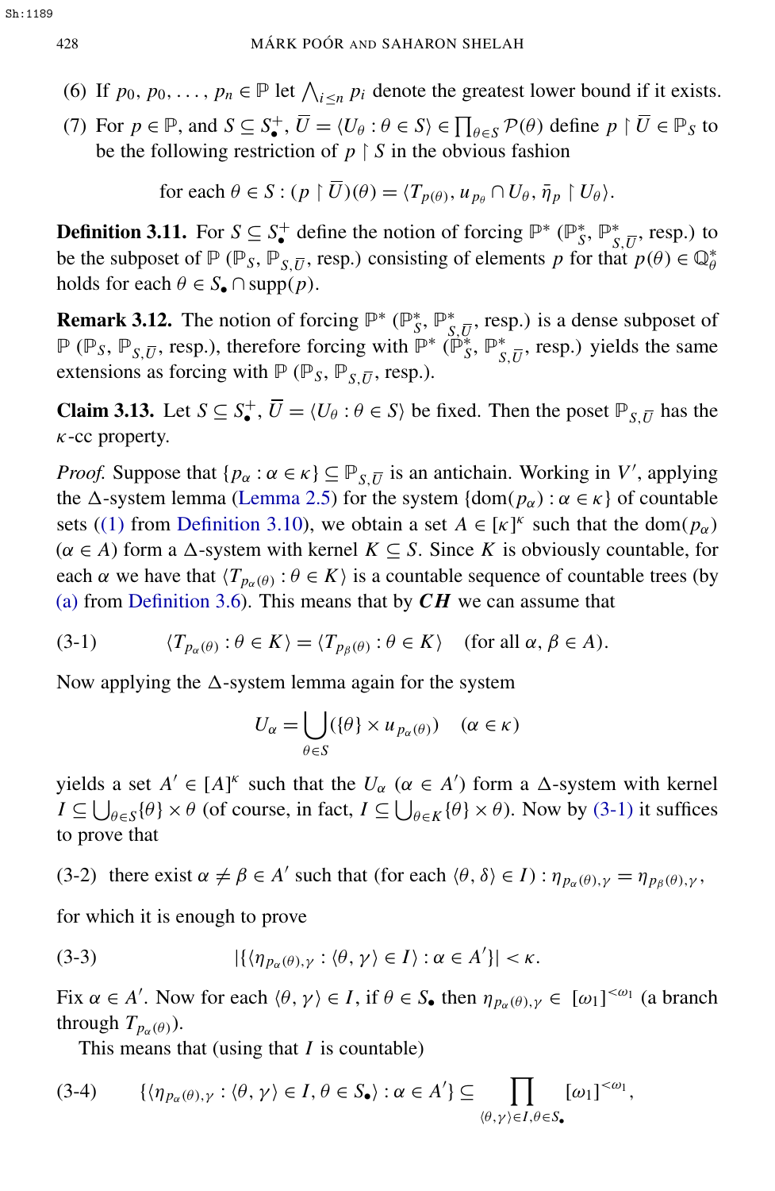(6) If $p_0, p_0, \ldots, p_n \in \mathbb{P}$ let $\bigwedge_{i \le n} p_i$ denote the greatest lower bound if it exists.

(7) For $p \in \mathbb{P}$, and $S \subseteq S_\bullet^+$, $\overline{U} = \langle U_\theta : \theta \in S \rangle \in \prod_{\theta \in S} \mathcal{P}(\theta)$ define $p \restriction \overline{U} \in \mathbb{P}_S$ to be the following restriction of $p \restriction S$ in the obvious fashion

$$\text{for each } \theta \in S : (p \restriction \overline{U})(\theta) = \langle T_{p(\theta)}, u_{p_\theta} \cap U_\theta, \bar{\eta}_p \restriction U_\theta \rangle.$$

**Definition 3.11.** For $S \subseteq S_\bullet^+$ define the notion of forcing $\mathbb{P}^*$ ($\mathbb{P}^*_S$, $\mathbb{P}^*_{S,\overline{U}}$, resp.) to be the subposet of $\mathbb{P}$ ($\mathbb{P}_S$, $\mathbb{P}_{S,\overline{U}}$, resp.) consisting of elements $p$ for that $p(\theta) \in \mathbb{Q}^*_\theta$ holds for each $\theta \in S_\bullet \cap \operatorname{supp}(p)$.

**Remark 3.12.** The notion of forcing $\mathbb{P}^*$ ($\mathbb{P}^*_S$, $\mathbb{P}^*_{S,\overline{U}}$, resp.) is a dense subposet of $\mathbb{P}$ ($\mathbb{P}_S$, $\mathbb{P}_{S,\overline{U}}$, resp.), therefore forcing with $\mathbb{P}^*$ ($\mathbb{P}^*_S$, $\mathbb{P}^*_{S,\overline{U}}$, resp.) yields the same extensions as forcing with $\mathbb{P}$ ($\mathbb{P}_S$, $\mathbb{P}_{S,\overline{U}}$, resp.).

**Claim 3.13.** Let $S \subseteq S_\bullet^+$, $\overline{U} = \langle U_\theta : \theta \in S \rangle$ be fixed. Then the poset $\mathbb{P}_{S,\overline{U}}$ has the $\kappa$-cc property.

*Proof.* Suppose that $\{p_\alpha : \alpha \in \kappa\} \subseteq \mathbb{P}_{S,\overline{U}}$ is an antichain. Working in $V'$, applying the $\Delta$-system lemma (Lemma 2.5) for the system $\{\operatorname{dom}(p_\alpha) : \alpha \in \kappa\}$ of countable sets ((1) from Definition 3.10), we obtain a set $A \in [\kappa]^\kappa$ such that the $\operatorname{dom}(p_\alpha)$ ($\alpha \in A$) form a $\Delta$-system with kernel $K \subseteq S$. Since $K$ is obviously countable, for each $\alpha$ we have that $\langle T_{p_\alpha(\theta)} : \theta \in K \rangle$ is a countable sequence of countable trees (by (a) from Definition 3.6). This means that by $\boldsymbol{CH}$ we can assume that

$$\langle T_{p_\alpha(\theta)} : \theta \in K \rangle = \langle T_{p_\beta(\theta)} : \theta \in K \rangle \quad (\text{for all } \alpha, \beta \in A). \tag{3-1}$$

Now applying the $\Delta$-system lemma again for the system

$$U_\alpha = \bigcup_{\theta \in S} (\{\theta\} \times u_{p_\alpha(\theta)}) \quad (\alpha \in \kappa)$$

yields a set $A' \in [A]^\kappa$ such that the $U_\alpha$ ($\alpha \in A'$) form a $\Delta$-system with kernel $I \subseteq \bigcup_{\theta \in S} \{\theta\} \times \theta$ (of course, in fact, $I \subseteq \bigcup_{\theta \in K} \{\theta\} \times \theta$). Now by (3-1) it suffices to prove that

(3-2) there exist $\alpha \neq \beta \in A'$ such that (for each $\langle \theta, \delta \rangle \in I) : \eta_{p_\alpha(\theta),\gamma} = \eta_{p_\beta(\theta),\gamma}$,

for which it is enough to prove

$$|\{\langle \eta_{p_\alpha(\theta),\gamma} : \langle \theta, \gamma \rangle \in I \rangle : \alpha \in A'\}| < \kappa. \tag{3-3}$$

Fix $\alpha \in A'$. Now for each $\langle \theta, \gamma \rangle \in I$, if $\theta \in S_\bullet$ then $\eta_{p_\alpha(\theta),\gamma} \in [\omega_1]^{<\omega_1}$ (a branch through $T_{p_\alpha(\theta)}$).

This means that (using that $I$ is countable)

$$\{\langle \eta_{p_\alpha(\theta),\gamma} : \langle \theta, \gamma \rangle \in I, \theta \in S_\bullet \rangle : \alpha \in A'\} \subseteq \prod_{\langle \theta, \gamma \rangle \in I, \theta \in S_\bullet} [\omega_1]^{<\omega_1}, \tag{3-4}$$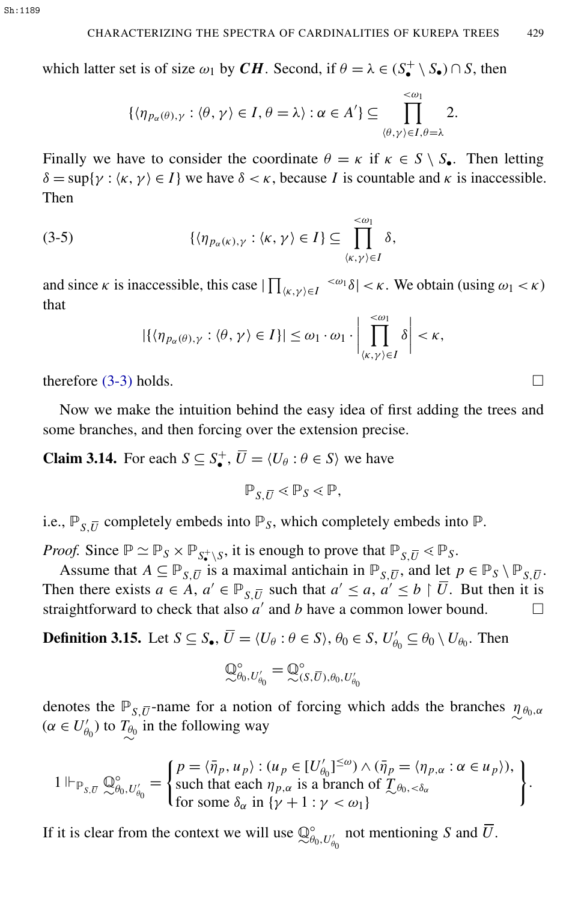which latter set is of size $\omega_1$ by $\boldsymbol{CH}$. Second, if $\theta = \lambda \in (S^+_\bullet \setminus S_\bullet) \cap S$, then

$$\{\langle \eta_{p_\alpha(\theta),\gamma} : \langle \theta, \gamma\rangle \in I, \theta = \lambda\rangle : \alpha \in A'\} \subseteq \prod_{\langle \theta,\gamma\rangle \in I, \theta=\lambda}^{<\omega_1} 2.$$

Finally we have to consider the coordinate $\theta = \kappa$ if $\kappa \in S \setminus S_\bullet$. Then letting $\delta = \sup\{\gamma : \langle \kappa, \gamma\rangle \in I\}$ we have $\delta < \kappa$, because $I$ is countable and $\kappa$ is inaccessible. Then

$$\{\langle \eta_{p_\alpha(\kappa),\gamma} : \langle \kappa, \gamma\rangle \in I\} \subseteq \prod_{\langle \kappa,\gamma\rangle \in I}^{<\omega_1} \delta, \tag{3-5}$$

and since $\kappa$ is inaccessible, this case $|\prod_{\langle \kappa,\gamma\rangle \in I}{}^{<\omega_1} \delta| < \kappa$. We obtain (using $\omega_1 < \kappa$) that

$$|\{\langle \eta_{p_\alpha(\theta),\gamma} : \langle \theta, \gamma\rangle \in I\}| \leq \omega_1 \cdot \omega_1 \cdot \left| \prod_{\langle \kappa,\gamma\rangle \in I}^{<\omega_1} \delta \right| < \kappa,$$

therefore (3-3) holds. □

Now we make the intuition behind the easy idea of first adding the trees and some branches, and then forcing over the extension precise.

**Claim 3.14.** For each $S \subseteq S^+_\bullet$, $\overline{U} = \langle U_\theta : \theta \in S\rangle$ we have

$$\mathbb{P}_{S,\overline{U}} \lessdot \mathbb{P}_S \lessdot \mathbb{P},$$

i.e., $\mathbb{P}_{S,\overline{U}}$ completely embeds into $\mathbb{P}_S$, which completely embeds into $\mathbb{P}$.

*Proof.* Since $\mathbb{P} \simeq \mathbb{P}_S \times \mathbb{P}_{S^+_\bullet \setminus S}$, it is enough to prove that $\mathbb{P}_{S,\overline{U}} \lessdot \mathbb{P}_S$.

Assume that $A \subseteq \mathbb{P}_{S,\overline{U}}$ is a maximal antichain in $\mathbb{P}_{S,\overline{U}}$, and let $p \in \mathbb{P}_S \setminus \mathbb{P}_{S,\overline{U}}$. Then there exists $a \in A$, $a' \in \mathbb{P}_{S,\overline{U}}$ such that $a' \leq a$, $a' \leq b \restriction \overline{U}$. But then it is straightforward to check that also $a'$ and $b$ have a common lower bound. □

**Definition 3.15.** Let $S \subseteq S_\bullet$, $\overline{U} = \langle U_\theta : \theta \in S\rangle$, $\theta_0 \in S$, $U'_{\theta_0} \subseteq \theta_0 \setminus U_{\theta_0}$. Then

$$\underset{\sim}{\mathbb{Q}}^\circ_{\theta_0,U'_{\theta_0}} = \underset{\sim}{\mathbb{Q}}^\circ_{(S,\overline{U}),\theta_0,U'_{\theta_0}}$$

denotes the $\mathbb{P}_{S,\overline{U}}$-name for a notion of forcing which adds the branches $\underset{\sim}{\eta}_{\theta_0,\alpha}$ ($\alpha \in U'_{\theta_0}$) to $\underset{\sim}{T}_{\theta_0}$ in the following way

$$1 \Vdash_{\mathbb{P}_{S,\overline{U}}} \underset{\sim}{\mathbb{Q}}^\circ_{\theta_0,U'_{\theta_0}} = \left\{ \begin{array}{l} p = \langle \bar{\eta}_p, u_p\rangle : (u_p \in [U'_{\theta_0}]^{\leq\omega}) \wedge (\bar{\eta}_p = \langle \eta_{p,\alpha} : \alpha \in u_p\rangle), \\ \text{such that each } \eta_{p,\alpha} \text{ is a branch of } \underset{\sim}{T}_{\theta_0,<\delta_\alpha} \\ \text{for some } \delta_\alpha \text{ in } \{\gamma + 1 : \gamma < \omega_1\} \end{array} \right\}.$$

If it is clear from the context we will use $\underset{\sim}{\mathbb{Q}}^\circ_{\theta_0,U'_{\theta_0}}$ not mentioning $S$ and $\overline{U}$.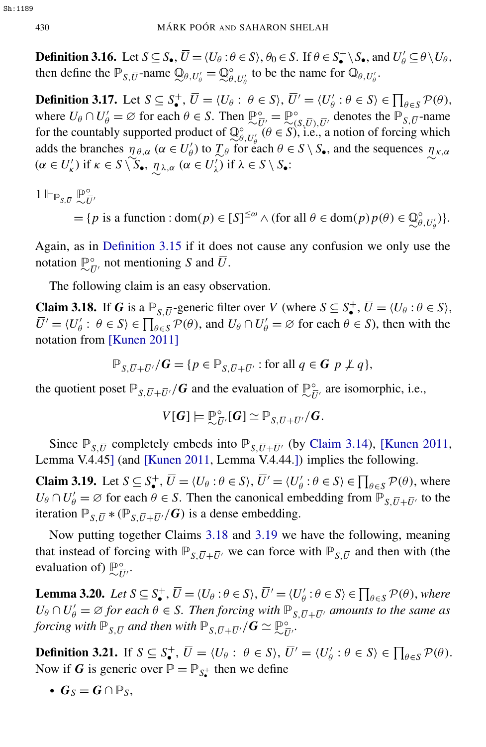**Definition 3.16.** Let $S \subseteq S_\bullet$, $\overline{U} = \langle U_\theta : \theta \in S \rangle$, $\theta_0 \in S$. If $\theta \in S_\bullet^+ \setminus S_\bullet$, and $U'_\theta \subseteq \theta \setminus U_\theta$, then define the $\mathbb{P}_{S,\overline{U}}$-name $\mathbb{Q}_{\theta,U'_\theta} = \underset{\sim}{\mathbb{Q}}^\circ_{\theta,U'_\theta}$ to be the name for $\mathbb{Q}_{\theta,U'_\theta}$.

**Definition 3.17.** Let $S \subseteq S_\bullet^+$, $\overline{U} = \langle U_\theta : \theta \in S \rangle$, $\overline{U}' = \langle U'_\theta : \theta \in S \rangle \in \prod_{\theta \in S} \mathcal{P}(\theta)$, where $U_\theta \cap U'_\theta = \varnothing$ for each $\theta \in S$. Then $\underset{\sim}{\mathbb{P}}^\circ_{\overline{U}'} = \underset{\sim}{\mathbb{P}}^\circ_{(S,\overline{U}),\overline{U}'}$ denotes the $\mathbb{P}_{S,\overline{U}}$-name for the countably supported product of $\underset{\sim}{\mathbb{Q}}^\circ_{\theta,U'_\theta}$ ($\theta \in S$), i.e., a notion of forcing which adds the branches $\eta_{\theta,\alpha}$ ($\alpha \in U'_\theta$) to $\underset{\sim}{T}_\theta$ for each $\theta \in S \setminus S_\bullet$, and the sequences $\underset{\sim}{\eta}_{\kappa,\alpha}$ ($\alpha \in U'_\kappa$) if $\kappa \in S \setminus S_\bullet$, $\underset{\sim}{\eta}_{\lambda,\alpha}$ ($\alpha \in U'_\lambda$) if $\lambda \in S \setminus S_\bullet$:

$$
\begin{aligned}
1 \Vdash_{\mathbb{P}_{S,\overline{U}}} & \underset{\sim}{\mathbb{P}}^\circ_{\overline{U}'} \\
&= \{p \text{ is a function} : \operatorname{dom}(p) \in [S]^{\leq\omega} \wedge (\text{for all } \theta \in \operatorname{dom}(p)\, p(\theta) \in \underset{\sim}{\mathbb{Q}}^\circ_{\theta,U'_\theta})\}.
\end{aligned}
$$

Again, as in Definition 3.15 if it does not cause any confusion we only use the notation $\underset{\sim}{\mathbb{P}}^\circ_{\overline{U}'}$ not mentioning $S$ and $\overline{U}$.

The following claim is an easy observation.

**Claim 3.18.** If $\boldsymbol{G}$ is a $\mathbb{P}_{S,\overline{U}}$-generic filter over $V$ (where $S \subseteq S_\bullet^+$, $\overline{U} = \langle U_\theta : \theta \in S \rangle$, $\overline{U}' = \langle U'_\theta : \theta \in S \rangle \in \prod_{\theta \in S} \mathcal{P}(\theta)$, and $U_\theta \cap U'_\theta = \varnothing$ for each $\theta \in S$), then with the notation from [Kunen 2011]

$$
\mathbb{P}_{S,\overline{U}+\overline{U}'}/\boldsymbol{G} = \{p \in \mathbb{P}_{S,\overline{U}+\overline{U}'} : \text{for all } q \in \boldsymbol{G}\ p \not\perp q\},
$$

the quotient poset $\mathbb{P}_{S,\overline{U}+\overline{U}'}/\boldsymbol{G}$ and the evaluation of $\underset{\sim}{\mathbb{P}}^\circ_{\overline{U}'}$ are isomorphic, i.e.,

$$
V[\boldsymbol{G}] \models \underset{\sim}{\mathbb{P}}^\circ_{\overline{U}'}[\boldsymbol{G}] \simeq \mathbb{P}_{S,\overline{U}+\overline{U}'}/\boldsymbol{G}.
$$

Since $\mathbb{P}_{S,\overline{U}}$ completely embeds into $\mathbb{P}_{S,\overline{U}+\overline{U}'}$ (by Claim 3.14), [Kunen 2011, Lemma V.4.45] (and [Kunen 2011, Lemma V.4.44.]) implies the following.

**Claim 3.19.** Let $S \subseteq S_\bullet^+$, $\overline{U} = \langle U_\theta : \theta \in S \rangle$, $\overline{U}' = \langle U'_\theta : \theta \in S \rangle \in \prod_{\theta \in S} \mathcal{P}(\theta)$, where $U_\theta \cap U'_\theta = \varnothing$ for each $\theta \in S$. Then the canonical embedding from $\mathbb{P}_{S,\overline{U}+\overline{U}'}$ to the iteration $\mathbb{P}_{S,\overline{U}} * (\mathbb{P}_{S,\overline{U}+\overline{U}'}/\boldsymbol{G})$ is a dense embedding.

Now putting together Claims 3.18 and 3.19 we have the following, meaning that instead of forcing with $\mathbb{P}_{S,\overline{U}+\overline{U}'}$ we can force with $\mathbb{P}_{S,\overline{U}}$ and then with (the evaluation of) $\underset{\sim}{\mathbb{P}}^\circ_{\overline{U}'}$.

**Lemma 3.20.** *Let $S \subseteq S_\bullet^+$, $\overline{U} = \langle U_\theta : \theta \in S \rangle$, $\overline{U}' = \langle U'_\theta : \theta \in S \rangle \in \prod_{\theta \in S} \mathcal{P}(\theta)$, where $U_\theta \cap U'_\theta = \varnothing$ for each $\theta \in S$. Then forcing with $\mathbb{P}_{S,\overline{U}+\overline{U}'}$ amounts to the same as forcing with $\mathbb{P}_{S,\overline{U}}$ and then with $\mathbb{P}_{S,\overline{U}+\overline{U}'}/\boldsymbol{G} \simeq \underset{\sim}{\mathbb{P}}^\circ_{\overline{U}'}$.*

**Definition 3.21.** If $S \subseteq S_\bullet^+$, $\overline{U} = \langle U_\theta : \theta \in S \rangle$, $\overline{U}' = \langle U'_\theta : \theta \in S \rangle \in \prod_{\theta \in S} \mathcal{P}(\theta)$. Now if $\boldsymbol{G}$ is generic over $\mathbb{P} = \mathbb{P}_{S_\bullet^+}$ then we define

- $\boldsymbol{G}_S = \boldsymbol{G} \cap \mathbb{P}_S$,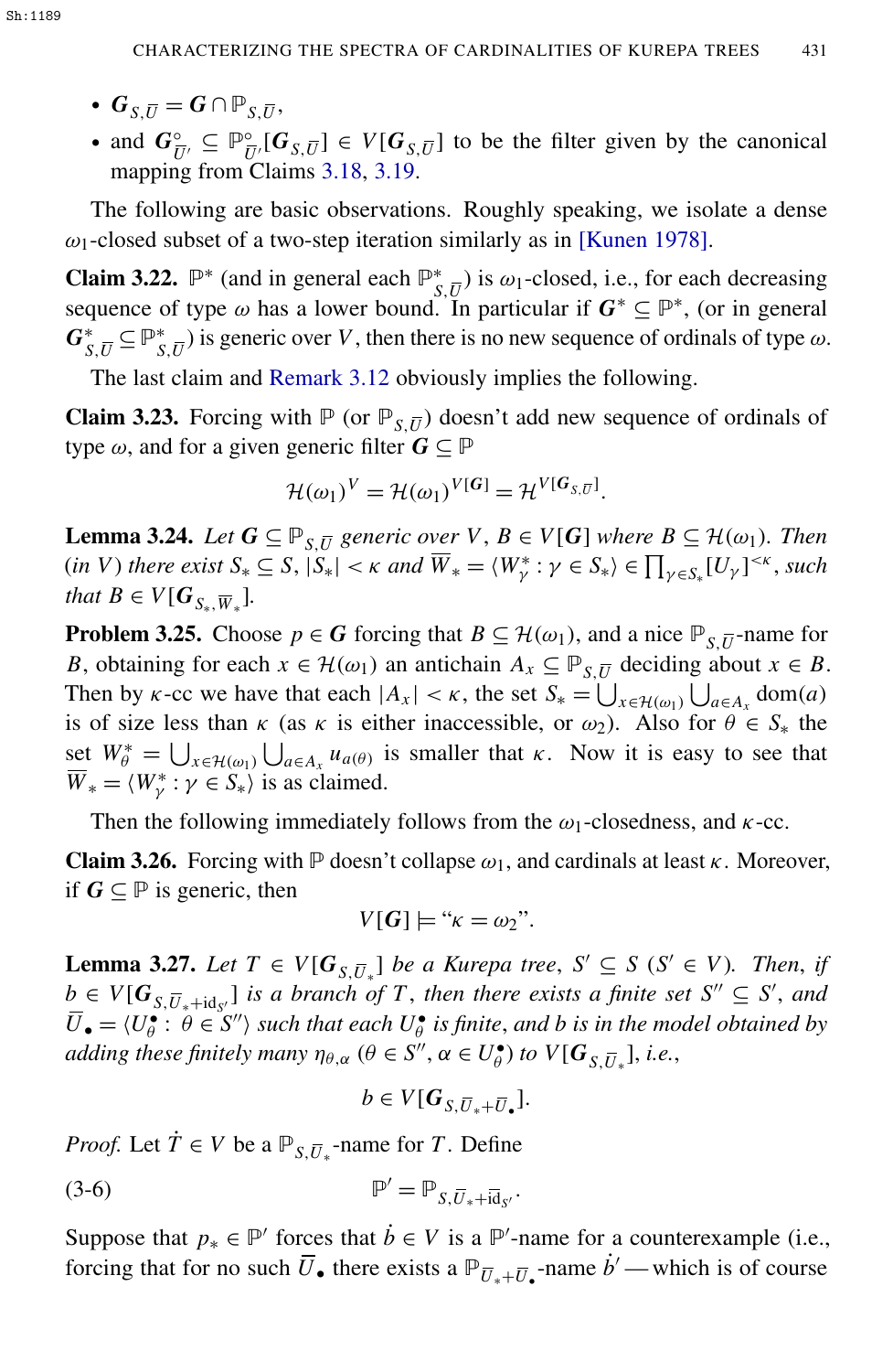- $\boldsymbol{G}_{S,\overline{U}} = \boldsymbol{G} \cap \mathbb{P}_{S,\overline{U}}$,
- and $\boldsymbol{G}^{\circ}_{\overline{U}'} \subseteq \mathbb{P}^{\circ}_{\overline{U}'}[\boldsymbol{G}_{S,\overline{U}}] \in V[\boldsymbol{G}_{S,\overline{U}}]$ to be the filter given by the canonical mapping from Claims 3.18, 3.19.

The following are basic observations. Roughly speaking, we isolate a dense $\omega_1$-closed subset of a two-step iteration similarly as in [Kunen 1978].

**Claim 3.22.** $\mathbb{P}^*$ (and in general each $\mathbb{P}^*_{S,\overline{U}}$) is $\omega_1$-closed, i.e., for each decreasing sequence of type $\omega$ has a lower bound. In particular if $\boldsymbol{G}^* \subseteq \mathbb{P}^*$, (or in general $\boldsymbol{G}^*_{S,\overline{U}} \subseteq \mathbb{P}^*_{S,\overline{U}}$) is generic over $V$, then there is no new sequence of ordinals of type $\omega$.

The last claim and Remark 3.12 obviously implies the following.

**Claim 3.23.** Forcing with $\mathbb{P}$ (or $\mathbb{P}_{S,\overline{U}}$) doesn't add new sequence of ordinals of type $\omega$, and for a given generic filter $\boldsymbol{G} \subseteq \mathbb{P}$

$$\mathcal{H}(\omega_1)^V = \mathcal{H}(\omega_1)^{V[\boldsymbol{G}]} = \mathcal{H}^{V[\boldsymbol{G}_{S,\overline{U}}]}.$$

**Lemma 3.24.** *Let $\boldsymbol{G} \subseteq \mathbb{P}_{S,\overline{U}}$ generic over $V$, $B \in V[\boldsymbol{G}]$ where $B \subseteq \mathcal{H}(\omega_1)$. Then (in $V$) there exist $S_* \subseteq S$, $|S_*| < \kappa$ and $\overline{W}_* = \langle W^*_\gamma : \gamma \in S_*\rangle \in \prod_{\gamma \in S_*}[U_\gamma]^{<\kappa}$, such that $B \in V[\boldsymbol{G}_{S_*,\overline{W}_*}]$.*

**Problem 3.25.** Choose $p \in \boldsymbol{G}$ forcing that $B \subseteq \mathcal{H}(\omega_1)$, and a nice $\mathbb{P}_{S,\overline{U}}$-name for $B$, obtaining for each $x \in \mathcal{H}(\omega_1)$ an antichain $A_x \subseteq \mathbb{P}_{S,\overline{U}}$ deciding about $x \in B$. Then by $\kappa$-cc we have that each $|A_x| < \kappa$, the set $S_* = \bigcup_{x \in \mathcal{H}(\omega_1)} \bigcup_{a \in A_x} \mathrm{dom}(a)$ is of size less than $\kappa$ (as $\kappa$ is either inaccessible, or $\omega_2$). Also for $\theta \in S_*$ the set $W^*_\theta = \bigcup_{x \in \mathcal{H}(\omega_1)} \bigcup_{a \in A_x} u_{a(\theta)}$ is smaller that $\kappa$. Now it is easy to see that $\overline{W}_* = \langle W^*_\gamma : \gamma \in S_*\rangle$ is as claimed.

Then the following immediately follows from the $\omega_1$-closedness, and $\kappa$-cc.

**Claim 3.26.** Forcing with $\mathbb{P}$ doesn't collapse $\omega_1$, and cardinals at least $\kappa$. Moreover, if $\boldsymbol{G} \subseteq \mathbb{P}$ is generic, then

$$V[\boldsymbol{G}] \models \text{“}\kappa = \omega_2\text{”}.$$

**Lemma 3.27.** *Let $T \in V[\boldsymbol{G}_{S,\overline{U}_*}]$ be a Kurepa tree, $S' \subseteq S$ ($S' \in V$). Then, if $b \in V[\boldsymbol{G}_{S,\overline{U}_*+\mathrm{id}_{S'}}]$ is a branch of $T$, then there exists a finite set $S'' \subseteq S'$, and $\overline{U}_\bullet = \langle U^\bullet_\theta : \theta \in S''\rangle$ such that each $U^\bullet_\theta$ is finite, and b is in the model obtained by adding these finitely many $\eta_{\theta,\alpha}$ ($\theta \in S''$, $\alpha \in U^\bullet_\theta$) to $V[\boldsymbol{G}_{S,\overline{U}_*}]$, i.e.,*

$$b \in V[\boldsymbol{G}_{S,\overline{U}_*+\overline{U}_\bullet}].$$

*Proof.* Let $\dot{T} \in V$ be a $\mathbb{P}_{S,\overline{U}_*}$-name for $T$. Define

$$\mathbb{P}' = \mathbb{P}_{S,\overline{U}_*+\mathrm{id}_{S'}}. \tag{3-6}$$

Suppose that $p_* \in \mathbb{P}'$ forces that $\dot{b} \in V$ is a $\mathbb{P}'$-name for a counterexample (i.e., forcing that for no such $\overline{U}_\bullet$ there exists a $\mathbb{P}_{\overline{U}_*+\overline{U}_\bullet}$-name $\dot{b}'$ — which is of course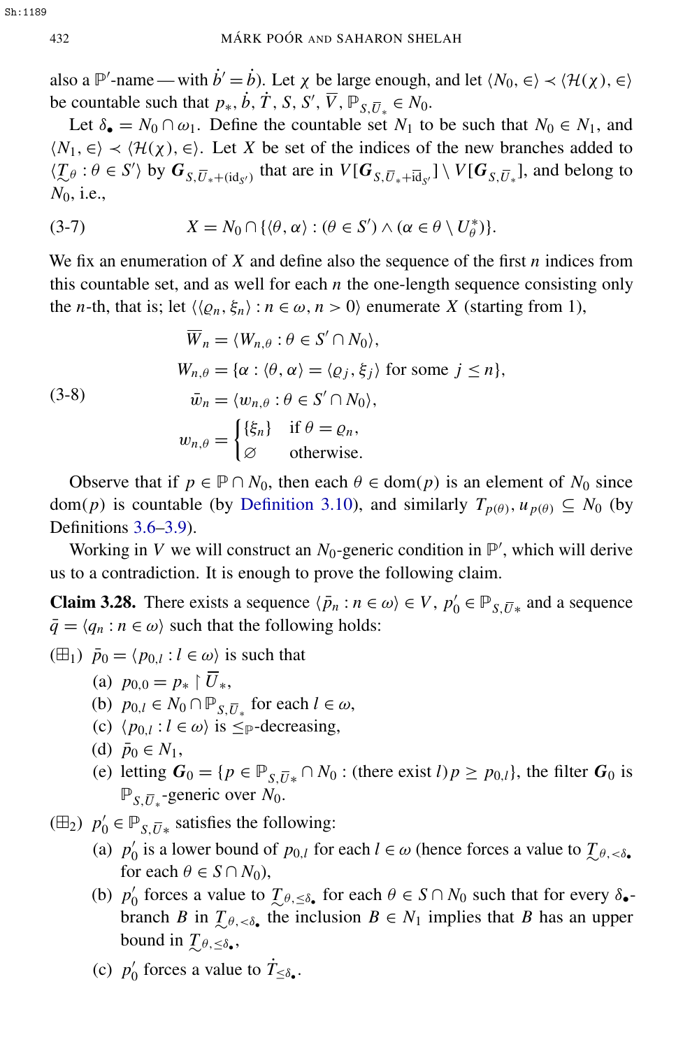also a $\mathbb{P}'$-name — with $\dot{b}' = \dot{b}$). Let $\chi$ be large enough, and let $\langle N_0, \in\rangle \prec \langle \mathcal{H}(\chi), \in\rangle$ be countable such that $p_*, \dot{b}, \dot{T}, S, S', \overline{V}, \mathbb{P}_{S,\overline{U}_*} \in N_0$.

Let $\delta_\bullet = N_0 \cap \omega_1$. Define the countable set $N_1$ to be such that $N_0 \in N_1$, and $\langle N_1, \in\rangle \prec \langle \mathcal{H}(\chi), \in\rangle$. Let $X$ be set of the indices of the new branches added to $\langle \underset{\sim}{T}_\theta : \theta \in S'\rangle$ by $\boldsymbol{G}_{S,\overline{U}_*+(\mathrm{id}_{S'})}$ that are in $V[\boldsymbol{G}_{S,\overline{U}_*+\overline{\mathrm{id}}_{S'}}] \setminus V[\boldsymbol{G}_{S,\overline{U}_*}]$, and belong to $N_0$, i.e.,

$$
X = N_0 \cap \{\langle \theta, \alpha\rangle : (\theta \in S') \wedge (\alpha \in \theta \setminus U^*_\theta)\}. \tag{3-7}
$$

We fix an enumeration of $X$ and define also the sequence of the first $n$ indices from this countable set, and as well for each $n$ the one-length sequence consisting only the $n$-th, that is; let $\langle \langle \varrho_n, \xi_n\rangle : n \in \omega, n > 0\rangle$ enumerate $X$ (starting from 1),

$$
\begin{aligned}
\overline{W}_n &= \langle W_{n,\theta} : \theta \in S' \cap N_0\rangle,\\
W_{n,\theta} &= \{\alpha : \langle \theta, \alpha\rangle = \langle \varrho_j, \xi_j\rangle \text{ for some } j \le n\},\\
\bar{w}_n &= \langle w_{n,\theta} : \theta \in S' \cap N_0\rangle,\\
w_{n,\theta} &= \begin{cases} \{\xi_n\} & \text{if } \theta = \varrho_n,\\ \varnothing & \text{otherwise.}\end{cases}
\end{aligned} \tag{3-8}
$$

Observe that if $p \in \mathbb{P} \cap N_0$, then each $\theta \in \mathrm{dom}(p)$ is an element of $N_0$ since $\mathrm{dom}(p)$ is countable (by Definition 3.10), and similarly $T_{p(\theta)}, u_{p(\theta)} \subseteq N_0$ (by Definitions 3.6–3.9).

Working in $V$ we will construct an $N_0$-generic condition in $\mathbb{P}'$, which will derive us to a contradiction. It is enough to prove the following claim.

**Claim 3.28.** There exists a sequence $\langle \bar{p}_n : n \in \omega\rangle \in V$, $p'_0 \in \mathbb{P}_{S,\overline{U}*}$ and a sequence $\bar{q} = \langle q_n : n \in \omega\rangle$ such that the following holds:

($\boxplus_1$) $\bar{p}_0 = \langle p_{0,l} : l \in \omega\rangle$ is such that

  (a) $p_{0,0} = p_* \restriction \overline{U}_*$,

  (b) $p_{0,l} \in N_0 \cap \mathbb{P}_{S,\overline{U}_*}$ for each $l \in \omega$,

  (c) $\langle p_{0,l} : l \in \omega\rangle$ is $\le_{\mathbb{P}}$-decreasing,

  (d) $\bar{p}_0 \in N_1$,

  (e) letting $\boldsymbol{G}_0 = \{p \in \mathbb{P}_{S,\overline{U}*} \cap N_0 : (\text{there exist } l)\, p \ge p_{0,l}\}$, the filter $\boldsymbol{G}_0$ is $\mathbb{P}_{S,\overline{U}_*}$-generic over $N_0$.

($\boxplus_2$) $p'_0 \in \mathbb{P}_{S,\overline{U}*}$ satisfies the following:

  (a) $p'_0$ is a lower bound of $p_{0,l}$ for each $l \in \omega$ (hence forces a value to $\underset{\sim}{T}_{\theta,<\delta_\bullet}$ for each $\theta \in S \cap N_0$),

  (b) $p'_0$ forces a value to $\underset{\sim}{T}_{\theta,\le\delta_\bullet}$ for each $\theta \in S \cap N_0$ such that for every $\delta_\bullet$-branch $B$ in $\underset{\sim}{T}_{\theta,<\delta_\bullet}$ the inclusion $B \in N_1$ implies that $B$ has an upper bound in $\underset{\sim}{T}_{\theta,\le\delta_\bullet}$,

  (c) $p'_0$ forces a value to $\dot{T}_{\le\delta_\bullet}$.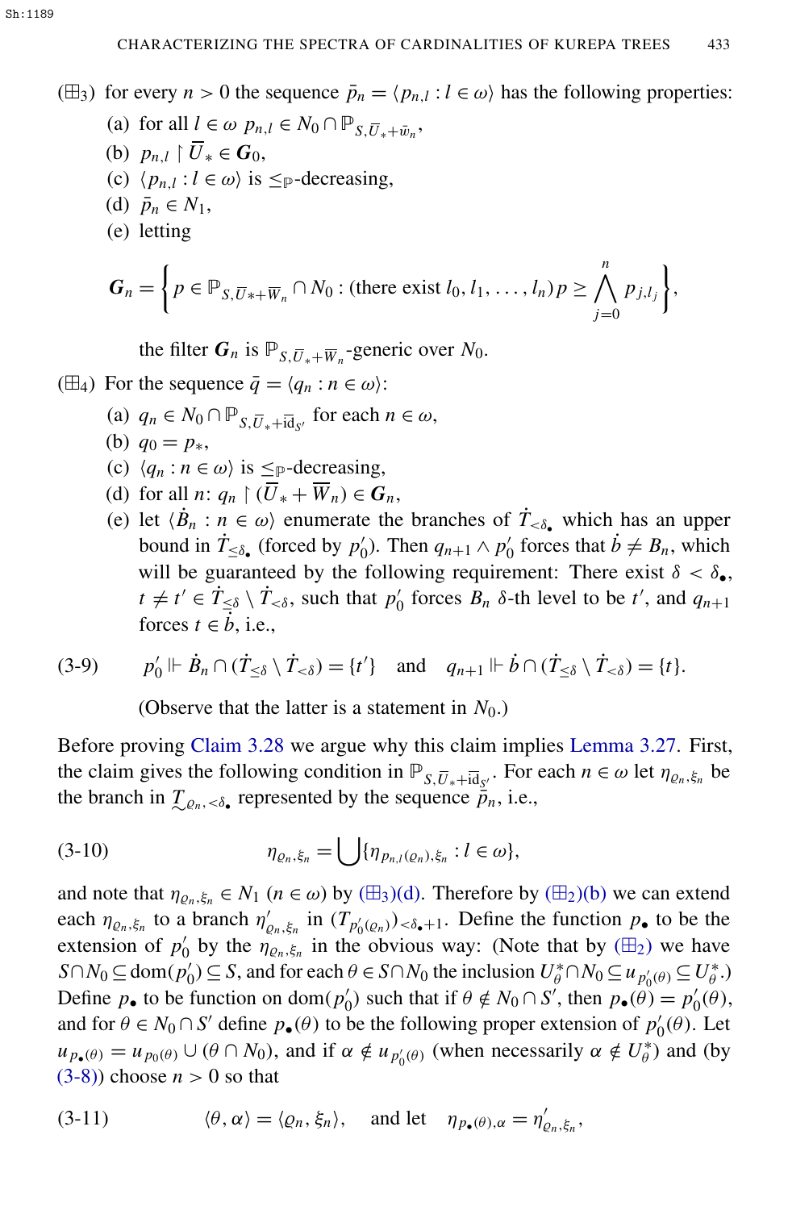($\boxplus_3$) for every $n > 0$ the sequence $\bar{p}_n = \langle p_{n,l} : l \in \omega \rangle$ has the following properties:

(a) for all $l \in \omega$ $p_{n,l} \in N_0 \cap \mathbb{P}_{S,\overline{U}_*+\bar{w}_n}$,

(b) $p_{n,l} \restriction \overline{U}_* \in \boldsymbol{G}_0$,

(c) $\langle p_{n,l} : l \in \omega \rangle$ is $\leq_{\mathbb{P}}$-decreasing,

(d) $\bar{p}_n \in N_1$,

(e) letting

$$\boldsymbol{G}_n = \left\{ p \in \mathbb{P}_{S,\overline{U}_* + \overline{W}_n} \cap N_0 : (\text{there exist } l_0, l_1, \ldots, l_n)\, p \geq \bigwedge_{j=0}^{n} p_{j,l_j} \right\},$$

the filter $\boldsymbol{G}_n$ is $\mathbb{P}_{S,\overline{U}_*+\overline{W}_n}$-generic over $N_0$.

($\boxplus_4$) For the sequence $\bar{q} = \langle q_n : n \in \omega \rangle$:

(a) $q_n \in N_0 \cap \mathbb{P}_{S,\overline{U}_*+\overline{\mathrm{id}}_{S'}}$ for each $n \in \omega$,

(b) $q_0 = p_*$,

(c) $\langle q_n : n \in \omega \rangle$ is $\leq_{\mathbb{P}}$-decreasing,

(d) for all $n$: $q_n \restriction (\overline{U}_* + \overline{W}_n) \in \boldsymbol{G}_n$,

(e) let $\langle \dot{B}_n : n \in \omega \rangle$ enumerate the branches of $\dot{T}_{<\delta_\bullet}$ which has an upper bound in $\dot{T}_{\leq \delta_\bullet}$ (forced by $p_0'$). Then $q_{n+1} \wedge p_0'$ forces that $\dot{b} \neq B_n$, which will be guaranteed by the following requirement: There exist $\delta < \delta_\bullet$, $t \neq t' \in \dot{T}_{\leq \delta} \setminus \dot{T}_{<\delta}$, such that $p_0'$ forces $B_n$ $\delta$-th level to be $t'$, and $q_{n+1}$ forces $t \in \dot{b}$, i.e.,

$$p_0' \Vdash \dot{B}_n \cap (\dot{T}_{\leq \delta} \setminus \dot{T}_{<\delta}) = \{t'\} \quad \text{and} \quad q_{n+1} \Vdash \dot{b} \cap (\dot{T}_{\leq \delta} \setminus \dot{T}_{<\delta}) = \{t\}. \tag{3-9}$$

(Observe that the latter is a statement in $N_0$.)

Before proving Claim 3.28 we argue why this claim implies Lemma 3.27. First, the claim gives the following condition in $\mathbb{P}_{S,\overline{U}_*+\overline{\mathrm{id}}_{S'}}$. For each $n \in \omega$ let $\eta_{\varrho_n,\xi_n}$ be the branch in $\underset{\sim}{T}_{\varrho_n,<\delta_\bullet}$ represented by the sequence $\bar{p}_n$, i.e.,

$$\eta_{\varrho_n,\xi_n} = \bigcup \{ \eta_{p_{n,l}(\varrho_n),\xi_n} : l \in \omega \}, \tag{3-10}$$

and note that $\eta_{\varrho_n,\xi_n} \in N_1$ ($n \in \omega$) by ($\boxplus_3$)(d). Therefore by ($\boxplus_2$)(b) we can extend each $\eta_{\varrho_n,\xi_n}$ to a branch $\eta'_{\varrho_n,\xi_n}$ in $(T_{p_0'(\varrho_n)})_{<\delta_\bullet+1}$. Define the function $p_\bullet$ to be the extension of $p_0'$ by the $\eta_{\varrho_n,\xi_n}$ in the obvious way: (Note that by ($\boxplus_2$) we have $S \cap N_0 \subseteq \mathrm{dom}(p_0') \subseteq S$, and for each $\theta \in S \cap N_0$ the inclusion $U_\theta^* \cap N_0 \subseteq u_{p_0'(\theta)} \subseteq U_\theta^*$.) Define $p_\bullet$ to be function on $\mathrm{dom}(p_0')$ such that if $\theta \notin N_0 \cap S'$, then $p_\bullet(\theta) = p_0'(\theta)$, and for $\theta \in N_0 \cap S'$ define $p_\bullet(\theta)$ to be the following proper extension of $p_0'(\theta)$. Let $u_{p_\bullet(\theta)} = u_{p_0(\theta)} \cup (\theta \cap N_0)$, and if $\alpha \notin u_{p_0'(\theta)}$ (when necessarily $\alpha \notin U_\theta^*$) and (by (3-8)) choose $n > 0$ so that

$$\langle \theta, \alpha \rangle = \langle \varrho_n, \xi_n \rangle, \quad \text{and let} \quad \eta_{p_\bullet(\theta),\alpha} = \eta'_{\varrho_n,\xi_n}, \tag{3-11}$$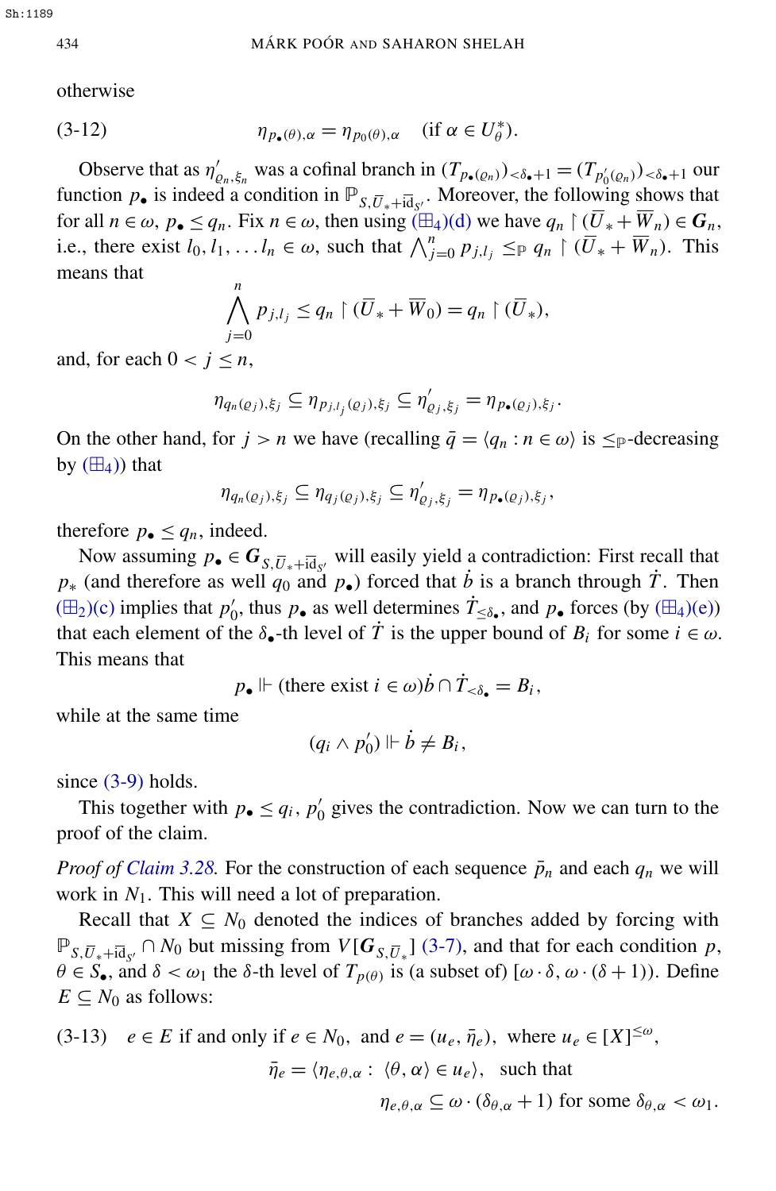otherwise

$$\eta_{p_\bullet(\theta),\alpha} = \eta_{p_0(\theta),\alpha} \quad (\text{if } \alpha \in U^*_\theta). \tag{3-12}$$

Observe that as $\eta'_{\varrho_n,\xi_n}$ was a cofinal branch in $(T_{p_\bullet(\varrho_n)})_{<\delta_\bullet+1} = (T_{p'_0(\varrho_n)})_{<\delta_\bullet+1}$ our function $p_\bullet$ is indeed a condition in $\mathbb{P}_{S,\bar{U}_*+\mathrm{id}_{S'}}$. Moreover, the following shows that for all $n \in \omega$, $p_\bullet \le q_n$. Fix $n \in \omega$, then using ($\boxplus_4$)(d) we have $q_n \restriction (\bar{U}_* + \bar{W}_n) \in \boldsymbol{G}_n$, i.e., there exist $l_0, l_1, \dots l_n \in \omega$, such that $\bigwedge_{j=0}^n p_{j,l_j} \le_{\mathbb{P}} q_n \restriction (\bar{U}_* + \bar{W}_n)$. This means that

$$\bigwedge_{j=0}^{n} p_{j,l_j} \le q_n \restriction (\bar{U}_* + \bar{W}_0) = q_n \restriction (\bar{U}_*),$$

and, for each $0 < j \le n$,

$$\eta_{q_n(\varrho_j),\xi_j} \subseteq \eta_{p_{j,l_j}(\varrho_j),\xi_j} \subseteq \eta'_{\varrho_j,\xi_j} = \eta_{p_\bullet(\varrho_j),\xi_j}.$$

On the other hand, for $j > n$ we have (recalling $\bar{q} = \langle q_n : n \in \omega\rangle$ is $\le_{\mathbb{P}}$-decreasing by ($\boxplus_4$)) that

$$\eta_{q_n(\varrho_j),\xi_j} \subseteq \eta_{q_j(\varrho_j),\xi_j} \subseteq \eta'_{\varrho_j,\xi_j} = \eta_{p_\bullet(\varrho_j),\xi_j},$$

therefore $p_\bullet \le q_n$, indeed.

Now assuming $p_\bullet \in \boldsymbol{G}_{S,\bar{U}_*+\mathrm{id}_{S'}}$ will easily yield a contradiction: First recall that $p_*$ (and therefore as well $q_0$ and $p_\bullet$) forced that $\dot{b}$ is a branch through $\dot{T}$. Then ($\boxplus_2$)(c) implies that $p'_0$, thus $p_\bullet$ as well determines $\dot{T}_{\le\delta_\bullet}$, and $p_\bullet$ forces (by ($\boxplus_4$)(e)) that each element of the $\delta_\bullet$-th level of $\dot{T}$ is the upper bound of $B_i$ for some $i \in \omega$. This means that

$$p_\bullet \Vdash (\text{there exist } i \in \omega)\dot{b} \cap \dot{T}_{<\delta_\bullet} = B_i,$$

while at the same time

$$(q_i \wedge p'_0) \Vdash \dot{b} \neq B_i,$$

since (3-9) holds.

This together with $p_\bullet \le q_i$, $p'_0$ gives the contradiction. Now we can turn to the proof of the claim.

*Proof of Claim 3.28.* For the construction of each sequence $\bar{p}_n$ and each $q_n$ we will work in $N_1$. This will need a lot of preparation.

Recall that $X \subseteq N_0$ denoted the indices of branches added by forcing with $\mathbb{P}_{S,\bar{U}_*+\mathrm{id}_{S'}} \cap N_0$ but missing from $V[\boldsymbol{G}_{S,\bar{U}_*}]$ (3-7), and that for each condition $p$, $\theta \in S_\bullet$, and $\delta < \omega_1$ the $\delta$-th level of $T_{p(\theta)}$ is (a subset of) $[\omega\cdot\delta, \omega\cdot(\delta+1))$. Define $E \subseteq N_0$ as follows:

$$e \in E \text{ if and only if } e \in N_0, \text{ and } e = (u_e, \bar{\eta}_e), \text{ where } u_e \in [X]^{\le\omega}, \tag{3-13}$$
$$\bar{\eta}_e = \langle \eta_{e,\theta,\alpha} : \langle\theta,\alpha\rangle \in u_e\rangle, \text{ such that}$$
$$\eta_{e,\theta,\alpha} \subseteq \omega\cdot(\delta_{\theta,\alpha}+1) \text{ for some } \delta_{\theta,\alpha} < \omega_1.$$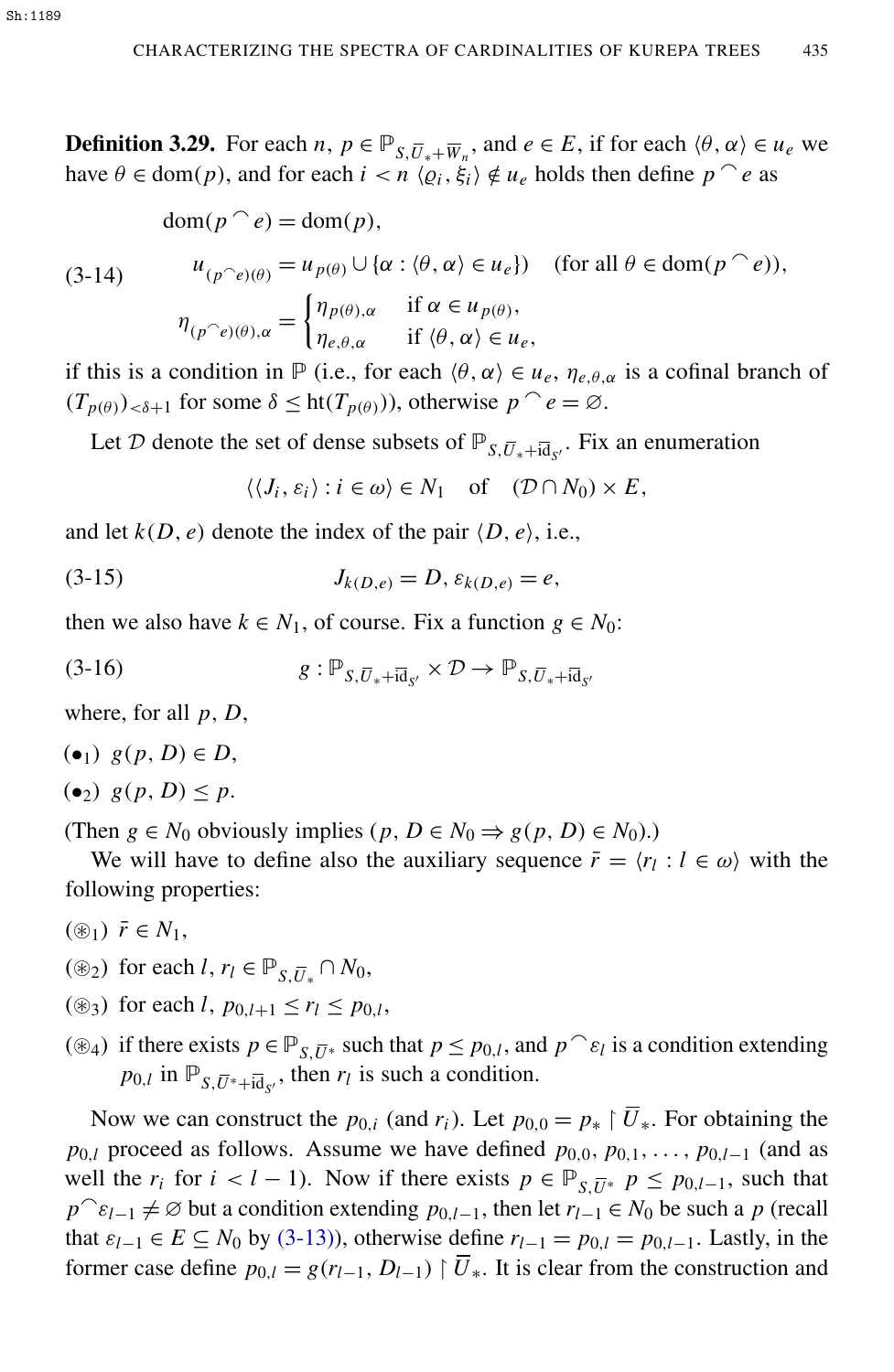**Definition 3.29.** For each $n$, $p \in \mathbb{P}_{S,\overline{U}_*+\overline{W}_n}$, and $e \in E$, if for each $\langle \theta, \alpha \rangle \in u_e$ we have $\theta \in \operatorname{dom}(p)$, and for each $i < n$ $\langle \varrho_i, \xi_i \rangle \notin u_e$ holds then define $p \frown e$ as

$$
\begin{aligned}
&\operatorname{dom}(p \frown e) = \operatorname{dom}(p),\\
&u_{(p\frown e)(\theta)} = u_{p(\theta)} \cup \{\alpha : \langle \theta, \alpha \rangle \in u_e\}) \quad (\text{for all } \theta \in \operatorname{dom}(p \frown e)),\\
&\eta_{(p\frown e)(\theta),\alpha} = \begin{cases} \eta_{p(\theta),\alpha} & \text{if } \alpha \in u_{p(\theta)},\\ \eta_{e,\theta,\alpha} & \text{if } \langle \theta, \alpha \rangle \in u_e, \end{cases}
\end{aligned}
\tag{3-14}
$$

if this is a condition in $\mathbb{P}$ (i.e., for each $\langle \theta, \alpha \rangle \in u_e$, $\eta_{e,\theta,\alpha}$ is a cofinal branch of $(T_{p(\theta)})_{<\delta+1}$ for some $\delta \leq \operatorname{ht}(T_{p(\theta)})$), otherwise $p \frown e = \varnothing$.

Let $\mathcal{D}$ denote the set of dense subsets of $\mathbb{P}_{S,\overline{U}_*+\overline{\mathrm{id}}_{S'}}$. Fix an enumeration

$$\langle \langle J_i, \varepsilon_i \rangle : i \in \omega \rangle \in N_1 \quad \text{of} \quad (\mathcal{D} \cap N_0) \times E,$$

and let $k(D, e)$ denote the index of the pair $\langle D, e \rangle$, i.e.,

$$J_{k(D,e)} = D, \; \varepsilon_{k(D,e)} = e, \tag{3-15}$$

then we also have $k \in N_1$, of course. Fix a function $g \in N_0$:

$$g : \mathbb{P}_{S,\overline{U}_*+\overline{\mathrm{id}}_{S'}} \times \mathcal{D} \to \mathbb{P}_{S,\overline{U}_*+\overline{\mathrm{id}}_{S'}} \tag{3-16}$$

where, for all $p$, $D$,

($\bullet_1$) $g(p, D) \in D$,

($\bullet_2$) $g(p, D) \leq p$.

(Then $g \in N_0$ obviously implies $(p, D \in N_0 \Rightarrow g(p, D) \in N_0)$.)

We will have to define also the auxiliary sequence $\bar{r} = \langle r_l : l \in \omega \rangle$ with the following properties:

($\circledast_1$) $\bar{r} \in N_1$,

($\circledast_2$) for each $l$, $r_l \in \mathbb{P}_{S,\overline{U}_*} \cap N_0$,

($\circledast_3$) for each $l$, $p_{0,l+1} \leq r_l \leq p_{0,l}$,

($\circledast_4$) if there exists $p \in \mathbb{P}_{S,\overline{U}^*}$ such that $p \leq p_{0,l}$, and $p \frown \varepsilon_l$ is a condition extending $p_{0,l}$ in $\mathbb{P}_{S,\overline{U}^*+\overline{\mathrm{id}}_{S'}}$, then $r_l$ is such a condition.

Now we can construct the $p_{0,i}$ (and $r_i$). Let $p_{0,0} = p_* \restriction \overline{U}_*$. For obtaining the $p_{0,l}$ proceed as follows. Assume we have defined $p_{0,0}, p_{0,1}, \ldots, p_{0,l-1}$ (and as well the $r_i$ for $i < l-1$). Now if there exists $p \in \mathbb{P}_{S,\overline{U}^*}$ $p \leq p_{0,l-1}$, such that $p \frown \varepsilon_{l-1} \neq \varnothing$ but a condition extending $p_{0,l-1}$, then let $r_{l-1} \in N_0$ be such a $p$ (recall that $\varepsilon_{l-1} \in E \subseteq N_0$ by (3-13)), otherwise define $r_{l-1} = p_{0,l} = p_{0,l-1}$. Lastly, in the former case define $p_{0,l} = g(r_{l-1}, D_{l-1}) \restriction \overline{U}_*$. It is clear from the construction and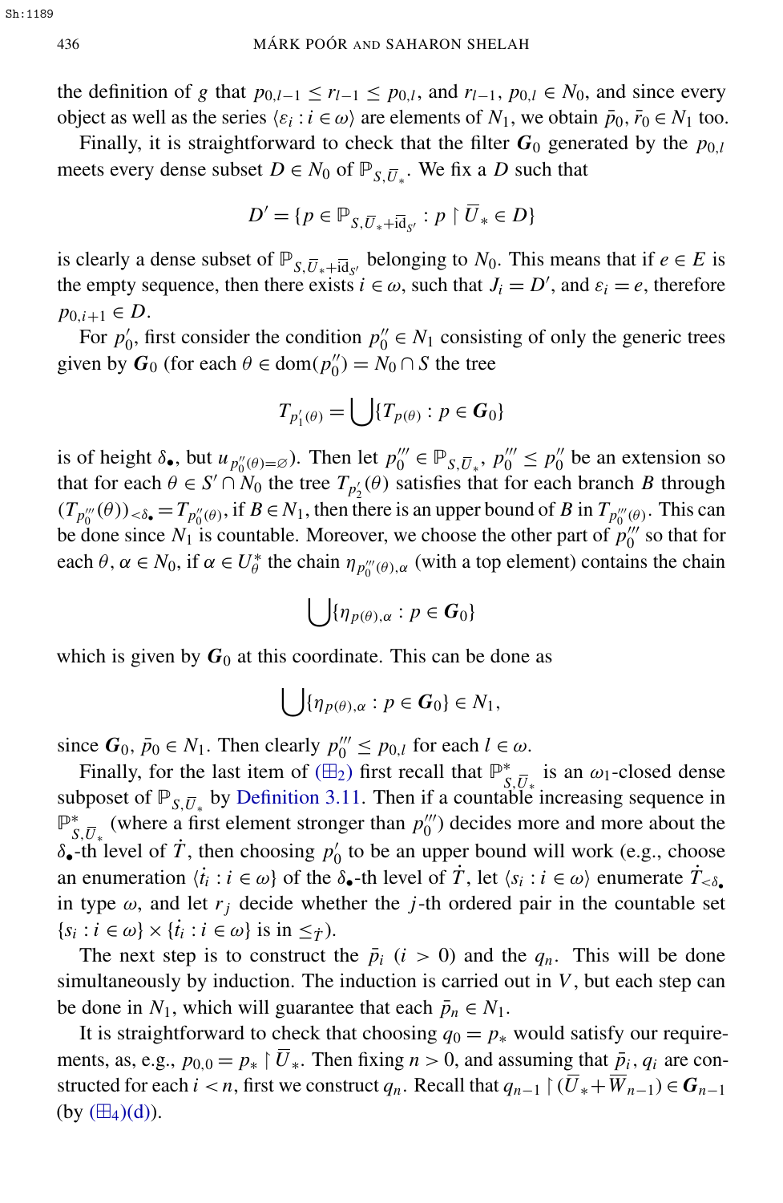the definition of $g$ that $p_{0,l-1} \leq r_{l-1} \leq p_{0,l}$, and $r_{l-1}$, $p_{0,l} \in N_0$, and since every object as well as the series $\langle \varepsilon_i : i \in \omega \rangle$ are elements of $N_1$, we obtain $\bar{p}_0, \bar{r}_0 \in N_1$ too.

Finally, it is straightforward to check that the filter $\boldsymbol{G}_0$ generated by the $p_{0,l}$ meets every dense subset $D \in N_0$ of $\mathbb{P}_{S,\bar{U}_*}$. We fix a $D$ such that

$$D' = \{p \in \mathbb{P}_{S,\bar{U}_* + \bar{\mathrm{id}}_{S'}} : p \restriction \bar{U}_* \in D\}$$

is clearly a dense subset of $\mathbb{P}_{S,\bar{U}_* + \bar{\mathrm{id}}_{S'}}$ belonging to $N_0$. This means that if $e \in E$ is the empty sequence, then there exists $i \in \omega$, such that $J_i = D'$, and $\varepsilon_i = e$, therefore $p_{0,i+1} \in D$.

For $p'_0$, first consider the condition $p''_0 \in N_1$ consisting of only the generic trees given by $\boldsymbol{G}_0$ (for each $\theta \in \mathrm{dom}(p''_0) = N_0 \cap S$ the tree

$$T_{p'_1(\theta)} = \bigcup \{T_{p(\theta)} : p \in \boldsymbol{G}_0\}$$

is of height $\delta_\bullet$, but $u_{p''_0(\theta) = \varnothing}$). Then let $p'''_0 \in \mathbb{P}_{S,\bar{U}_*}$, $p'''_0 \leq p''_0$ be an extension so that for each $\theta \in S' \cap N_0$ the tree $T_{p'_2}(\theta)$ satisfies that for each branch $B$ through $(T_{p'''_0}(\theta))_{<\delta_\bullet} = T_{p''_0(\theta)}$, if $B \in N_1$, then there is an upper bound of $B$ in $T_{p'''_0(\theta)}$. This can be done since $N_1$ is countable. Moreover, we choose the other part of $p'''_0$ so that for each $\theta, \alpha \in N_0$, if $\alpha \in U^*_\theta$ the chain $\eta_{p'''_0(\theta),\alpha}$ (with a top element) contains the chain

$$\bigcup \{\eta_{p(\theta),\alpha} : p \in \boldsymbol{G}_0\}$$

which is given by $\boldsymbol{G}_0$ at this coordinate. This can be done as

$$\bigcup \{\eta_{p(\theta),\alpha} : p \in \boldsymbol{G}_0\} \in N_1,$$

since $\boldsymbol{G}_0$, $\bar{p}_0 \in N_1$. Then clearly $p'''_0 \leq p_{0,l}$ for each $l \in \omega$.

Finally, for the last item of ($\boxplus_2$) first recall that $\mathbb{P}^*_{S,\bar{U}_*}$ is an $\omega_1$-closed dense subposet of $\mathbb{P}_{S,\bar{U}_*}$ by Definition 3.11. Then if a countable increasing sequence in $\mathbb{P}^*_{S,\bar{U}_*}$ (where a first element stronger than $p'''_0$) decides more and more about the $\delta_\bullet$-th level of $\dot{T}$, then choosing $p'_0$ to be an upper bound will work (e.g., choose an enumeration $\langle \dot{t}_i : i \in \omega \rangle$ of the $\delta_\bullet$-th level of $\dot{T}$, let $\langle s_i : i \in \omega \rangle$ enumerate $\dot{T}_{<\delta_\bullet}$ in type $\omega$, and let $r_j$ decide whether the $j$-th ordered pair in the countable set $\{s_i : i \in \omega\} \times \{\dot{t}_i : i \in \omega\}$ is in $\leq_{\dot{T}}$).

The next step is to construct the $\bar{p}_i$ ($i > 0$) and the $q_n$. This will be done simultaneously by induction. The induction is carried out in $V$, but each step can be done in $N_1$, which will guarantee that each $\bar{p}_n \in N_1$.

It is straightforward to check that choosing $q_0 = p_*$ would satisfy our requirements, as, e.g., $p_{0,0} = p_* \restriction \bar{U}_*$. Then fixing $n > 0$, and assuming that $\bar{p}_i$, $q_i$ are constructed for each $i < n$, first we construct $q_n$. Recall that $q_{n-1} \restriction (\bar{U}_* + \bar{W}_{n-1}) \in \boldsymbol{G}_{n-1}$ (by ($\boxplus_4$)(d)).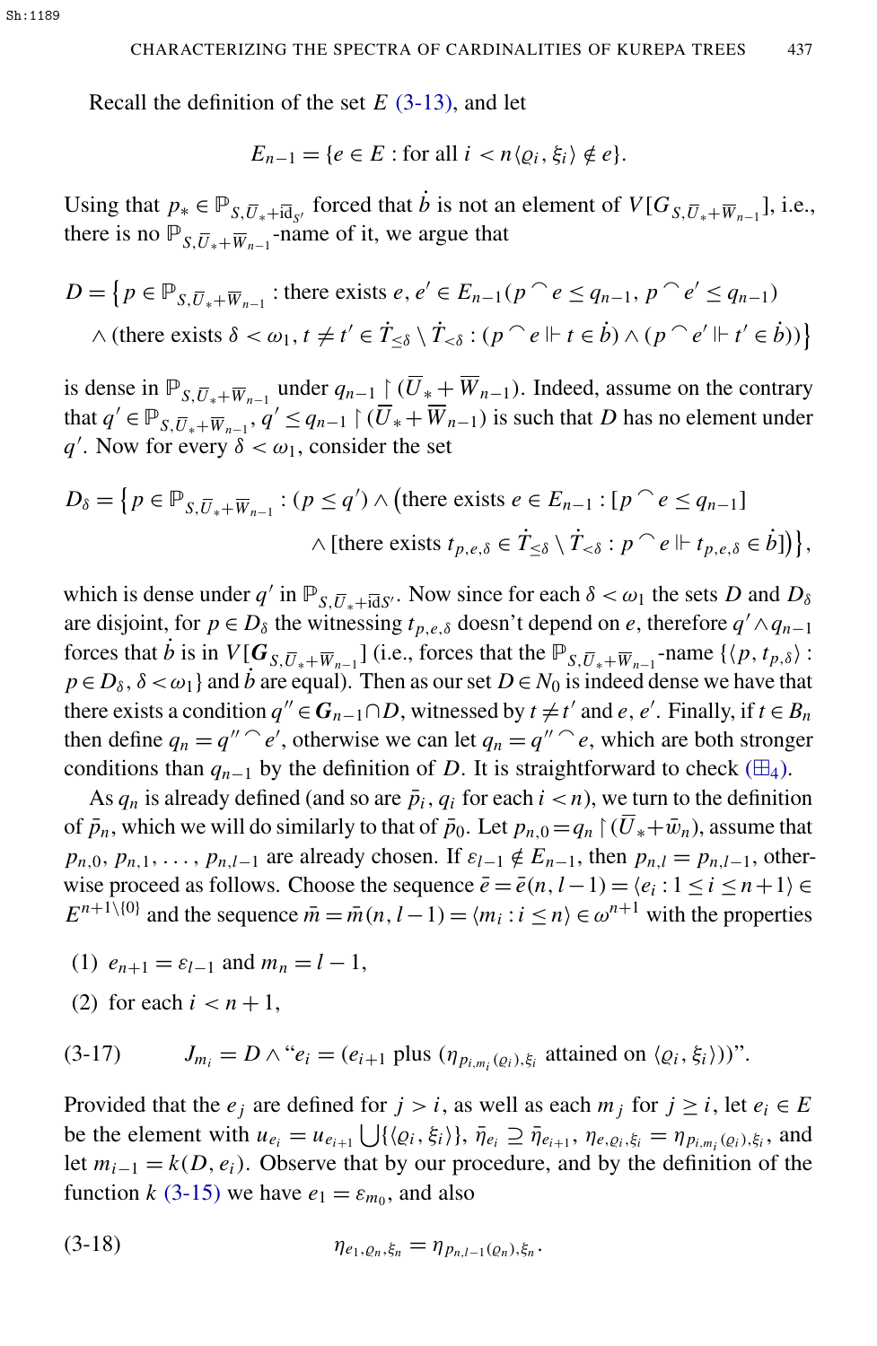Recall the definition of the set $E$ (3-13), and let

$$E_{n-1} = \{e \in E : \text{for all } i < n \langle \varrho_i, \xi_i \rangle \notin e\}.$$

Using that $p_* \in \mathbb{P}_{S,\bar{U}_* + \bar{\mathrm{id}}_{S'}}$ forced that $\dot{b}$ is not an element of $V[G_{S,\bar{U}_*+\overline{W}_{n-1}}]$, i.e., there is no $\mathbb{P}_{S,\bar{U}_*+\overline{W}_{n-1}}$-name of it, we argue that

$$D = \big\{ p \in \mathbb{P}_{S,\bar{U}_*+\overline{W}_{n-1}} : \text{there exists } e, e' \in E_{n-1} (p ^\frown e \le q_{n-1},\ p ^\frown e' \le q_{n-1}) \\ \wedge (\text{there exists } \delta < \omega_1, t \neq t' \in \dot{T}_{\le\delta} \setminus \dot{T}_{<\delta} : (p ^\frown e \Vdash t \in \dot{b}) \wedge (p ^\frown e' \Vdash t' \in \dot{b}))\big\}$$

is dense in $\mathbb{P}_{S,\bar{U}_*+\overline{W}_{n-1}}$ under $q_{n-1} \restriction (\bar{U}_* + \overline{W}_{n-1})$. Indeed, assume on the contrary that $q' \in \mathbb{P}_{S,\bar{U}_*+\overline{W}_{n-1}}$, $q' \le q_{n-1} \restriction (\bar{U}_* + \overline{W}_{n-1})$ is such that $D$ has no element under $q'$. Now for every $\delta < \omega_1$, consider the set

$$D_\delta = \big\{ p \in \mathbb{P}_{S,\bar{U}_*+\overline{W}_{n-1}} : (p \le q') \wedge \big(\text{there exists } e \in E_{n-1} : [p ^\frown e \le q_{n-1}] \\ \wedge [\text{there exists } t_{p,e,\delta} \in \dot{T}_{\le\delta} \setminus \dot{T}_{<\delta} : p ^\frown e \Vdash t_{p,e,\delta} \in \dot{b}]\big)\big\},$$

which is dense under $q'$ in $\mathbb{P}_{S,\bar{U}_*+\bar{\mathrm{id}}_{S'}}$. Now since for each $\delta < \omega_1$ the sets $D$ and $D_\delta$ are disjoint, for $p \in D_\delta$ the witnessing $t_{p,e,\delta}$ doesn't depend on $e$, therefore $q' \wedge q_{n-1}$ forces that $\dot{b}$ is in $V[\boldsymbol{G}_{S,\bar{U}_*+\overline{W}_{n-1}}]$ (i.e., forces that the $\mathbb{P}_{S,\bar{U}_*+\overline{W}_{n-1}}$-name $\{\langle p, t_{p,\delta}\rangle : p \in D_\delta,\ \delta < \omega_1\}$ and $\dot{b}$ are equal). Then as our set $D \in N_0$ is indeed dense we have that there exists a condition $q'' \in \boldsymbol{G}_{n-1} \cap D$, witnessed by $t \neq t'$ and $e, e'$. Finally, if $t \in B_n$ then define $q_n = q'' ^\frown e'$, otherwise we can let $q_n = q'' ^\frown e$, which are both stronger conditions than $q_{n-1}$ by the definition of $D$. It is straightforward to check ($\boxplus_4$).

As $q_n$ is already defined (and so are $\bar{p}_i, q_i$ for each $i < n$), we turn to the definition of $\bar{p}_n$, which we will do similarly to that of $\bar{p}_0$. Let $p_{n,0} = q_n \restriction (\bar{U}_* + \bar{w}_n)$, assume that $p_{n,0}, p_{n,1}, \ldots, p_{n,l-1}$ are already chosen. If $\varepsilon_{l-1} \notin E_{n-1}$, then $p_{n,l} = p_{n,l-1}$, otherwise proceed as follows. Choose the sequence $\bar{e} = \bar{e}(n, l-1) = \langle e_i : 1 \le i \le n+1\rangle \in E^{n+1\setminus\{0\}}$ and the sequence $\bar{m} = \bar{m}(n, l-1) = \langle m_i : i \le n\rangle \in \omega^{n+1}$ with the properties

(1) $e_{n+1} = \varepsilon_{l-1}$ and $m_n = l-1$,

(2) for each $i < n+1$,

$$J_{m_i} = D \wedge \text{“} e_i = (e_{i+1} \text{ plus } (\eta_{p_{i,m_i}(\varrho_i),\xi_i} \text{ attained on } \langle \varrho_i, \xi_i\rangle))\text{”}. \tag{3-17}$$

Provided that the $e_j$ are defined for $j > i$, as well as each $m_j$ for $j \ge i$, let $e_i \in E$ be the element with $u_{e_i} = u_{e_{i+1}} \bigcup \{\langle \varrho_i, \xi_i\rangle\}$, $\bar{\eta}_{e_i} \supseteq \bar{\eta}_{e_{i+1}}$, $\eta_{e,\varrho_i,\xi_i} = \eta_{p_{i,m_i}(\varrho_i),\xi_i}$, and let $m_{i-1} = k(D, e_i)$. Observe that by our procedure, and by the definition of the function $k$ (3-15) we have $e_1 = \varepsilon_{m_0}$, and also

$$\eta_{e_1,\varrho_n,\xi_n} = \eta_{p_{n,l-1}(\varrho_n),\xi_n}. \tag{3-18}$$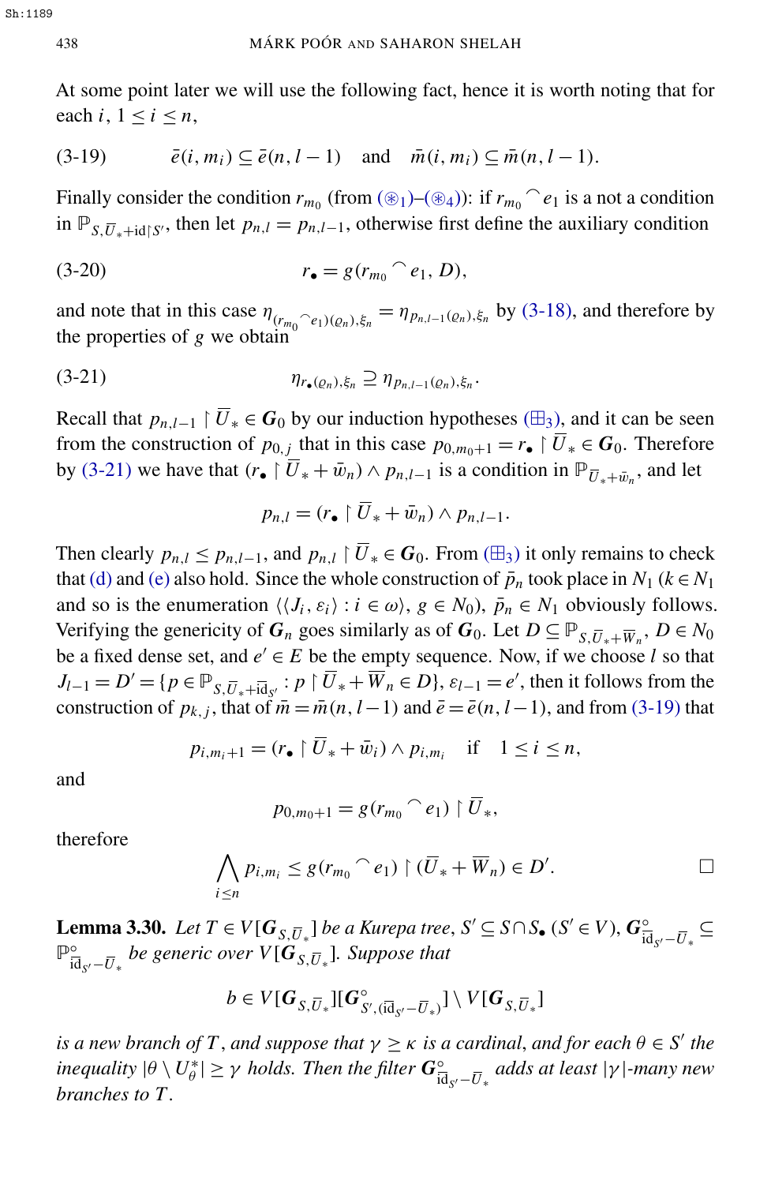At some point later we will use the following fact, hence it is worth noting that for each $i$, $1 \le i \le n$,

$$\bar{e}(i, m_i) \subseteq \bar{e}(n, l-1) \quad \text{and} \quad \bar{m}(i, m_i) \subseteq \bar{m}(n, l-1). \tag{3-19}$$

Finally consider the condition $r_{m_0}$ (from ($\circledast_1$)–($\circledast_4$)): if $r_{m_0} {}^\frown e_1$ is a not a condition in $\mathbb{P}_{S,\bar{U}_*+\mathrm{id}\restriction S'}$, then let $p_{n,l} = p_{n,l-1}$, otherwise first define the auxiliary condition

$$r_\bullet = g(r_{m_0} {}^\frown e_1, D), \tag{3-20}$$

and note that in this case $\eta_{(r_{m_0} {}^\frown e_1)(\varrho_n),\xi_n} = \eta_{p_{n,l-1}(\varrho_n),\xi_n}$ by (3-18), and therefore by the properties of $g$ we obtain

$$\eta_{r_\bullet(\varrho_n),\xi_n} \supseteq \eta_{p_{n,l-1}(\varrho_n),\xi_n}. \tag{3-21}$$

Recall that $p_{n,l-1} \restriction \bar{U}_* \in \boldsymbol{G}_0$ by our induction hypotheses ($\boxplus_3$), and it can be seen from the construction of $p_{0,j}$ that in this case $p_{0,m_0+1} = r_\bullet \restriction \bar{U}_* \in \boldsymbol{G}_0$. Therefore by (3-21) we have that $(r_\bullet \restriction \bar{U}_* + \bar{w}_n) \wedge p_{n,l-1}$ is a condition in $\mathbb{P}_{\bar{U}_*+\bar{w}_n}$, and let

$$p_{n,l} = (r_\bullet \restriction \bar{U}_* + \bar{w}_n) \wedge p_{n,l-1}.$$

Then clearly $p_{n,l} \le p_{n,l-1}$, and $p_{n,l} \restriction \bar{U}_* \in \boldsymbol{G}_0$. From ($\boxplus_3$) it only remains to check that (d) and (e) also hold. Since the whole construction of $\bar{p}_n$ took place in $N_1$ ($k \in N_1$ and so is the enumeration $\langle \langle J_i, \varepsilon_i \rangle : i \in \omega \rangle$, $g \in N_0$), $\bar{p}_n \in N_1$ obviously follows. Verifying the genericity of $\boldsymbol{G}_n$ goes similarly as of $\boldsymbol{G}_0$. Let $D \subseteq \mathbb{P}_{S,\bar{U}_*+\overline{W}_n}$, $D \in N_0$ be a fixed dense set, and $e' \in E$ be the empty sequence. Now, if we choose $l$ so that $J_{l-1} = D' = \{p \in \mathbb{P}_{S,\bar{U}_*+\mathrm{id}_{S'}} : p \restriction \bar{U}_* + \overline{W}_n \in D\}$, $\varepsilon_{l-1} = e'$, then it follows from the construction of $p_{k,j}$, that of $\bar{m} = \bar{m}(n, l-1)$ and $\bar{e} = \bar{e}(n, l-1)$, and from (3-19) that

$$p_{i,m_i+1} = (r_\bullet \restriction \bar{U}_* + \bar{w}_i) \wedge p_{i,m_i} \quad \text{if} \quad 1 \le i \le n,$$

and

$$p_{0,m_0+1} = g(r_{m_0} {}^\frown e_1) \restriction \bar{U}_*,$$

therefore

$$\bigwedge_{i \le n} p_{i,m_i} \le g(r_{m_0} {}^\frown e_1) \restriction (\bar{U}_* + \overline{W}_n) \in D'. \qquad \square$$

**Lemma 3.30.** *Let $T \in V[\boldsymbol{G}_{S,\bar{U}_*}]$ be a Kurepa tree, $S' \subseteq S \cap S_\bullet$ ($S' \in V$), $\boldsymbol{G}^\circ_{\overline{\mathrm{id}}_{S'}-\bar{U}_*} \subseteq \mathbb{P}^\circ_{\overline{\mathrm{id}}_{S'}-\bar{U}_*}$ be generic over $V[\boldsymbol{G}_{S,\bar{U}_*}]$. Suppose that*

$$b \in V[\boldsymbol{G}_{S,\bar{U}_*}][\boldsymbol{G}^\circ_{S',(\overline{\mathrm{id}}_{S'}-\bar{U}_*)}] \setminus V[\boldsymbol{G}_{S,\bar{U}_*}]$$

*is a new branch of $T$, and suppose that $\gamma \ge \kappa$ is a cardinal, and for each $\theta \in S'$ the inequality $|\theta \setminus U^*_\theta| \ge \gamma$ holds. Then the filter $\boldsymbol{G}^\circ_{\overline{\mathrm{id}}_{S'}-\bar{U}_*}$ adds at least $|\gamma|$-many new branches to $T$.*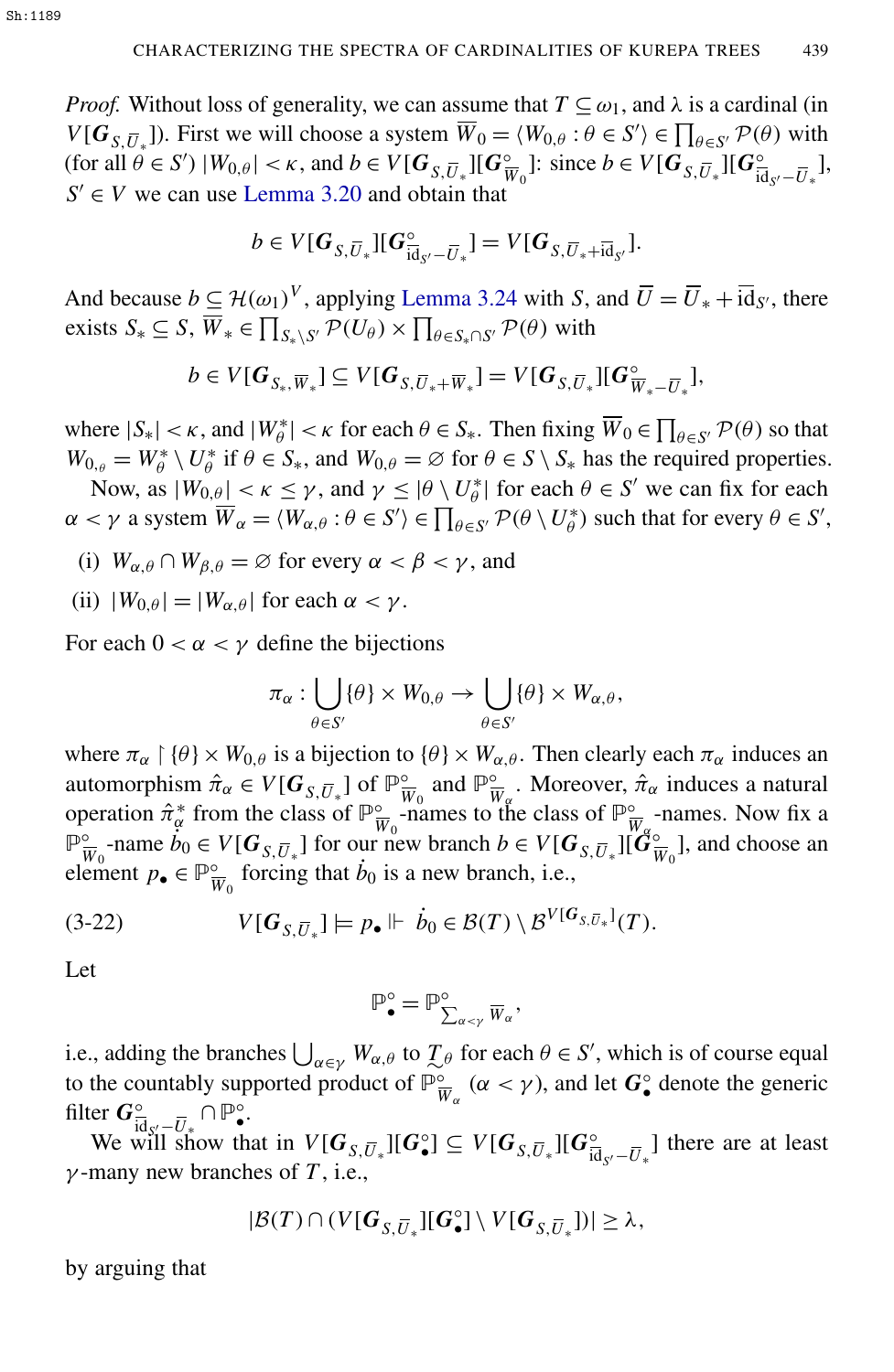*Proof.* Without loss of generality, we can assume that $T \subseteq \omega_1$, and $\lambda$ is a cardinal (in $V[\boldsymbol{G}_{S,\overline{U}_*}]$). First we will choose a system $\overline{W}_0 = \langle W_{0,\theta} : \theta \in S' \rangle \in \prod_{\theta \in S'} \mathcal{P}(\theta)$ with (for all $\theta \in S'$) $|W_{0,\theta}| < \kappa$, and $b \in V[\boldsymbol{G}_{S,\overline{U}_*}][\boldsymbol{G}^\circ_{\overline{W}_0}]$: since $b \in V[\boldsymbol{G}_{S,\overline{U}_*}][\boldsymbol{G}^\circ_{\overline{\mathrm{id}}_{S'}-\overline{U}_*}]$, $S' \in V$ we can use Lemma 3.20 and obtain that

$$b \in V[\boldsymbol{G}_{S,\overline{U}_*}][\boldsymbol{G}^\circ_{\overline{\mathrm{id}}_{S'}-\overline{U}_*}] = V[\boldsymbol{G}_{S,\overline{U}_*+\overline{\mathrm{id}}_{S'}}].$$

And because $b \subseteq \mathcal{H}(\omega_1)^V$, applying Lemma 3.24 with $S$, and $\overline{U} = \overline{U}_* + \overline{\mathrm{id}}_{S'}$, there exists $S_* \subseteq S$, $\overline{W}_* \in \prod_{S_* \setminus S'} \mathcal{P}(U_\theta) \times \prod_{\theta \in S_* \cap S'} \mathcal{P}(\theta)$ with

$$b \in V[\boldsymbol{G}_{S_*,\overline{W}_*}] \subseteq V[\boldsymbol{G}_{S,\overline{U}_*+\overline{W}_*}] = V[\boldsymbol{G}_{S,\overline{U}_*}][\boldsymbol{G}^\circ_{\overline{W}_*-\overline{U}_*}],$$

where $|S_*| < \kappa$, and $|W^*_\theta| < \kappa$ for each $\theta \in S_*$. Then fixing $\overline{W}_0 \in \prod_{\theta \in S'} \mathcal{P}(\theta)$ so that $W_{0,\theta} = W^*_\theta \setminus U^*_\theta$ if $\theta \in S_*$, and $W_{0,\theta} = \varnothing$ for $\theta \in S \setminus S_*$ has the required properties.

Now, as $|W_{0,\theta}| < \kappa \leq \gamma$, and $\gamma \leq |\theta \setminus U^*_\theta|$ for each $\theta \in S'$ we can fix for each $\alpha < \gamma$ a system $\overline{W}_\alpha = \langle W_{\alpha,\theta} : \theta \in S' \rangle \in \prod_{\theta \in S'} \mathcal{P}(\theta \setminus U^*_\theta)$ such that for every $\theta \in S'$,

(i) $W_{\alpha,\theta} \cap W_{\beta,\theta} = \varnothing$ for every $\alpha < \beta < \gamma$, and

(ii) $|W_{0,\theta}| = |W_{\alpha,\theta}|$ for each $\alpha < \gamma$.

For each $0 < \alpha < \gamma$ define the bijections

$$\pi_\alpha : \bigcup_{\theta \in S'} \{\theta\} \times W_{0,\theta} \to \bigcup_{\theta \in S'} \{\theta\} \times W_{\alpha,\theta},$$

where $\pi_\alpha \restriction \{\theta\} \times W_{0,\theta}$ is a bijection to $\{\theta\} \times W_{\alpha,\theta}$. Then clearly each $\pi_\alpha$ induces an automorphism $\hat{\pi}_\alpha \in V[\boldsymbol{G}_{S,\overline{U}_*}]$ of $\mathbb{P}^\circ_{\overline{W}_0}$ and $\mathbb{P}^\circ_{\overline{W}_\alpha}$. Moreover, $\hat{\pi}_\alpha$ induces a natural operation $\hat{\pi}^*_\alpha$ from the class of $\mathbb{P}^\circ_{\overline{W}_0}$-names to the class of $\mathbb{P}^\circ_{\overline{W}_\alpha}$-names. Now fix a $\mathbb{P}^\circ_{\overline{W}_0}$-name $\dot{b}_0 \in V[\boldsymbol{G}_{S,\overline{U}_*}]$ for our new branch $b \in V[\boldsymbol{G}_{S,\overline{U}_*}][\boldsymbol{G}^\circ_{\overline{W}_0}]$, and choose an element $p_\bullet \in \mathbb{P}^\circ_{\overline{W}_0}$ forcing that $\dot{b}_0$ is a new branch, i.e.,

$$V[\boldsymbol{G}_{S,\overline{U}_*}] \models p_\bullet \Vdash \dot{b}_0 \in \mathcal{B}(T) \setminus \mathcal{B}^{V[\boldsymbol{G}_{S,\overline{U}_*}]}(T). \tag{3-22}$$

Let

$$\mathbb{P}^\circ_\bullet = \mathbb{P}^\circ_{\sum_{\alpha<\gamma} \overline{W}_\alpha},$$

i.e., adding the branches $\bigcup_{\alpha \in \gamma} W_{\alpha,\theta}$ to $\underset{\sim}{T}_\theta$ for each $\theta \in S'$, which is of course equal to the countably supported product of $\mathbb{P}^\circ_{\overline{W}_\alpha}$ $(\alpha < \gamma)$, and let $\boldsymbol{G}^\circ_\bullet$ denote the generic filter $\boldsymbol{G}^\circ_{\overline{\mathrm{id}}_{S'}-\overline{U}_*} \cap \mathbb{P}^\circ_\bullet$.

We will show that in $V[\boldsymbol{G}_{S,\overline{U}_*}][\boldsymbol{G}^\circ_\bullet] \subseteq V[\boldsymbol{G}_{S,\overline{U}_*}][\boldsymbol{G}^\circ_{\overline{\mathrm{id}}_{S'}-\overline{U}_*}]$ there are at least $\gamma$-many new branches of $T$, i.e.,

$$|\mathcal{B}(T) \cap (V[\boldsymbol{G}_{S,\overline{U}_*}][\boldsymbol{G}^\circ_\bullet] \setminus V[\boldsymbol{G}_{S,\overline{U}_*}])| \geq \lambda,$$

by arguing that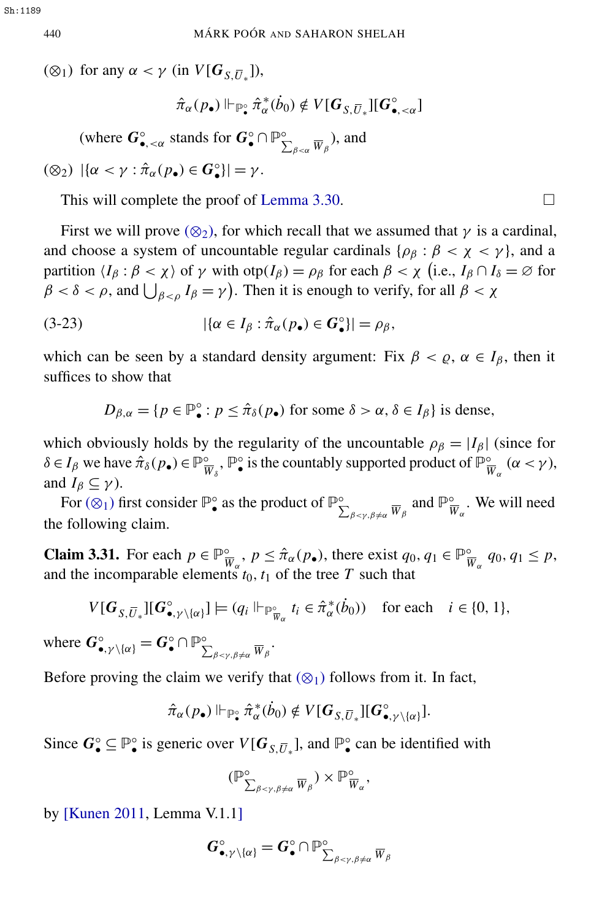($\otimes_1$) for any $\alpha < \gamma$ (in $V[\boldsymbol{G}_{S,\bar{U}_*}]$),

$$\hat{\pi}_\alpha(p_\bullet) \Vdash_{\mathbb{P}^\circ_\bullet} \hat{\pi}^*_\alpha(\dot{b}_0) \notin V[\boldsymbol{G}_{S,\bar{U}_*}][\boldsymbol{G}^\circ_{\bullet,<\alpha}]$$

(where $\boldsymbol{G}^\circ_{\bullet,<\alpha}$ stands for $\boldsymbol{G}^\circ_\bullet \cap \mathbb{P}^\circ_{\sum_{\beta<\alpha} \overline{W}_\beta}$), and

($\otimes_2$) $|\{\alpha < \gamma : \hat{\pi}_\alpha(p_\bullet) \in \boldsymbol{G}^\circ_\bullet\}| = \gamma$.

This will complete the proof of Lemma 3.30. $\square$

First we will prove ($\otimes_2$), for which recall that we assumed that $\gamma$ is a cardinal, and choose a system of uncountable regular cardinals $\{\rho_\beta : \beta < \chi < \gamma\}$, and a partition $\langle I_\beta : \beta < \chi \rangle$ of $\gamma$ with $\mathrm{otp}(I_\beta) = \rho_\beta$ for each $\beta < \chi$ (i.e., $I_\beta \cap I_\delta = \varnothing$ for $\beta < \delta < \rho$, and $\bigcup_{\beta<\rho} I_\beta = \gamma$). Then it is enough to verify, for all $\beta < \chi$

$$|\{\alpha \in I_\beta : \hat{\pi}_\alpha(p_\bullet) \in \boldsymbol{G}^\circ_\bullet\}| = \rho_\beta, \tag{3-23}$$

which can be seen by a standard density argument: Fix $\beta < \varrho$, $\alpha \in I_\beta$, then it suffices to show that

$$D_{\beta,\alpha} = \{p \in \mathbb{P}^\circ_\bullet : p \leq \hat{\pi}_\delta(p_\bullet) \text{ for some } \delta > \alpha, \delta \in I_\beta\} \text{ is dense,}$$

which obviously holds by the regularity of the uncountable $\rho_\beta = |I_\beta|$ (since for $\delta \in I_\beta$ we have $\hat{\pi}_\delta(p_\bullet) \in \mathbb{P}^\circ_{\overline{W}_\delta}$, $\mathbb{P}^\circ_\bullet$ is the countably supported product of $\mathbb{P}^\circ_{\overline{W}_\alpha}$ $(\alpha < \gamma)$, and $I_\beta \subseteq \gamma$).

For ($\otimes_1$) first consider $\mathbb{P}^\circ_\bullet$ as the product of $\mathbb{P}^\circ_{\sum_{\beta<\gamma,\beta\neq\alpha} \overline{W}_\beta}$ and $\mathbb{P}^\circ_{\overline{W}_\alpha}$. We will need the following claim.

**Claim 3.31.** For each $p \in \mathbb{P}^\circ_{\overline{W}_\alpha}$, $p \leq \hat{\pi}_\alpha(p_\bullet)$, there exist $q_0, q_1 \in \mathbb{P}^\circ_{\overline{W}_\alpha}$ $q_0, q_1 \leq p$, and the incomparable elements $t_0, t_1$ of the tree $T$ such that

$$V[\boldsymbol{G}_{S,\bar{U}_*}][\boldsymbol{G}^\circ_{\bullet,\gamma\setminus\{\alpha\}}] \models (q_i \Vdash_{\mathbb{P}^\circ_{\overline{W}_\alpha}} t_i \in \hat{\pi}^*_\alpha(\dot{b}_0)) \quad \text{for each} \quad i \in \{0,1\},$$

where $\boldsymbol{G}^\circ_{\bullet,\gamma\setminus\{\alpha\}} = \boldsymbol{G}^\circ_\bullet \cap \mathbb{P}^\circ_{\sum_{\beta<\gamma,\beta\neq\alpha} \overline{W}_\beta}$.

Before proving the claim we verify that ($\otimes_1$) follows from it. In fact,

$$\hat{\pi}_\alpha(p_\bullet) \Vdash_{\mathbb{P}^\circ_\bullet} \hat{\pi}^*_\alpha(\dot{b}_0) \notin V[\boldsymbol{G}_{S,\bar{U}_*}][\boldsymbol{G}^\circ_{\bullet,\gamma\setminus\{\alpha\}}].$$

Since $\boldsymbol{G}^\circ_\bullet \subseteq \mathbb{P}^\circ_\bullet$ is generic over $V[\boldsymbol{G}_{S,\bar{U}_*}]$, and $\mathbb{P}^\circ_\bullet$ can be identified with

$$(\mathbb{P}^\circ_{\sum_{\beta<\gamma,\beta\neq\alpha} \overline{W}_\beta}) \times \mathbb{P}^\circ_{\overline{W}_\alpha},$$

by [Kunen 2011, Lemma V.1.1]

$$\boldsymbol{G}^\circ_{\bullet,\gamma\setminus\{\alpha\}} = \boldsymbol{G}^\circ_\bullet \cap \mathbb{P}^\circ_{\sum_{\beta<\gamma,\beta\neq\alpha} \overline{W}_\beta}$$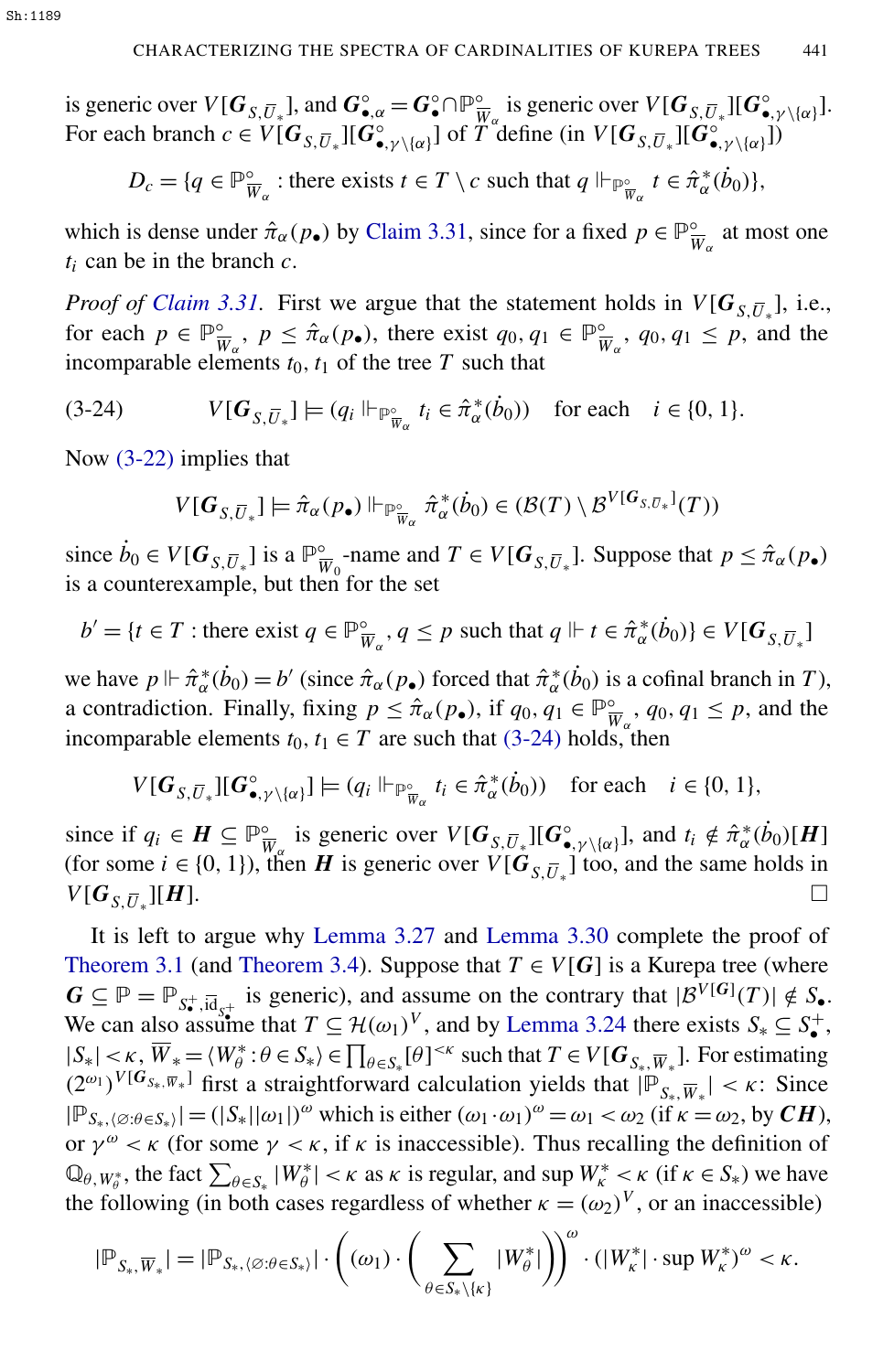is generic over $V[\boldsymbol{G}_{S,\overline{U}_*}]$, and $\boldsymbol{G}^\circ_{\bullet,\alpha} = \boldsymbol{G}^\circ_\bullet \cap \mathbb{P}^\circ_{\overline{W}_\alpha}$ is generic over $V[\boldsymbol{G}_{S,\overline{U}_*}][\boldsymbol{G}^\circ_{\bullet,\gamma\setminus\{\alpha\}}]$. For each branch $c \in V[\boldsymbol{G}_{S,\overline{U}_*}][\boldsymbol{G}^\circ_{\bullet,\gamma\setminus\{\alpha\}}]$ of $T$ define (in $V[\boldsymbol{G}_{S,\overline{U}_*}][\boldsymbol{G}^\circ_{\bullet,\gamma\setminus\{\alpha\}}]$)

$$D_c = \{q \in \mathbb{P}^\circ_{\overline{W}_\alpha} : \text{there exists } t \in T \setminus c \text{ such that } q \Vdash_{\mathbb{P}^\circ_{\overline{W}_\alpha}} t \in \hat{\pi}^*_\alpha(\dot{b}_0)\},$$

which is dense under $\hat{\pi}_\alpha(p_\bullet)$ by Claim 3.31, since for a fixed $p \in \mathbb{P}^\circ_{\overline{W}_\alpha}$ at most one $t_i$ can be in the branch $c$.

*Proof of Claim 3.31.* First we argue that the statement holds in $V[\boldsymbol{G}_{S,\overline{U}_*}]$, i.e., for each $p \in \mathbb{P}^\circ_{\overline{W}_\alpha}$, $p \le \hat{\pi}_\alpha(p_\bullet)$, there exist $q_0, q_1 \in \mathbb{P}^\circ_{\overline{W}_\alpha}$, $q_0, q_1 \le p$, and the incomparable elements $t_0, t_1$ of the tree $T$ such that

$$V[\boldsymbol{G}_{S,\overline{U}_*}] \models (q_i \Vdash_{\mathbb{P}^\circ_{\overline{W}_\alpha}} t_i \in \hat{\pi}^*_\alpha(\dot{b}_0)) \quad \text{for each} \quad i \in \{0,1\}. \tag{3-24}$$

Now (3-22) implies that

$$V[\boldsymbol{G}_{S,\overline{U}_*}] \models \hat{\pi}_\alpha(p_\bullet) \Vdash_{\mathbb{P}^\circ_{\overline{W}_\alpha}} \hat{\pi}^*_\alpha(\dot{b}_0) \in (\mathcal{B}(T) \setminus \mathcal{B}^{V[\boldsymbol{G}_{S,\overline{U}_*}]}(T))$$

since $\dot{b}_0 \in V[\boldsymbol{G}_{S,\overline{U}_*}]$ is a $\mathbb{P}^\circ_{\overline{W}_0}$-name and $T \in V[\boldsymbol{G}_{S,\overline{U}_*}]$. Suppose that $p \le \hat{\pi}_\alpha(p_\bullet)$ is a counterexample, but then for the set

$$b' = \{t \in T : \text{there exist } q \in \mathbb{P}^\circ_{\overline{W}_\alpha}, q \le p \text{ such that } q \Vdash t \in \hat{\pi}^*_\alpha(\dot{b}_0)\} \in V[\boldsymbol{G}_{S,\overline{U}_*}]$$

we have $p \Vdash \hat{\pi}^*_\alpha(\dot{b}_0) = b'$ (since $\hat{\pi}_\alpha(p_\bullet)$ forced that $\hat{\pi}^*_\alpha(\dot{b}_0)$ is a cofinal branch in $T$), a contradiction. Finally, fixing $p \le \hat{\pi}_\alpha(p_\bullet)$, if $q_0, q_1 \in \mathbb{P}^\circ_{\overline{W}_\alpha}$, $q_0, q_1 \le p$, and the incomparable elements $t_0, t_1 \in T$ are such that (3-24) holds, then

$$V[\boldsymbol{G}_{S,\overline{U}_*}][\boldsymbol{G}^\circ_{\bullet,\gamma\setminus\{\alpha\}}] \models (q_i \Vdash_{\mathbb{P}^\circ_{\overline{W}_\alpha}} t_i \in \hat{\pi}^*_\alpha(\dot{b}_0)) \quad \text{for each} \quad i \in \{0,1\},$$

since if $q_i \in \boldsymbol{H} \subseteq \mathbb{P}^\circ_{\overline{W}_\alpha}$ is generic over $V[\boldsymbol{G}_{S,\overline{U}_*}][\boldsymbol{G}^\circ_{\bullet,\gamma\setminus\{\alpha\}}]$, and $t_i \notin \hat{\pi}^*_\alpha(\dot{b}_0)[\boldsymbol{H}]$ (for some $i \in \{0,1\}$), then $\boldsymbol{H}$ is generic over $V[\boldsymbol{G}_{S,\overline{U}_*}]$ too, and the same holds in $V[\boldsymbol{G}_{S,\overline{U}_*}][\boldsymbol{H}]$. $\square$

It is left to argue why Lemma 3.27 and Lemma 3.30 complete the proof of Theorem 3.1 (and Theorem 3.4). Suppose that $T \in V[\boldsymbol{G}]$ is a Kurepa tree (where $\boldsymbol{G} \subseteq \mathbb{P} = \mathbb{P}_{S^+_\bullet, \mathrm{id}_{S^+_\bullet}}$ is generic), and assume on the contrary that $|\mathcal{B}^{V[\boldsymbol{G}]}(T)| \notin S_\bullet$. We can also assume that $T \subseteq \mathcal{H}(\omega_1)^V$, and by Lemma 3.24 there exists $S_* \subseteq S^+_\bullet$, $|S_*| < \kappa$, $\overline{W}_* = \langle W^*_\theta : \theta \in S_* \rangle \in \prod_{\theta \in S_*} [\theta]^{<\kappa}$ such that $T \in V[\boldsymbol{G}_{S_*,\overline{W}_*}]$. For estimating $(2^{\omega_1})^{V[\boldsymbol{G}_{S_*,\overline{W}_*}]}$ first a straightforward calculation yields that $|\mathbb{P}_{S_*,\overline{W}_*}| < \kappa$: Since $|\mathbb{P}_{S_*,\langle\varnothing:\theta\in S_*\rangle}| = (|S_*||\omega_1|)^\omega$ which is either $(\omega_1 \cdot \omega_1)^\omega = \omega_1 < \omega_2$ (if $\kappa = \omega_2$, by $\boldsymbol{CH}$), or $\gamma^\omega < \kappa$ (for some $\gamma < \kappa$, if $\kappa$ is inaccessible). Thus recalling the definition of $\mathbb{Q}_{\theta,W^*_\theta}$, the fact $\sum_{\theta \in S_*} |W^*_\theta| < \kappa$ as $\kappa$ is regular, and $\sup W^*_\kappa < \kappa$ (if $\kappa \in S_*$) we have the following (in both cases regardless of whether $\kappa = (\omega_2)^V$, or an inaccessible)

$$|\mathbb{P}_{S_*,\overline{W}_*}| = |\mathbb{P}_{S_*,\langle\varnothing:\theta\in S_*\rangle}| \cdot \left( (\omega_1) \cdot \left( \sum_{\theta \in S_* \setminus \{\kappa\}} |W^*_\theta| \right) \right)^\omega \cdot (|W^*_\kappa| \cdot \sup W^*_\kappa)^\omega < \kappa.$$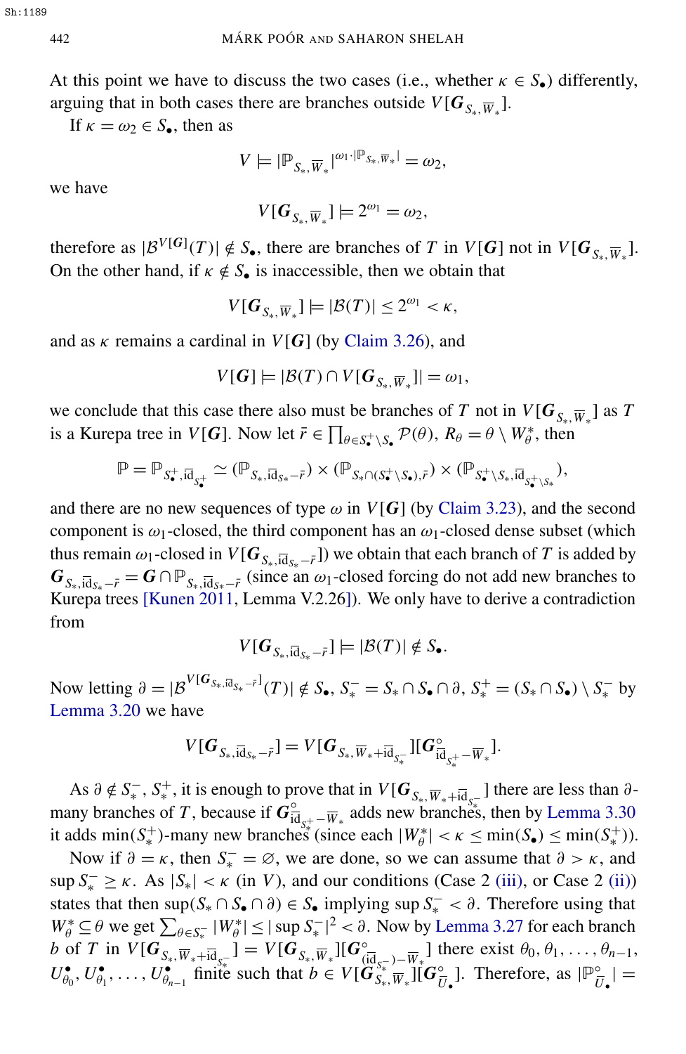At this point we have to discuss the two cases (i.e., whether $\kappa \in S_\bullet$) differently, arguing that in both cases there are branches outside $V[\boldsymbol{G}_{S_*, \overline{W}_*}]$.

If $\kappa = \omega_2 \in S_\bullet$, then as

$$V \models |\mathbb{P}_{S_*, \overline{W}_*}|^{\omega_1 \cdot |\mathbb{P}_{S_*, \overline{W}_*}|} = \omega_2,$$

we have

$$V[\boldsymbol{G}_{S_*, \overline{W}_*}] \models 2^{\omega_1} = \omega_2,$$

therefore as $|\mathcal{B}^{V[\boldsymbol{G}]}(T)| \notin S_\bullet$, there are branches of $T$ in $V[\boldsymbol{G}]$ not in $V[\boldsymbol{G}_{S_*, \overline{W}_*}]$. On the other hand, if $\kappa \notin S_\bullet$ is inaccessible, then we obtain that

$$V[\boldsymbol{G}_{S_*, \overline{W}_*}] \models |\mathcal{B}(T)| \leq 2^{\omega_1} < \kappa,$$

and as $\kappa$ remains a cardinal in $V[\boldsymbol{G}]$ (by Claim 3.26), and

$$V[\boldsymbol{G}] \models |\mathcal{B}(T) \cap V[\boldsymbol{G}_{S_*, \overline{W}_*}]| = \omega_1,$$

we conclude that this case there also must be branches of $T$ not in $V[\boldsymbol{G}_{S_*, \overline{W}_*}]$ as $T$ is a Kurepa tree in $V[\boldsymbol{G}]$. Now let $\bar{r} \in \prod_{\theta \in S_\bullet^+ \setminus S_\bullet} \mathcal{P}(\theta)$, $R_\theta = \theta \setminus W_\theta^*$, then

$$\mathbb{P} = \mathbb{P}_{S_\bullet^+, \overline{\mathrm{id}}_{S_\bullet^+}} \simeq (\mathbb{P}_{S_*, \overline{\mathrm{id}}_{S_*} - \bar{r}}) \times (\mathbb{P}_{S_* \cap (S_\bullet^+ \setminus S_\bullet), \bar{r}}) \times (\mathbb{P}_{S_\bullet^+ \setminus S_*, \overline{\mathrm{id}}_{S_\bullet^+ \setminus S_*}}),$$

and there are no new sequences of type $\omega$ in $V[\boldsymbol{G}]$ (by Claim 3.23), and the second component is $\omega_1$-closed, the third component has an $\omega_1$-closed dense subset (which thus remain $\omega_1$-closed in $V[\boldsymbol{G}_{S_*, \overline{\mathrm{id}}_{S_*} - \bar{r}}]$) we obtain that each branch of $T$ is added by $\boldsymbol{G}_{S_*, \overline{\mathrm{id}}_{S_*} - \bar{r}} = \boldsymbol{G} \cap \mathbb{P}_{S_*, \overline{\mathrm{id}}_{S_*} - \bar{r}}$ (since an $\omega_1$-closed forcing do not add new branches to Kurepa trees [Kunen 2011, Lemma V.2.26]). We only have to derive a contradiction from

$$V[\boldsymbol{G}_{S_*, \overline{\mathrm{id}}_{S_*} - \bar{r}}] \models |\mathcal{B}(T)| \notin S_\bullet.$$

Now letting $\partial = |\mathcal{B}^{V[\boldsymbol{G}_{S_*, \overline{\mathrm{id}}_{S_*} - \bar{r}}]}(T)| \notin S_\bullet$, $S_*^- = S_* \cap S_\bullet \cap \partial$, $S_*^+ = (S_* \cap S_\bullet) \setminus S_*^-$ by Lemma 3.20 we have

$$V[\boldsymbol{G}_{S_*, \overline{\mathrm{id}}_{S_*} - \bar{r}}] = V[\boldsymbol{G}_{S_*, \overline{W}_* + \overline{\mathrm{id}}_{S_*^-}}][\boldsymbol{G}^\circ_{\overline{\mathrm{id}}_{S_*^+} - \overline{W}_*}].$$

As $\partial \notin S_*^-, S_*^+$, it is enough to prove that in $V[\boldsymbol{G}_{S_*, \overline{W}_* + \overline{\mathrm{id}}_{S_*^-}}]$ there are less than $\partial$-many branches of $T$, because if $\boldsymbol{G}^\circ_{\overline{\mathrm{id}}_{S_*^+} - \overline{W}_*}$ adds new branches, then by Lemma 3.30 it adds $\min(S_*^+)$-many new branches (since each $|W_\theta^*| < \kappa \leq \min(S_\bullet) \leq \min(S_*^+)$).

Now if $\partial = \kappa$, then $S_*^- = \emptyset$, we are done, so we can assume that $\partial > \kappa$, and $\sup S_*^- \geq \kappa$. As $|S_*| < \kappa$ (in $V$), and our conditions (Case 2 (iii), or Case 2 (ii)) states that then $\sup(S_* \cap S_\bullet \cap \partial) \in S_\bullet$ implying $\sup S_*^- < \partial$. Therefore using that $W_\theta^* \subseteq \theta$ we get $\sum_{\theta \in S_*^-} |W_\theta^*| \leq |\sup S_*^-|^2 < \partial$. Now by Lemma 3.27 for each branch $b$ of $T$ in $V[\boldsymbol{G}_{S_*, \overline{W}_* + \overline{\mathrm{id}}_{S_*^-}}] = V[\boldsymbol{G}_{S_*, \overline{W}_*}][\boldsymbol{G}^\circ_{(\overline{\mathrm{id}}_{S_*^-}) - \overline{W}_*}]$ there exist $\theta_0, \theta_1, \ldots, \theta_{n-1}$, $U^\bullet_{\theta_0}, U^\bullet_{\theta_1}, \ldots, U^\bullet_{\theta_{n-1}}$ finite such that $b \in V[\boldsymbol{G}_{S_*, \overline{W}_*}][\boldsymbol{G}^\circ_{\overline{U}_\bullet}]$. Therefore, as $|\mathbb{P}^\circ_{\overline{U}_\bullet}| =$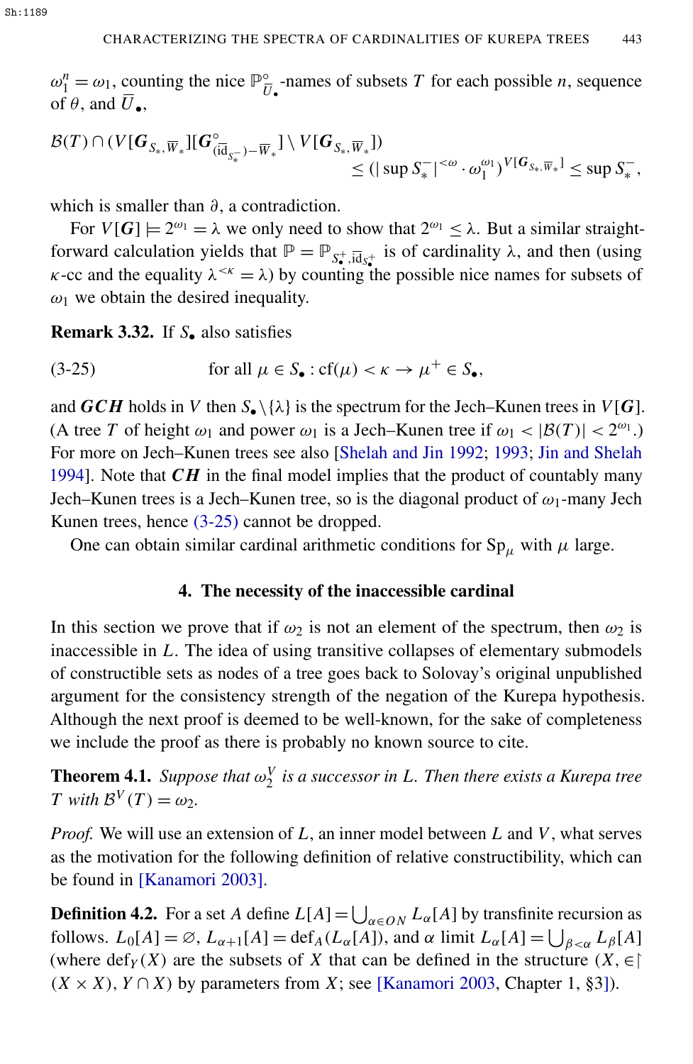$\omega_1^n = \omega_1$, counting the nice $\mathbb{P}^\circ_{\overline{U}_\bullet}$-names of subsets $T$ for each possible $n$, sequence of $\theta$, and $\overline{U}_\bullet$,

$$\mathcal{B}(T) \cap (V[\boldsymbol{G}_{S_*,\overline{W}_*}][\boldsymbol{G}^\circ_{(\mathrm{id}_{S_*^-})-\overline{W}_*}] \setminus V[\boldsymbol{G}_{S_*,\overline{W}_*}]) \leq (|\sup S_*^-|^{<\omega} \cdot \omega_1^{\omega_1})^{V[\boldsymbol{G}_{S_*,\overline{W}_*}]} \leq \sup S_*^-,$$

which is smaller than $\partial$, a contradiction.

For $V[\boldsymbol{G}] \models 2^{\omega_1} = \lambda$ we only need to show that $2^{\omega_1} \leq \lambda$. But a similar straightforward calculation yields that $\mathbb{P} = \mathbb{P}_{S_\bullet^+, \mathrm{id}_{S_\bullet^+}}$ is of cardinality $\lambda$, and then (using $\kappa$-cc and the equality $\lambda^{<\kappa} = \lambda$) by counting the possible nice names for subsets of $\omega_1$ we obtain the desired inequality.

**Remark 3.32.** If $S_\bullet$ also satisfies

$$\text{(3-25)} \qquad \text{for all } \mu \in S_\bullet : \mathrm{cf}(\mu) < \kappa \to \mu^+ \in S_\bullet,$$

and $\boldsymbol{GCH}$ holds in $V$ then $S_\bullet \setminus \{\lambda\}$ is the spectrum for the Jech–Kunen trees in $V[\boldsymbol{G}]$. (A tree $T$ of height $\omega_1$ and power $\omega_1$ is a Jech–Kunen tree if $\omega_1 < |\mathcal{B}(T)| < 2^{\omega_1}$.) For more on Jech–Kunen trees see also [Shelah and Jin 1992; 1993; Jin and Shelah 1994]. Note that $\boldsymbol{CH}$ in the final model implies that the product of countably many Jech–Kunen trees is a Jech–Kunen tree, so is the diagonal product of $\omega_1$-many Jech Kunen trees, hence (3-25) cannot be dropped.

One can obtain similar cardinal arithmetic conditions for $\mathrm{Sp}_\mu$ with $\mu$ large.

## 4. The necessity of the inaccessible cardinal

In this section we prove that if $\omega_2$ is not an element of the spectrum, then $\omega_2$ is inaccessible in $L$. The idea of using transitive collapses of elementary submodels of constructible sets as nodes of a tree goes back to Solovay's original unpublished argument for the consistency strength of the negation of the Kurepa hypothesis. Although the next proof is deemed to be well-known, for the sake of completeness we include the proof as there is probably no known source to cite.

**Theorem 4.1.** *Suppose that $\omega_2^V$ is a successor in $L$. Then there exists a Kurepa tree $T$ with $\mathcal{B}^V(T) = \omega_2$.*

*Proof.* We will use an extension of $L$, an inner model between $L$ and $V$, what serves as the motivation for the following definition of relative constructibility, which can be found in [Kanamori 2003].

**Definition 4.2.** For a set $A$ define $L[A] = \bigcup_{\alpha \in ON} L_\alpha[A]$ by transfinite recursion as follows. $L_0[A] = \varnothing$, $L_{\alpha+1}[A] = \mathrm{def}_A(L_\alpha[A])$, and $\alpha$ limit $L_\alpha[A] = \bigcup_{\beta < \alpha} L_\beta[A]$ (where $\mathrm{def}_Y(X)$ are the subsets of $X$ that can be defined in the structure $(X, \in \restriction (X \times X), Y \cap X)$ by parameters from $X$; see [Kanamori 2003, Chapter 1, §3]).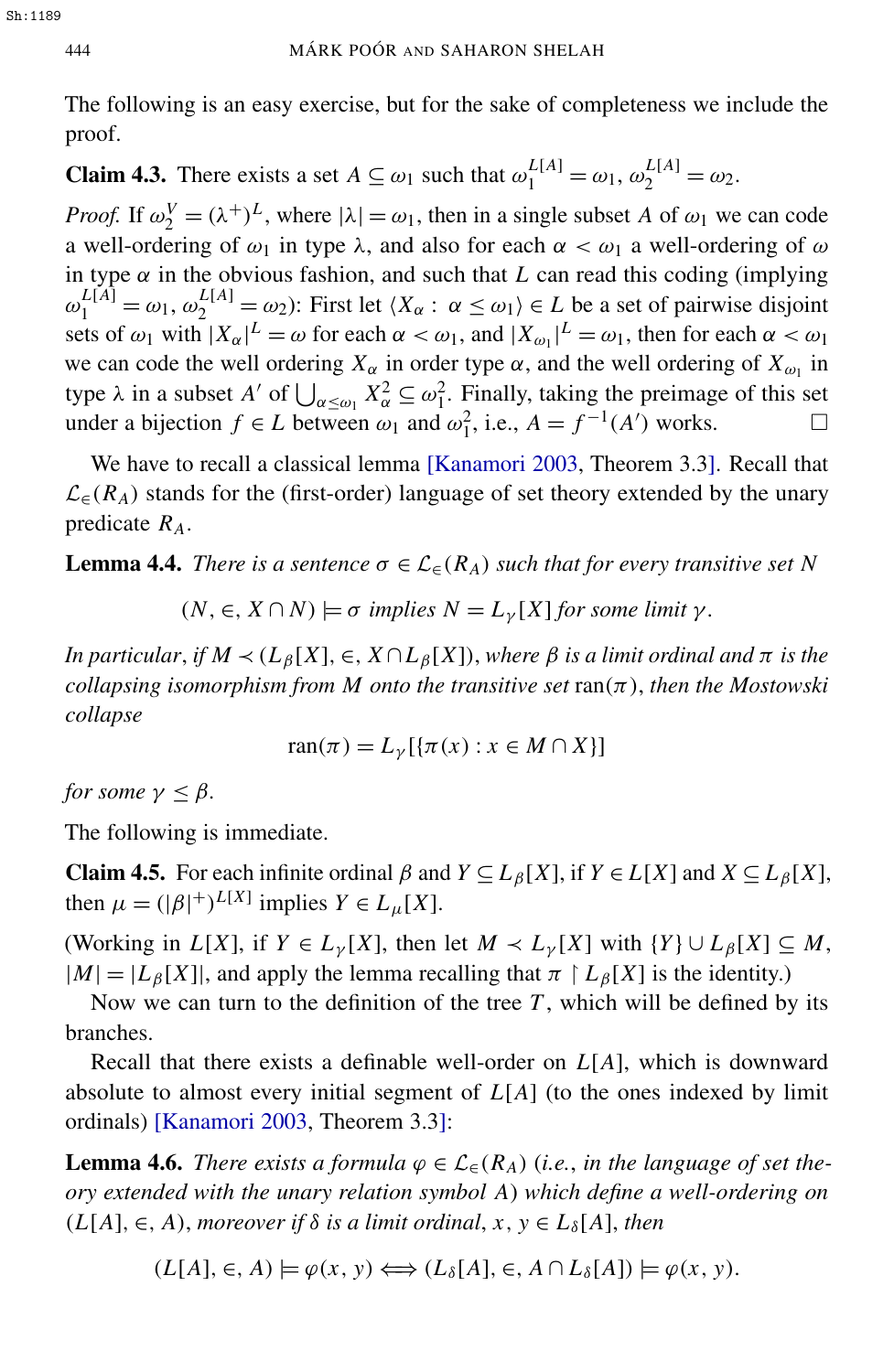The following is an easy exercise, but for the sake of completeness we include the proof.

**Claim 4.3.** There exists a set $A \subseteq \omega_1$ such that $\omega_1^{L[A]} = \omega_1$, $\omega_2^{L[A]} = \omega_2$.

*Proof.* If $\omega_2^V = (\lambda^+)^L$, where $|\lambda| = \omega_1$, then in a single subset $A$ of $\omega_1$ we can code a well-ordering of $\omega_1$ in type $\lambda$, and also for each $\alpha < \omega_1$ a well-ordering of $\omega$ in type $\alpha$ in the obvious fashion, and such that $L$ can read this coding (implying $\omega_1^{L[A]} = \omega_1$, $\omega_2^{L[A]} = \omega_2$): First let $\langle X_\alpha : \alpha \leq \omega_1 \rangle \in L$ be a set of pairwise disjoint sets of $\omega_1$ with $|X_\alpha|^L = \omega$ for each $\alpha < \omega_1$, and $|X_{\omega_1}|^L = \omega_1$, then for each $\alpha < \omega_1$ we can code the well ordering $X_\alpha$ in order type $\alpha$, and the well ordering of $X_{\omega_1}$ in type $\lambda$ in a subset $A'$ of $\bigcup_{\alpha \leq \omega_1} X_\alpha^2 \subseteq \omega_1^2$. Finally, taking the preimage of this set under a bijection $f \in L$ between $\omega_1$ and $\omega_1^2$, i.e., $A = f^{-1}(A')$ works. $\square$

We have to recall a classical lemma [Kanamori 2003, Theorem 3.3]. Recall that $\mathcal{L}_\in(R_A)$ stands for the (first-order) language of set theory extended by the unary predicate $R_A$.

**Lemma 4.4.** *There is a sentence $\sigma \in \mathcal{L}_\in(R_A)$ such that for every transitive set $N$*

$$(N, \in, X \cap N) \models \sigma \text{ implies } N = L_\gamma[X] \text{ for some limit } \gamma.$$

*In particular, if $M \prec (L_\beta[X], \in, X \cap L_\beta[X])$, where $\beta$ is a limit ordinal and $\pi$ is the collapsing isomorphism from $M$ onto the transitive set* $\operatorname{ran}(\pi)$, *then the Mostowski collapse*

$$\operatorname{ran}(\pi) = L_\gamma[\{\pi(x) : x \in M \cap X\}]$$

*for some $\gamma \leq \beta$.*

The following is immediate.

**Claim 4.5.** For each infinite ordinal $\beta$ and $Y \subseteq L_\beta[X]$, if $Y \in L[X]$ and $X \subseteq L_\beta[X]$, then $\mu = (|\beta|^+)^{L[X]}$ implies $Y \in L_\mu[X]$.

(Working in $L[X]$, if $Y \in L_\gamma[X]$, then let $M \prec L_\gamma[X]$ with $\{Y\} \cup L_\beta[X] \subseteq M$, $|M| = |L_\beta[X]|$, and apply the lemma recalling that $\pi \restriction L_\beta[X]$ is the identity.)

Now we can turn to the definition of the tree $T$, which will be defined by its branches.

Recall that there exists a definable well-order on $L[A]$, which is downward absolute to almost every initial segment of $L[A]$ (to the ones indexed by limit ordinals) [Kanamori 2003, Theorem 3.3]:

**Lemma 4.6.** *There exists a formula $\varphi \in \mathcal{L}_\in(R_A)$ (i.e., in the language of set theory extended with the unary relation symbol $A$) which define a well-ordering on $(L[A], \in, A)$, moreover if $\delta$ is a limit ordinal, $x, y \in L_\delta[A]$, then*

$$(L[A], \in, A) \models \varphi(x, y) \iff (L_\delta[A], \in, A \cap L_\delta[A]) \models \varphi(x, y).$$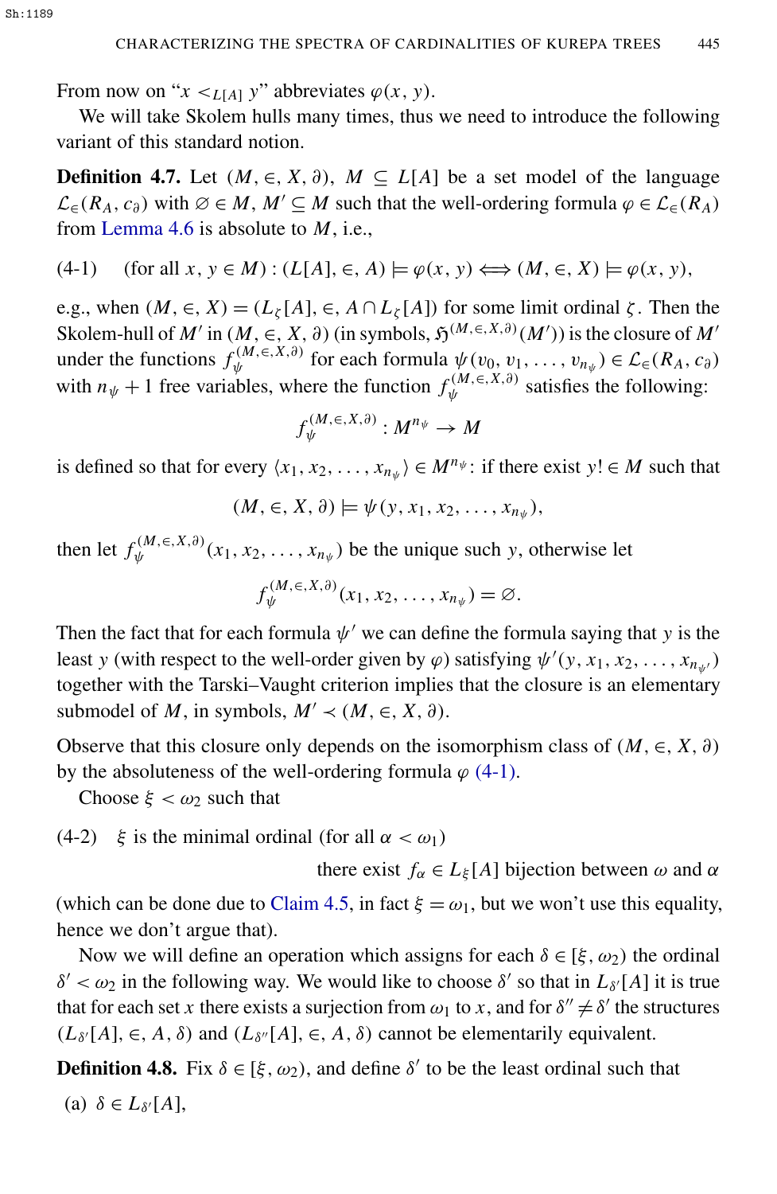From now on "$x <_{L[A]} y$" abbreviates $\varphi(x, y)$.

We will take Skolem hulls many times, thus we need to introduce the following variant of this standard notion.

**Definition 4.7.** Let $(M, \in, X, \partial)$, $M \subseteq L[A]$ be a set model of the language $\mathcal{L}_\in(R_A, c_\partial)$ with $\varnothing \in M$, $M' \subseteq M$ such that the well-ordering formula $\varphi \in \mathcal{L}_\in(R_A)$ from Lemma 4.6 is absolute to $M$, i.e.,

$$\text{(4-1)} \quad (\text{for all } x, y \in M) : (L[A], \in, A) \models \varphi(x, y) \iff (M, \in, X) \models \varphi(x, y),$$

e.g., when $(M, \in, X) = (L_\zeta[A], \in, A \cap L_\zeta[A])$ for some limit ordinal $\zeta$. Then the Skolem-hull of $M'$ in $(M, \in, X, \partial)$ (in symbols, $\mathfrak{H}^{(M,\in,X,\partial)}(M')$) is the closure of $M'$ under the functions $f_\psi^{(M,\in,X,\partial)}$ for each formula $\psi(v_0, v_1, \dots, v_{n_\psi}) \in \mathcal{L}_\in(R_A, c_\partial)$ with $n_\psi + 1$ free variables, where the function $f_\psi^{(M,\in,X,\partial)}$ satisfies the following:

$$f_\psi^{(M,\in,X,\partial)} : M^{n_\psi} \to M$$

is defined so that for every $\langle x_1, x_2, \dots, x_{n_\psi} \rangle \in M^{n_\psi}$: if there exist $y! \in M$ such that

$$(M, \in, X, \partial) \models \psi(y, x_1, x_2, \dots, x_{n_\psi}),$$

then let $f_\psi^{(M,\in,X,\partial)}(x_1, x_2, \dots, x_{n_\psi})$ be the unique such $y$, otherwise let

$$f_\psi^{(M,\in,X,\partial)}(x_1, x_2, \dots, x_{n_\psi}) = \varnothing.$$

Then the fact that for each formula $\psi'$ we can define the formula saying that $y$ is the least $y$ (with respect to the well-order given by $\varphi$) satisfying $\psi'(y, x_1, x_2, \dots, x_{n_{\psi'}})$ together with the Tarski–Vaught criterion implies that the closure is an elementary submodel of $M$, in symbols, $M' \prec (M, \in, X, \partial)$.

Observe that this closure only depends on the isomorphism class of $(M, \in, X, \partial)$ by the absoluteness of the well-ordering formula $\varphi$ (4-1).

Choose $\xi < \omega_2$ such that

$$\text{(4-2)} \quad \xi \text{ is the minimal ordinal (for all } \alpha < \omega_1) \text{ there exist } f_\alpha \in L_\xi[A] \text{ bijection between } \omega \text{ and } \alpha$$

(which can be done due to Claim 4.5, in fact $\xi = \omega_1$, but we won't use this equality, hence we don't argue that).

Now we will define an operation which assigns for each $\delta \in [\xi, \omega_2)$ the ordinal $\delta' < \omega_2$ in the following way. We would like to choose $\delta'$ so that in $L_{\delta'}[A]$ it is true that for each set $x$ there exists a surjection from $\omega_1$ to $x$, and for $\delta'' \neq \delta'$ the structures $(L_{\delta'}[A], \in, A, \delta)$ and $(L_{\delta''}[A], \in, A, \delta)$ cannot be elementarily equivalent.

**Definition 4.8.** Fix $\delta \in [\xi, \omega_2)$, and define $\delta'$ to be the least ordinal such that

(a) $\delta \in L_{\delta'}[A]$,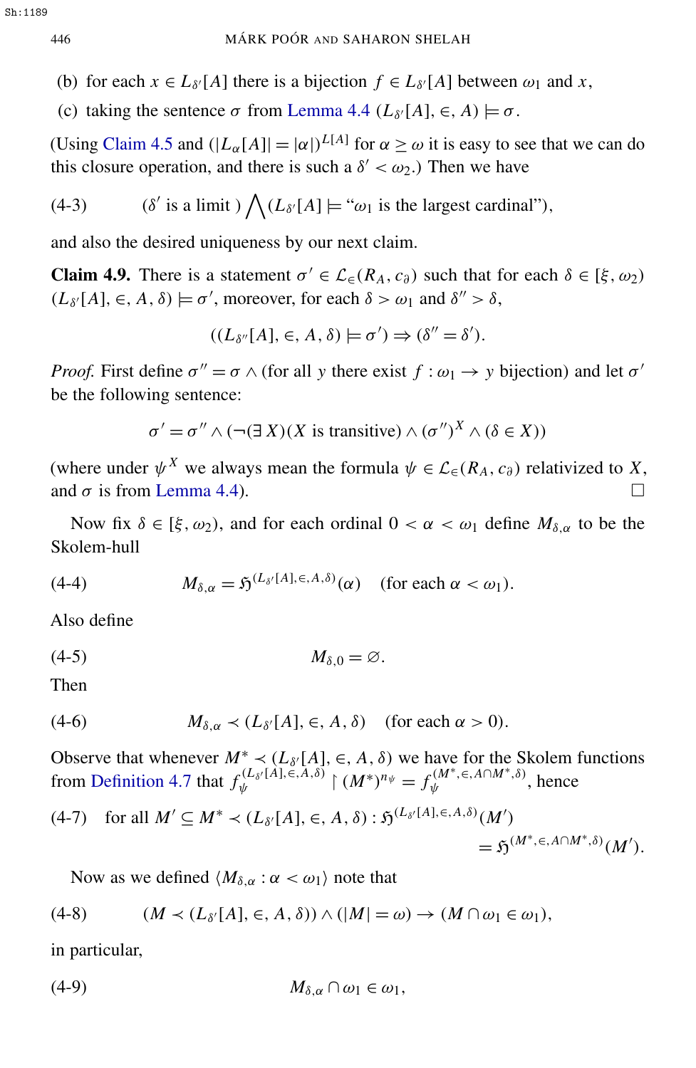(b) for each $x \in L_{\delta'}[A]$ there is a bijection $f \in L_{\delta'}[A]$ between $\omega_1$ and $x$,

(c) taking the sentence $\sigma$ from Lemma 4.4 $(L_{\delta'}[A], \in, A) \models \sigma$.

(Using Claim 4.5 and $(|L_\alpha[A]| = |\alpha|)^{L[A]}$ for $\alpha \geq \omega$ it is easy to see that we can do this closure operation, and there is such a $\delta' < \omega_2$.) Then we have

$$(4\text{-}3) \qquad (\delta' \text{ is a limit }) \bigwedge (L_{\delta'}[A] \models \text{“}\omega_1 \text{ is the largest cardinal”}),$$

and also the desired uniqueness by our next claim.

**Claim 4.9.** There is a statement $\sigma' \in \mathcal{L}_\in(R_A, c_\partial)$ such that for each $\delta \in [\xi, \omega_2)$ $(L_{\delta'}[A], \in, A, \delta) \models \sigma'$, moreover, for each $\delta > \omega_1$ and $\delta'' > \delta$,

$$((L_{\delta''}[A], \in, A, \delta) \models \sigma') \Rightarrow (\delta'' = \delta').$$

*Proof.* First define $\sigma'' = \sigma \wedge (\text{for all } y \text{ there exist } f : \omega_1 \to y \text{ bijection})$ and let $\sigma'$ be the following sentence:

$$\sigma' = \sigma'' \wedge (\neg(\exists X)(X \text{ is transitive}) \wedge (\sigma'')^X \wedge (\delta \in X))$$

(where under $\psi^X$ we always mean the formula $\psi \in \mathcal{L}_\in(R_A, c_\partial)$ relativized to $X$, and $\sigma$ is from Lemma 4.4). □

Now fix $\delta \in [\xi, \omega_2)$, and for each ordinal $0 < \alpha < \omega_1$ define $M_{\delta,\alpha}$ to be the Skolem-hull

$$(4\text{-}4) \qquad M_{\delta,\alpha} = \mathfrak{H}^{(L_{\delta'}[A], \in, A, \delta)}(\alpha) \quad (\text{for each } \alpha < \omega_1).$$

Also define

$$(4\text{-}5) \qquad M_{\delta,0} = \varnothing.$$

Then

$$(4\text{-}6) \qquad M_{\delta,\alpha} \prec (L_{\delta'}[A], \in, A, \delta) \quad (\text{for each } \alpha > 0).$$

Observe that whenever $M^* \prec (L_{\delta'}[A], \in, A, \delta)$ we have for the Skolem functions from Definition 4.7 that $f_\psi^{(L_{\delta'}[A], \in, A, \delta)} \restriction (M^*)^{n_\psi} = f_\psi^{(M^*, \in, A \cap M^*, \delta)}$, hence

$$(4\text{-}7) \quad \text{for all } M' \subseteq M^* \prec (L_{\delta'}[A], \in, A, \delta) : \mathfrak{H}^{(L_{\delta'}[A], \in, A, \delta)}(M') = \mathfrak{H}^{(M^*, \in, A \cap M^*, \delta)}(M').$$

Now as we defined $\langle M_{\delta,\alpha} : \alpha < \omega_1 \rangle$ note that

$$(4\text{-}8) \qquad (M \prec (L_{\delta'}[A], \in, A, \delta)) \wedge (|M| = \omega) \to (M \cap \omega_1 \in \omega_1),$$

in particular,

$$(4\text{-}9) \qquad M_{\delta,\alpha} \cap \omega_1 \in \omega_1,$$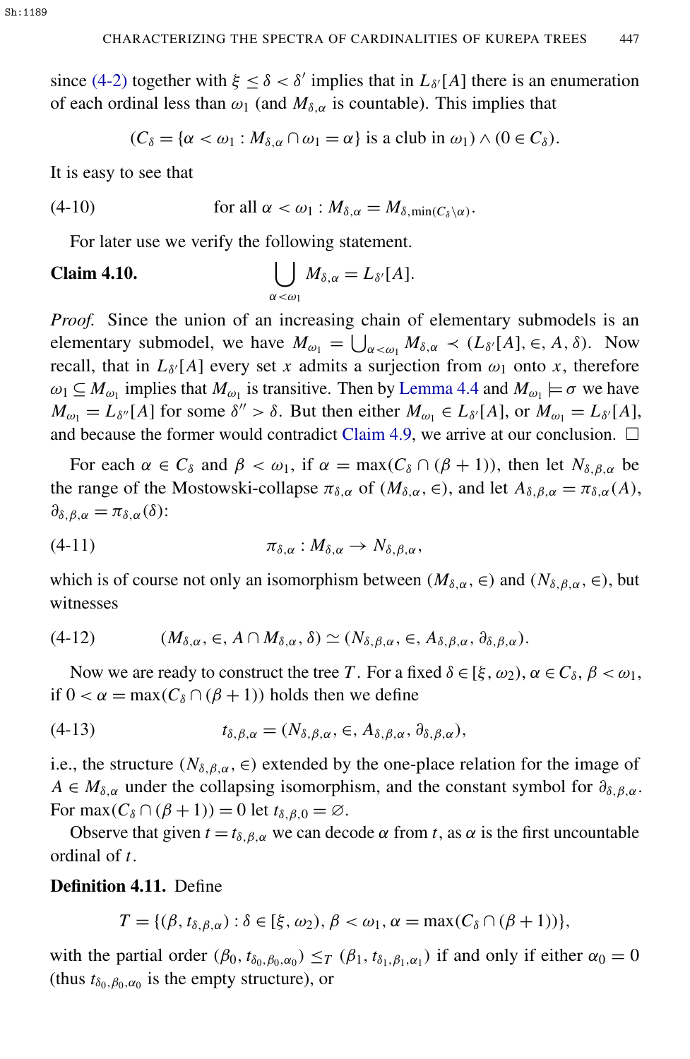since (4-2) together with $\xi \leq \delta < \delta'$ implies that in $L_{\delta'}[A]$ there is an enumeration of each ordinal less than $\omega_1$ (and $M_{\delta,\alpha}$ is countable). This implies that

$$(C_\delta = \{\alpha < \omega_1 : M_{\delta,\alpha} \cap \omega_1 = \alpha\} \text{ is a club in } \omega_1) \wedge (0 \in C_\delta).$$

It is easy to see that

$$\text{for all } \alpha < \omega_1 : M_{\delta,\alpha} = M_{\delta,\min(C_\delta \setminus \alpha)}. \tag{4-10}$$

For later use we verify the following statement.

**Claim 4.10.**
$$\bigcup_{\alpha<\omega_1} M_{\delta,\alpha} = L_{\delta'}[A].$$

*Proof.* Since the union of an increasing chain of elementary submodels is an elementary submodel, we have $M_{\omega_1} = \bigcup_{\alpha<\omega_1} M_{\delta,\alpha} \prec (L_{\delta'}[A], \in, A, \delta)$. Now recall, that in $L_{\delta'}[A]$ every set $x$ admits a surjection from $\omega_1$ onto $x$, therefore $\omega_1 \subseteq M_{\omega_1}$ implies that $M_{\omega_1}$ is transitive. Then by Lemma 4.4 and $M_{\omega_1} \models \sigma$ we have $M_{\omega_1} = L_{\delta''}[A]$ for some $\delta'' > \delta$. But then either $M_{\omega_1} \in L_{\delta'}[A]$, or $M_{\omega_1} = L_{\delta'}[A]$, and because the former would contradict Claim 4.9, we arrive at our conclusion. □

For each $\alpha \in C_\delta$ and $\beta < \omega_1$, if $\alpha = \max(C_\delta \cap (\beta+1))$, then let $N_{\delta,\beta,\alpha}$ be the range of the Mostowski-collapse $\pi_{\delta,\alpha}$ of $(M_{\delta,\alpha}, \in)$, and let $A_{\delta,\beta,\alpha} = \pi_{\delta,\alpha}(A)$, $\partial_{\delta,\beta,\alpha} = \pi_{\delta,\alpha}(\delta)$:

$$\pi_{\delta,\alpha} : M_{\delta,\alpha} \to N_{\delta,\beta,\alpha}, \tag{4-11}$$

which is of course not only an isomorphism between $(M_{\delta,\alpha}, \in)$ and $(N_{\delta,\beta,\alpha}, \in)$, but witnesses

$$(M_{\delta,\alpha}, \in, A \cap M_{\delta,\alpha}, \delta) \simeq (N_{\delta,\beta,\alpha}, \in, A_{\delta,\beta,\alpha}, \partial_{\delta,\beta,\alpha}). \tag{4-12}$$

Now we are ready to construct the tree $T$. For a fixed $\delta \in [\xi, \omega_2)$, $\alpha \in C_\delta$, $\beta < \omega_1$, if $0 < \alpha = \max(C_\delta \cap (\beta+1))$ holds then we define

$$t_{\delta,\beta,\alpha} = (N_{\delta,\beta,\alpha}, \in, A_{\delta,\beta,\alpha}, \partial_{\delta,\beta,\alpha}), \tag{4-13}$$

i.e., the structure $(N_{\delta,\beta,\alpha}, \in)$ extended by the one-place relation for the image of $A \in M_{\delta,\alpha}$ under the collapsing isomorphism, and the constant symbol for $\partial_{\delta,\beta,\alpha}$. For $\max(C_\delta \cap (\beta+1)) = 0$ let $t_{\delta,\beta,0} = \varnothing$.

Observe that given $t = t_{\delta,\beta,\alpha}$ we can decode $\alpha$ from $t$, as $\alpha$ is the first uncountable ordinal of $t$.

**Definition 4.11.** Define

$$T = \{(\beta, t_{\delta,\beta,\alpha}) : \delta \in [\xi, \omega_2), \beta < \omega_1, \alpha = \max(C_\delta \cap (\beta+1))\},$$

with the partial order $(\beta_0, t_{\delta_0,\beta_0,\alpha_0}) \leq_T (\beta_1, t_{\delta_1,\beta_1,\alpha_1})$ if and only if either $\alpha_0 = 0$ (thus $t_{\delta_0,\beta_0,\alpha_0}$ is the empty structure), or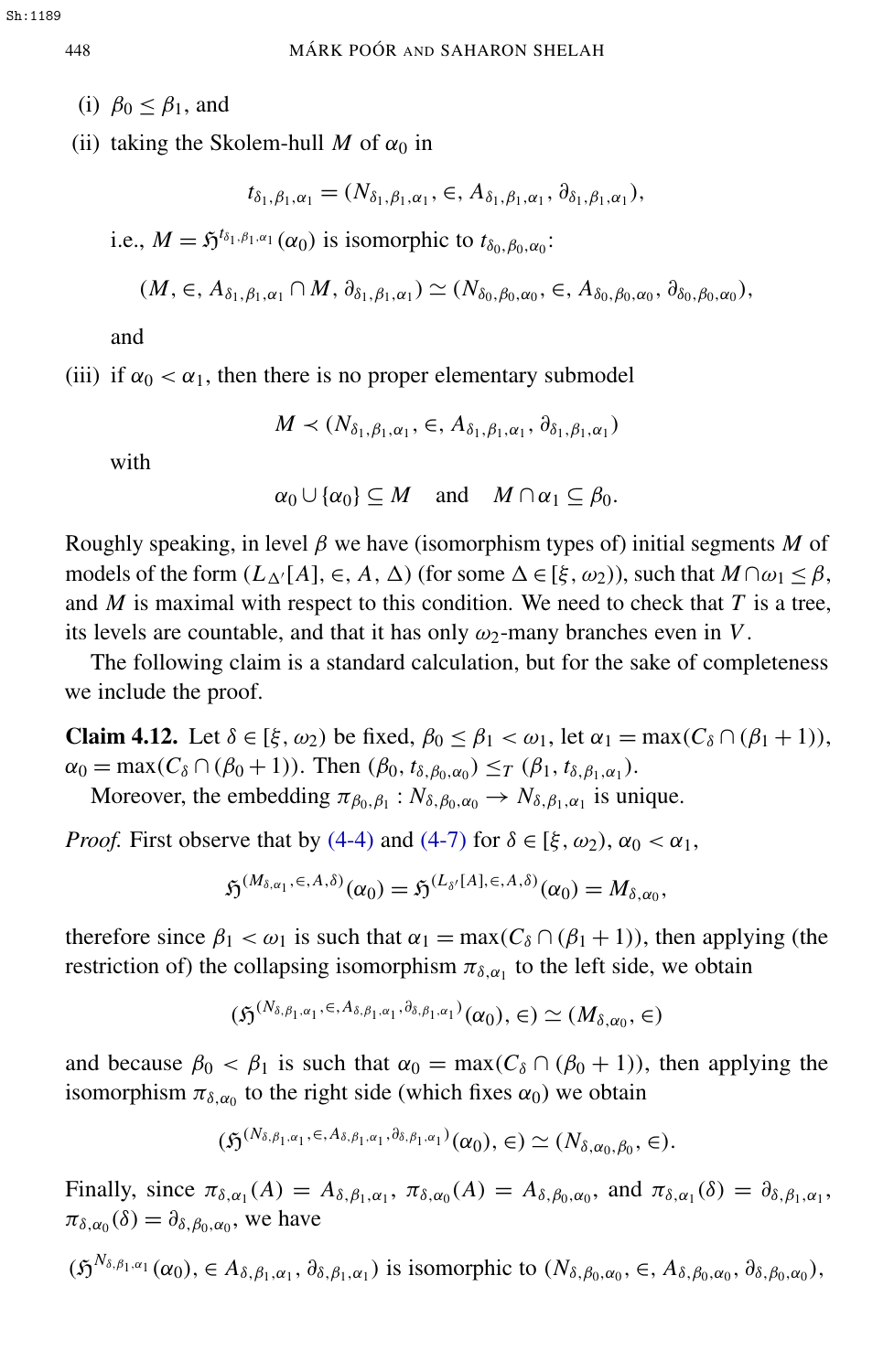(i) $\beta_0 \leq \beta_1$, and

(ii) taking the Skolem-hull $M$ of $\alpha_0$ in

$$t_{\delta_1,\beta_1,\alpha_1} = (N_{\delta_1,\beta_1,\alpha_1}, \in, A_{\delta_1,\beta_1,\alpha_1}, \partial_{\delta_1,\beta_1,\alpha_1}),$$

i.e., $M = \mathfrak{H}^{t_{\delta_1,\beta_1,\alpha_1}}(\alpha_0)$ is isomorphic to $t_{\delta_0,\beta_0,\alpha_0}$:

$$(M, \in, A_{\delta_1,\beta_1,\alpha_1} \cap M, \partial_{\delta_1,\beta_1,\alpha_1}) \simeq (N_{\delta_0,\beta_0,\alpha_0}, \in, A_{\delta_0,\beta_0,\alpha_0}, \partial_{\delta_0,\beta_0,\alpha_0}),$$

and

(iii) if $\alpha_0 < \alpha_1$, then there is no proper elementary submodel

$$M \prec (N_{\delta_1,\beta_1,\alpha_1}, \in, A_{\delta_1,\beta_1,\alpha_1}, \partial_{\delta_1,\beta_1,\alpha_1})$$

with

$$\alpha_0 \cup \{\alpha_0\} \subseteq M \quad \text{and} \quad M \cap \alpha_1 \subseteq \beta_0.$$

Roughly speaking, in level $\beta$ we have (isomorphism types of) initial segments $M$ of models of the form $(L_{\Delta'}[A], \in, A, \Delta)$ (for some $\Delta \in [\xi, \omega_2)$), such that $M \cap \omega_1 \leq \beta$, and $M$ is maximal with respect to this condition. We need to check that $T$ is a tree, its levels are countable, and that it has only $\omega_2$-many branches even in $V$.

The following claim is a standard calculation, but for the sake of completeness we include the proof.

**Claim 4.12.** Let $\delta \in [\xi, \omega_2)$ be fixed, $\beta_0 \leq \beta_1 < \omega_1$, let $\alpha_1 = \max(C_\delta \cap (\beta_1 + 1))$, $\alpha_0 = \max(C_\delta \cap (\beta_0 + 1))$. Then $(\beta_0, t_{\delta,\beta_0,\alpha_0}) \leq_T (\beta_1, t_{\delta,\beta_1,\alpha_1})$.

Moreover, the embedding $\pi_{\beta_0,\beta_1} : N_{\delta,\beta_0,\alpha_0} \to N_{\delta,\beta_1,\alpha_1}$ is unique.

*Proof.* First observe that by (4-4) and (4-7) for $\delta \in [\xi, \omega_2)$, $\alpha_0 < \alpha_1$,

$$\mathfrak{H}^{(M_{\delta,\alpha_1}, \in, A, \delta)}(\alpha_0) = \mathfrak{H}^{(L_{\delta'}[A], \in, A, \delta)}(\alpha_0) = M_{\delta,\alpha_0},$$

therefore since $\beta_1 < \omega_1$ is such that $\alpha_1 = \max(C_\delta \cap (\beta_1 + 1))$, then applying (the restriction of) the collapsing isomorphism $\pi_{\delta,\alpha_1}$ to the left side, we obtain

$$(\mathfrak{H}^{(N_{\delta,\beta_1,\alpha_1}, \in, A_{\delta,\beta_1,\alpha_1}, \partial_{\delta,\beta_1,\alpha_1})}(\alpha_0), \in) \simeq (M_{\delta,\alpha_0}, \in)$$

and because $\beta_0 < \beta_1$ is such that $\alpha_0 = \max(C_\delta \cap (\beta_0 + 1))$, then applying the isomorphism $\pi_{\delta,\alpha_0}$ to the right side (which fixes $\alpha_0$) we obtain

$$(\mathfrak{H}^{(N_{\delta,\beta_1,\alpha_1}, \in, A_{\delta,\beta_1,\alpha_1}, \partial_{\delta,\beta_1,\alpha_1})}(\alpha_0), \in) \simeq (N_{\delta,\alpha_0,\beta_0}, \in).$$

Finally, since $\pi_{\delta,\alpha_1}(A) = A_{\delta,\beta_1,\alpha_1}$, $\pi_{\delta,\alpha_0}(A) = A_{\delta,\beta_0,\alpha_0}$, and $\pi_{\delta,\alpha_1}(\delta) = \partial_{\delta,\beta_1,\alpha_1}$, $\pi_{\delta,\alpha_0}(\delta) = \partial_{\delta,\beta_0,\alpha_0}$, we have

$$(\mathfrak{H}^{N_{\delta,\beta_1,\alpha_1}}(\alpha_0), \in A_{\delta,\beta_1,\alpha_1}, \partial_{\delta,\beta_1,\alpha_1}) \text{ is isomorphic to } (N_{\delta,\beta_0,\alpha_0}, \in, A_{\delta,\beta_0,\alpha_0}, \partial_{\delta,\beta_0,\alpha_0}),$$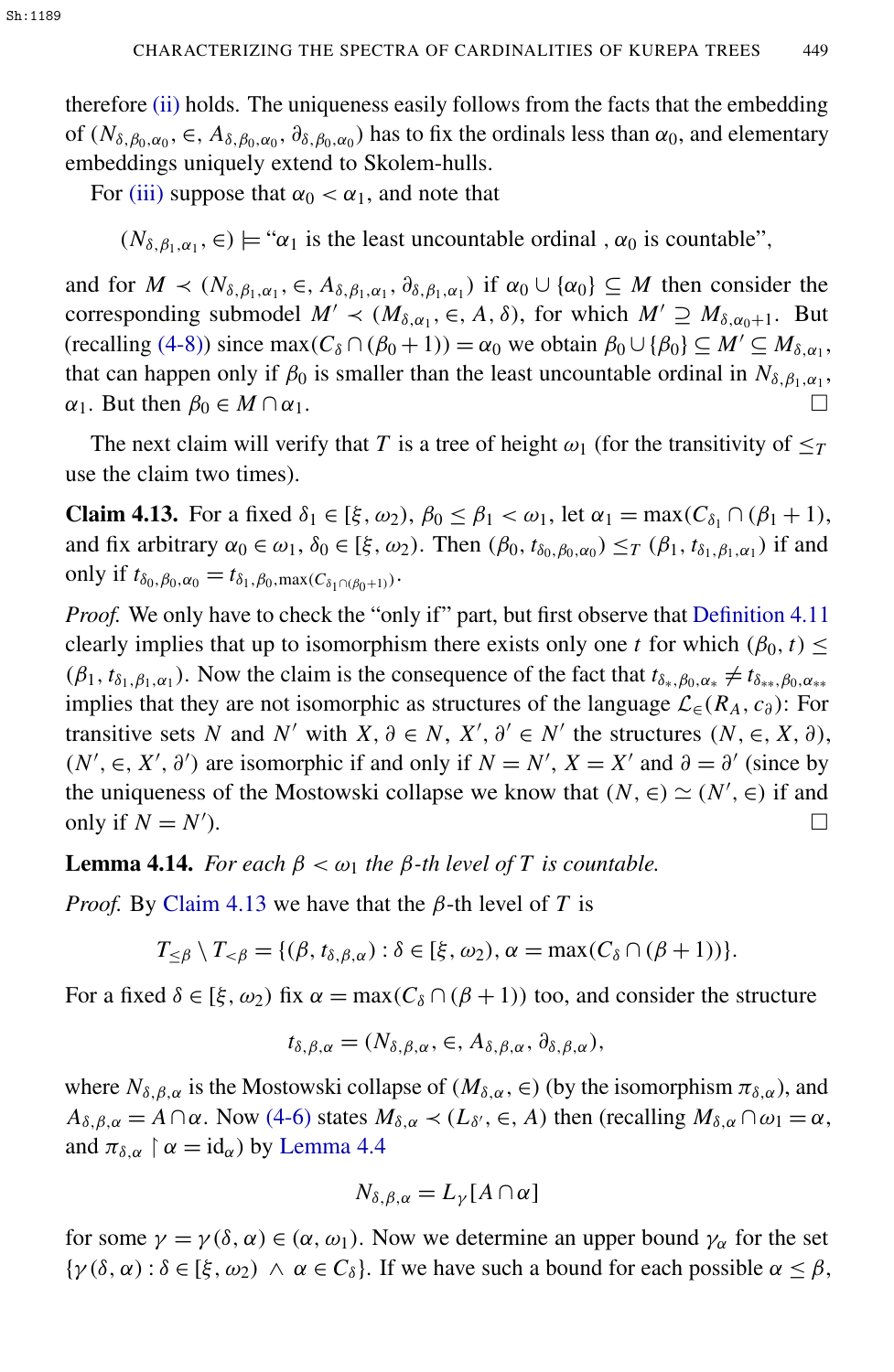therefore (ii) holds. The uniqueness easily follows from the facts that the embedding of $(N_{\delta,\beta_0,\alpha_0}, \in, A_{\delta,\beta_0,\alpha_0}, \partial_{\delta,\beta_0,\alpha_0})$ has to fix the ordinals less than $\alpha_0$, and elementary embeddings uniquely extend to Skolem-hulls.

For (iii) suppose that $\alpha_0 < \alpha_1$, and note that

$$(N_{\delta,\beta_1,\alpha_1}, \in) \models \text{“}\alpha_1 \text{ is the least uncountable ordinal , } \alpha_0 \text{ is countable”},$$

and for $M \prec (N_{\delta,\beta_1,\alpha_1}, \in, A_{\delta,\beta_1,\alpha_1}, \partial_{\delta,\beta_1,\alpha_1})$ if $\alpha_0 \cup \{\alpha_0\} \subseteq M$ then consider the corresponding submodel $M' \prec (M_{\delta,\alpha_1}, \in, A, \delta)$, for which $M' \supseteq M_{\delta,\alpha_0+1}$. But (recalling (4-8)) since $\max(C_\delta \cap (\beta_0+1)) = \alpha_0$ we obtain $\beta_0 \cup \{\beta_0\} \subseteq M' \subseteq M_{\delta,\alpha_1}$, that can happen only if $\beta_0$ is smaller than the least uncountable ordinal in $N_{\delta,\beta_1,\alpha_1}$, $\alpha_1$. But then $\beta_0 \in M \cap \alpha_1$. □

The next claim will verify that $T$ is a tree of height $\omega_1$ (for the transitivity of $\leq_T$ use the claim two times).

**Claim 4.13.** For a fixed $\delta_1 \in [\xi, \omega_2)$, $\beta_0 \leq \beta_1 < \omega_1$, let $\alpha_1 = \max(C_{\delta_1} \cap (\beta_1+1))$, and fix arbitrary $\alpha_0 \in \omega_1$, $\delta_0 \in [\xi, \omega_2)$. Then $(\beta_0, t_{\delta_0,\beta_0,\alpha_0}) \leq_T (\beta_1, t_{\delta_1,\beta_1,\alpha_1})$ if and only if $t_{\delta_0,\beta_0,\alpha_0} = t_{\delta_1,\beta_0,\max(C_{\delta_1 \cap (\beta_0+1)})}$.

*Proof.* We only have to check the "only if" part, but first observe that Definition 4.11 clearly implies that up to isomorphism there exists only one $t$ for which $(\beta_0, t) \leq (\beta_1, t_{\delta_1,\beta_1,\alpha_1})$. Now the claim is the consequence of the fact that $t_{\delta_*,\beta_0,\alpha_*} \neq t_{\delta_{**},\beta_0,\alpha_{**}}$ implies that they are not isomorphic as structures of the language $\mathcal{L}_\in(R_A, c_\partial)$: For transitive sets $N$ and $N'$ with $X, \partial \in N$, $X', \partial' \in N'$ the structures $(N, \in, X, \partial)$, $(N', \in, X', \partial')$ are isomorphic if and only if $N = N'$, $X = X'$ and $\partial = \partial'$ (since by the uniqueness of the Mostowski collapse we know that $(N, \in) \simeq (N', \in)$ if and only if $N = N'$). □

**Lemma 4.14.** *For each $\beta < \omega_1$ the $\beta$-th level of $T$ is countable.*

*Proof.* By Claim 4.13 we have that the $\beta$-th level of $T$ is

$$T_{\leq \beta} \setminus T_{<\beta} = \{(\beta, t_{\delta,\beta,\alpha}) : \delta \in [\xi, \omega_2), \alpha = \max(C_\delta \cap (\beta+1))\}.$$

For a fixed $\delta \in [\xi, \omega_2)$ fix $\alpha = \max(C_\delta \cap (\beta+1))$ too, and consider the structure

$$t_{\delta,\beta,\alpha} = (N_{\delta,\beta,\alpha}, \in, A_{\delta,\beta,\alpha}, \partial_{\delta,\beta,\alpha}),$$

where $N_{\delta,\beta,\alpha}$ is the Mostowski collapse of $(M_{\delta,\alpha}, \in)$ (by the isomorphism $\pi_{\delta,\alpha}$), and $A_{\delta,\beta,\alpha} = A \cap \alpha$. Now (4-6) states $M_{\delta,\alpha} \prec (L_{\delta'}, \in, A)$ then (recalling $M_{\delta,\alpha} \cap \omega_1 = \alpha$, and $\pi_{\delta,\alpha} \restriction \alpha = \mathrm{id}_\alpha$) by Lemma 4.4

$$N_{\delta,\beta,\alpha} = L_\gamma[A \cap \alpha]$$

for some $\gamma = \gamma(\delta, \alpha) \in (\alpha, \omega_1)$. Now we determine an upper bound $\gamma_\alpha$ for the set $\{\gamma(\delta, \alpha) : \delta \in [\xi, \omega_2) \wedge \alpha \in C_\delta\}$. If we have such a bound for each possible $\alpha \leq \beta$,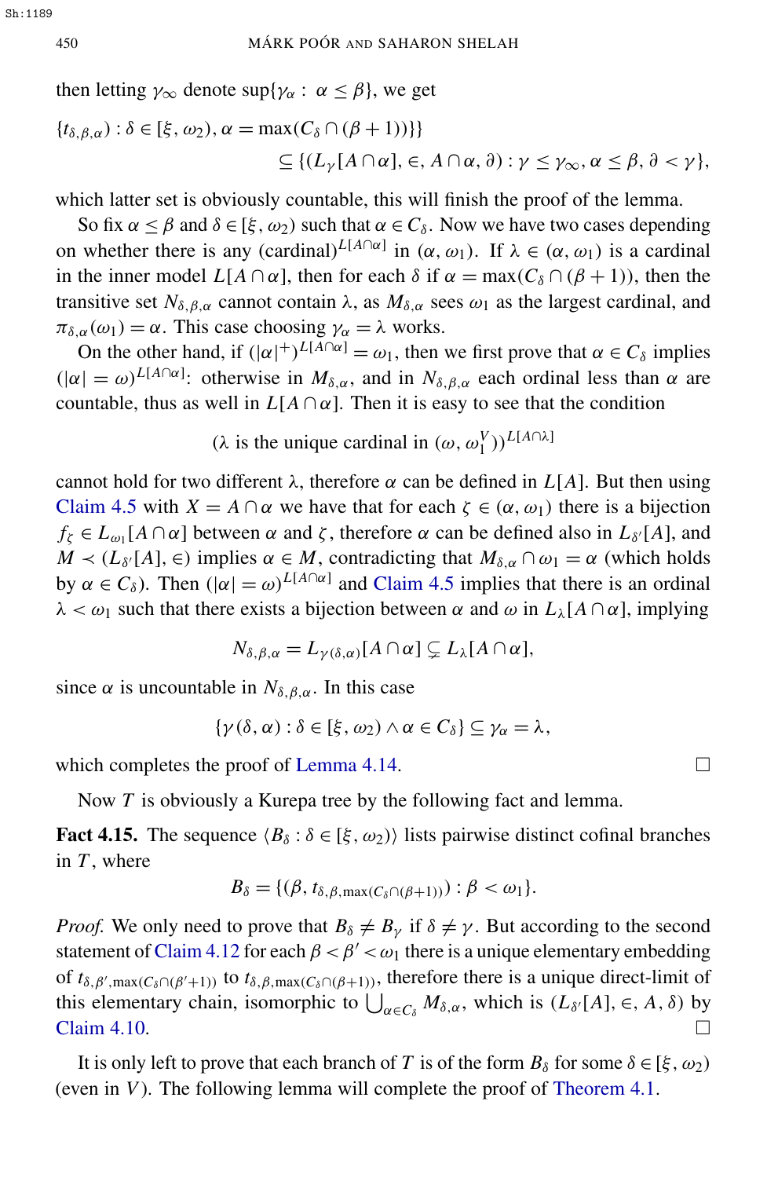then letting $\gamma_\infty$ denote $\sup\{\gamma_\alpha : \alpha \leq \beta\}$, we get

$$\{t_{\delta,\beta,\alpha}) : \delta \in [\xi, \omega_2), \alpha = \max(C_\delta \cap (\beta+1))\}\}$$
$$\subseteq \{(L_\gamma[A \cap \alpha], \in, A \cap \alpha, \partial) : \gamma \leq \gamma_\infty, \alpha \leq \beta, \partial < \gamma\},$$

which latter set is obviously countable, this will finish the proof of the lemma.

So fix $\alpha \leq \beta$ and $\delta \in [\xi, \omega_2)$ such that $\alpha \in C_\delta$. Now we have two cases depending on whether there is any $(\text{cardinal})^{L[A\cap\alpha]}$ in $(\alpha, \omega_1)$. If $\lambda \in (\alpha, \omega_1)$ is a cardinal in the inner model $L[A \cap \alpha]$, then for each $\delta$ if $\alpha = \max(C_\delta \cap (\beta+1))$, then the transitive set $N_{\delta,\beta,\alpha}$ cannot contain $\lambda$, as $M_{\delta,\alpha}$ sees $\omega_1$ as the largest cardinal, and $\pi_{\delta,\alpha}(\omega_1) = \alpha$. This case choosing $\gamma_\alpha = \lambda$ works.

On the other hand, if $(|\alpha|^+)^{L[A\cap\alpha]} = \omega_1$, then we first prove that $\alpha \in C_\delta$ implies $(|\alpha| = \omega)^{L[A\cap\alpha]}$: otherwise in $M_{\delta,\alpha}$, and in $N_{\delta,\beta,\alpha}$ each ordinal less than $\alpha$ are countable, thus as well in $L[A \cap \alpha]$. Then it is easy to see that the condition

$$(\lambda \text{ is the unique cardinal in } (\omega, \omega_1^V))^{L[A\cap\lambda]}$$

cannot hold for two different $\lambda$, therefore $\alpha$ can be defined in $L[A]$. But then using Claim 4.5 with $X = A \cap \alpha$ we have that for each $\zeta \in (\alpha, \omega_1)$ there is a bijection $f_\zeta \in L_{\omega_1}[A \cap \alpha]$ between $\alpha$ and $\zeta$, therefore $\alpha$ can be defined also in $L_{\delta'}[A]$, and $M \prec (L_{\delta'}[A], \in)$ implies $\alpha \in M$, contradicting that $M_{\delta,\alpha} \cap \omega_1 = \alpha$ (which holds by $\alpha \in C_\delta$). Then $(|\alpha| = \omega)^{L[A\cap\alpha]}$ and Claim 4.5 implies that there is an ordinal $\lambda < \omega_1$ such that there exists a bijection between $\alpha$ and $\omega$ in $L_\lambda[A \cap \alpha]$, implying

$$N_{\delta,\beta,\alpha} = L_{\gamma(\delta,\alpha)}[A \cap \alpha] \subsetneq L_\lambda[A \cap \alpha],$$

since $\alpha$ is uncountable in $N_{\delta,\beta,\alpha}$. In this case

$$\{\gamma(\delta,\alpha) : \delta \in [\xi, \omega_2) \wedge \alpha \in C_\delta\} \subseteq \gamma_\alpha = \lambda,$$

which completes the proof of Lemma 4.14. □

Now $T$ is obviously a Kurepa tree by the following fact and lemma.

**Fact 4.15.** The sequence $\langle B_\delta : \delta \in [\xi, \omega_2)\rangle$ lists pairwise distinct cofinal branches in $T$, where

$$B_\delta = \{(\beta, t_{\delta,\beta,\max(C_\delta\cap(\beta+1))}) : \beta < \omega_1\}.$$

*Proof.* We only need to prove that $B_\delta \neq B_\gamma$ if $\delta \neq \gamma$. But according to the second statement of Claim 4.12 for each $\beta < \beta' < \omega_1$ there is a unique elementary embedding of $t_{\delta,\beta',\max(C_\delta\cap(\beta'+1))}$ to $t_{\delta,\beta,\max(C_\delta\cap(\beta+1))}$, therefore there is a unique direct-limit of this elementary chain, isomorphic to $\bigcup_{\alpha\in C_\delta} M_{\delta,\alpha}$, which is $(L_{\delta'}[A], \in, A, \delta)$ by Claim 4.10. □

It is only left to prove that each branch of $T$ is of the form $B_\delta$ for some $\delta \in [\xi, \omega_2)$ (even in $V$). The following lemma will complete the proof of Theorem 4.1.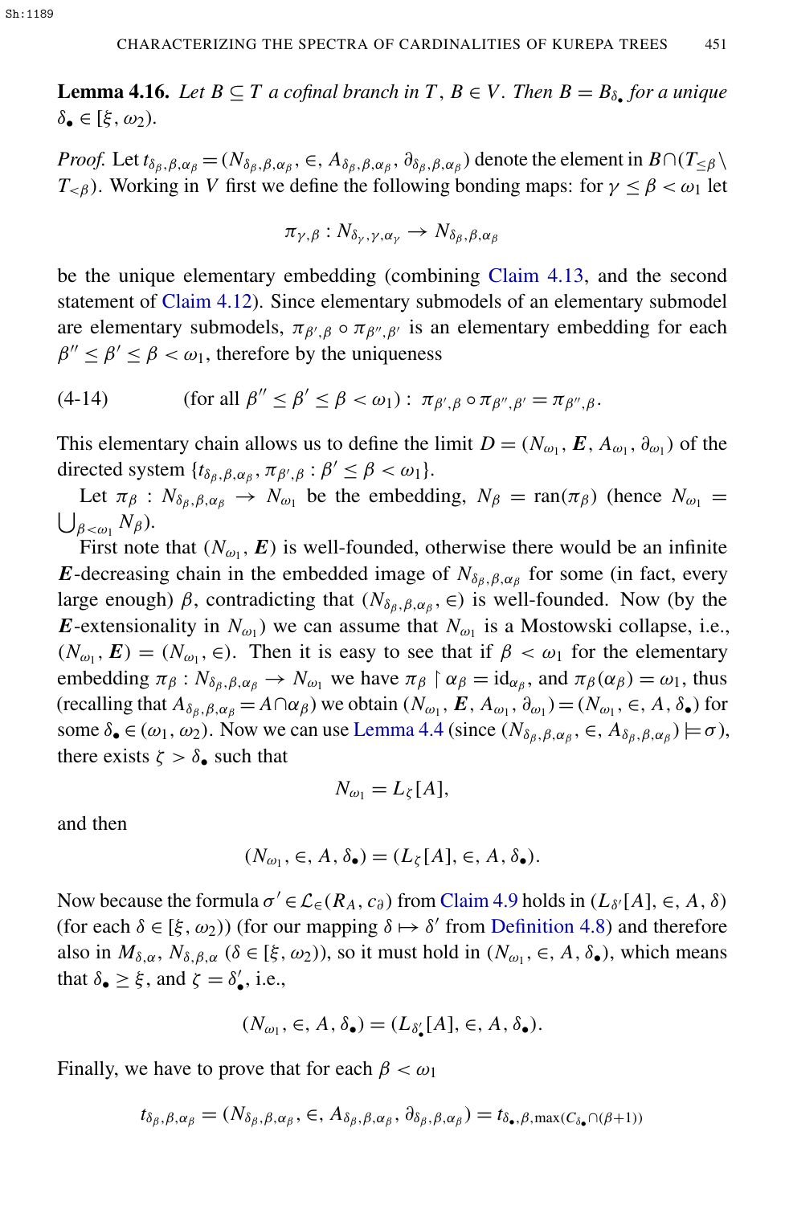**Lemma 4.16.** *Let $B \subseteq T$ a cofinal branch in $T$, $B \in V$. Then $B = B_{\delta_\bullet}$ for a unique $\delta_\bullet \in [\xi, \omega_2)$.*

*Proof.* Let $t_{\delta_\beta,\beta,\alpha_\beta} = (N_{\delta_\beta,\beta,\alpha_\beta}, \in, A_{\delta_\beta,\beta,\alpha_\beta}, \partial_{\delta_\beta,\beta,\alpha_\beta})$ denote the element in $B \cap (T_{\leq\beta} \setminus T_{<\beta})$. Working in $V$ first we define the following bonding maps: for $\gamma \leq \beta < \omega_1$ let

$$\pi_{\gamma,\beta} : N_{\delta_\gamma,\gamma,\alpha_\gamma} \to N_{\delta_\beta,\beta,\alpha_\beta}$$

be the unique elementary embedding (combining Claim 4.13, and the second statement of Claim 4.12). Since elementary submodels of an elementary submodel are elementary submodels, $\pi_{\beta',\beta} \circ \pi_{\beta'',\beta'}$ is an elementary embedding for each $\beta'' \leq \beta' \leq \beta < \omega_1$, therefore by the uniqueness

$$\text{(4-14)} \qquad (\text{for all } \beta'' \leq \beta' \leq \beta < \omega_1) : \ \pi_{\beta',\beta} \circ \pi_{\beta'',\beta'} = \pi_{\beta'',\beta}.$$

This elementary chain allows us to define the limit $D = (N_{\omega_1}, \boldsymbol{E}, A_{\omega_1}, \partial_{\omega_1})$ of the directed system $\{t_{\delta_\beta,\beta,\alpha_\beta}, \pi_{\beta',\beta} : \beta' \leq \beta < \omega_1\}$.

Let $\pi_\beta : N_{\delta_\beta,\beta,\alpha_\beta} \to N_{\omega_1}$ be the embedding, $N_\beta = \operatorname{ran}(\pi_\beta)$ (hence $N_{\omega_1} = \bigcup_{\beta<\omega_1} N_\beta$).

First note that $(N_{\omega_1}, \boldsymbol{E})$ is well-founded, otherwise there would be an infinite $\boldsymbol{E}$-decreasing chain in the embedded image of $N_{\delta_\beta,\beta,\alpha_\beta}$ for some (in fact, every large enough) $\beta$, contradicting that $(N_{\delta_\beta,\beta,\alpha_\beta}, \in)$ is well-founded. Now (by the $\boldsymbol{E}$-extensionality in $N_{\omega_1}$) we can assume that $N_{\omega_1}$ is a Mostowski collapse, i.e., $(N_{\omega_1}, \boldsymbol{E}) = (N_{\omega_1}, \in)$. Then it is easy to see that if $\beta < \omega_1$ for the elementary embedding $\pi_\beta : N_{\delta_\beta,\beta,\alpha_\beta} \to N_{\omega_1}$ we have $\pi_\beta \restriction \alpha_\beta = \mathrm{id}_{\alpha_\beta}$, and $\pi_\beta(\alpha_\beta) = \omega_1$, thus (recalling that $A_{\delta_\beta,\beta,\alpha_\beta} = A \cap \alpha_\beta$) we obtain $(N_{\omega_1}, \boldsymbol{E}, A_{\omega_1}, \partial_{\omega_1}) = (N_{\omega_1}, \in, A, \delta_\bullet)$ for some $\delta_\bullet \in (\omega_1, \omega_2)$. Now we can use Lemma 4.4 (since $(N_{\delta_\beta,\beta,\alpha_\beta}, \in, A_{\delta_\beta,\beta,\alpha_\beta}) \models \sigma$), there exists $\zeta > \delta_\bullet$ such that

$$N_{\omega_1} = L_\zeta[A],$$

and then

$$(N_{\omega_1}, \in, A, \delta_\bullet) = (L_\zeta[A], \in, A, \delta_\bullet).$$

Now because the formula $\sigma' \in \mathcal{L}_\in(R_A, c_\partial)$ from Claim 4.9 holds in $(L_{\delta'}[A], \in, A, \delta)$ (for each $\delta \in [\xi, \omega_2)$) (for our mapping $\delta \mapsto \delta'$ from Definition 4.8) and therefore also in $M_{\delta,\alpha}$, $N_{\delta,\beta,\alpha}$ ($\delta \in [\xi, \omega_2)$), so it must hold in $(N_{\omega_1}, \in, A, \delta_\bullet)$, which means that $\delta_\bullet \geq \xi$, and $\zeta = \delta'_\bullet$, i.e.,

$$(N_{\omega_1}, \in, A, \delta_\bullet) = (L_{\delta'_\bullet}[A], \in, A, \delta_\bullet).$$

Finally, we have to prove that for each $\beta < \omega_1$

$$t_{\delta_\beta,\beta,\alpha_\beta} = (N_{\delta_\beta,\beta,\alpha_\beta}, \in, A_{\delta_\beta,\beta,\alpha_\beta}, \partial_{\delta_\beta,\beta,\alpha_\beta}) = t_{\delta_\bullet,\beta,\max(C_{\delta_\bullet} \cap (\beta+1))}$$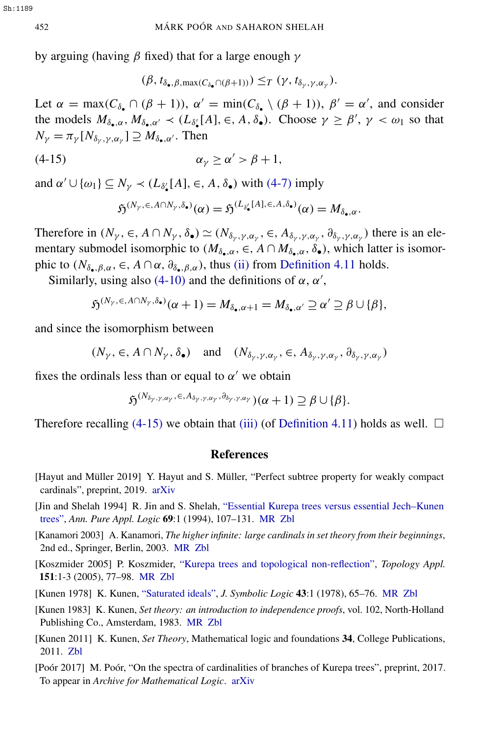by arguing (having $\beta$ fixed) that for a large enough $\gamma$

$$(\beta, t_{\delta_\bullet,\beta,\max(C_{\delta_\bullet}\cap(\beta+1))}) \leq_T (\gamma, t_{\delta_\gamma,\gamma,\alpha_\gamma}).$$

Let $\alpha = \max(C_{\delta_\bullet} \cap (\beta+1))$, $\alpha' = \min(C_{\delta_\bullet} \setminus (\beta+1))$, $\beta' = \alpha'$, and consider the models $M_{\delta_\bullet,\alpha}, M_{\delta_\bullet,\alpha'} \prec (L_{\delta'_\bullet}[A], \in, A, \delta_\bullet)$. Choose $\gamma \geq \beta'$, $\gamma < \omega_1$ so that $N_\gamma = \pi_\gamma[N_{\delta_\gamma,\gamma,\alpha_\gamma}] \supseteq M_{\delta_\bullet,\alpha'}$. Then

$$\alpha_\gamma \geq \alpha' > \beta + 1, \tag{4-15}$$

and $\alpha' \cup \{\omega_1\} \subseteq N_\gamma \prec (L_{\delta'_\bullet}[A], \in, A, \delta_\bullet)$ with (4-7) imply

$$\mathfrak{H}^{(N_\gamma,\in,A\cap N_\gamma,\delta_\bullet)}(\alpha) = \mathfrak{H}^{(L_{\delta'_\bullet}[A],\in,A,\delta_\bullet)}(\alpha) = M_{\delta_\bullet,\alpha}.$$

Therefore in $(N_\gamma, \in, A\cap N_\gamma, \delta_\bullet) \simeq (N_{\delta_\gamma,\gamma,\alpha_\gamma}, \in, A_{\delta_\gamma,\gamma,\alpha_\gamma}, \partial_{\delta_\gamma,\gamma,\alpha_\gamma})$ there is an elementary submodel isomorphic to $(M_{\delta_\bullet,\alpha}, \in, A\cap M_{\delta_\bullet,\alpha}, \delta_\bullet)$, which latter is isomorphic to $(N_{\delta_\bullet,\beta,\alpha}, \in, A\cap\alpha, \partial_{\delta_\bullet,\beta,\alpha})$, thus (ii) from Definition 4.11 holds.

Similarly, using also (4-10) and the definitions of $\alpha, \alpha'$,

$$\mathfrak{H}^{(N_\gamma,\in,A\cap N_\gamma,\delta_\bullet)}(\alpha+1) = M_{\delta_\bullet,\alpha+1} = M_{\delta_\bullet,\alpha'} \supseteq \alpha' \supseteq \beta\cup\{\beta\},$$

and since the isomorphism between

$$(N_\gamma, \in, A\cap N_\gamma, \delta_\bullet) \quad \text{and} \quad (N_{\delta_\gamma,\gamma,\alpha_\gamma}, \in, A_{\delta_\gamma,\gamma,\alpha_\gamma}, \partial_{\delta_\gamma,\gamma,\alpha_\gamma})$$

fixes the ordinals less than or equal to $\alpha'$ we obtain

$$\mathfrak{H}^{(N_{\delta_\gamma,\gamma,\alpha_\gamma},\in,A_{\delta_\gamma,\gamma,\alpha_\gamma},\partial_{\delta_\gamma,\gamma,\alpha_\gamma})}(\alpha+1) \supseteq \beta\cup\{\beta\}.$$

Therefore recalling (4-15) we obtain that (iii) (of Definition 4.11) holds as well. $\square$

## References

[Hayut and Müller 2019] Y. Hayut and S. Müller, "Perfect subtree property for weakly compact cardinals", preprint, 2019. arXiv

[Jin and Shelah 1994] R. Jin and S. Shelah, "Essential Kurepa trees versus essential Jech–Kunen trees", *Ann. Pure Appl. Logic* **69**:1 (1994), 107–131. MR Zbl

[Kanamori 2003] A. Kanamori, *The higher infinite: large cardinals in set theory from their beginnings*, 2nd ed., Springer, Berlin, 2003. MR Zbl

[Koszmider 2005] P. Koszmider, "Kurepa trees and topological non-reflection", *Topology Appl.* **151**:1-3 (2005), 77–98. MR Zbl

[Kunen 1978] K. Kunen, "Saturated ideals", *J. Symbolic Logic* **43**:1 (1978), 65–76. MR Zbl

[Kunen 1983] K. Kunen, *Set theory: an introduction to independence proofs*, vol. 102, North-Holland Publishing Co., Amsterdam, 1983. MR Zbl

[Kunen 2011] K. Kunen, *Set Theory*, Mathematical logic and foundations **34**, College Publications, 2011. Zbl

[Poór 2017] M. Poór, "On the spectra of cardinalities of branches of Kurepa trees", preprint, 2017. To appear in *Archive for Mathematical Logic*. arXiv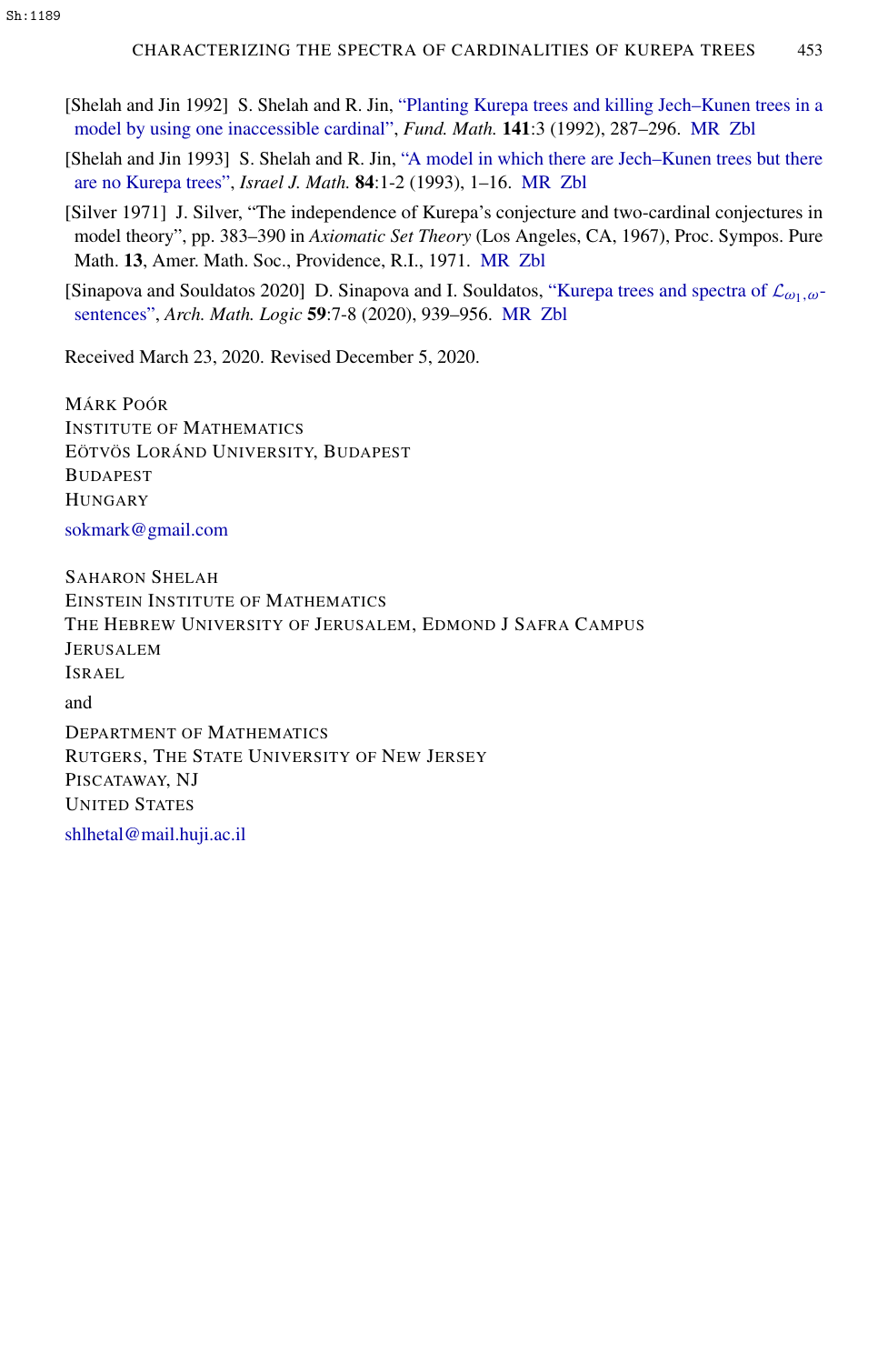[Shelah and Jin 1992] S. Shelah and R. Jin, "Planting Kurepa trees and killing Jech–Kunen trees in a model by using one inaccessible cardinal", *Fund. Math.* **141**:3 (1992), 287–296. MR Zbl

[Shelah and Jin 1993] S. Shelah and R. Jin, "A model in which there are Jech–Kunen trees but there are no Kurepa trees", *Israel J. Math.* **84**:1-2 (1993), 1–16. MR Zbl

[Silver 1971] J. Silver, "The independence of Kurepa's conjecture and two-cardinal conjectures in model theory", pp. 383–390 in *Axiomatic Set Theory* (Los Angeles, CA, 1967), Proc. Sympos. Pure Math. **13**, Amer. Math. Soc., Providence, R.I., 1971. MR Zbl

[Sinapova and Souldatos 2020] D. Sinapova and I. Souldatos, "Kurepa trees and spectra of $\mathcal{L}_{\omega_1,\omega}$-sentences", *Arch. Math. Logic* **59**:7-8 (2020), 939–956. MR Zbl

Received March 23, 2020. Revised December 5, 2020.

MÁRK POÓR
INSTITUTE OF MATHEMATICS
EÖTVÖS LORÁND UNIVERSITY, BUDAPEST
BUDAPEST
HUNGARY

sokmark@gmail.com

SAHARON SHELAH
EINSTEIN INSTITUTE OF MATHEMATICS
THE HEBREW UNIVERSITY OF JERUSALEM, EDMOND J SAFRA CAMPUS
JERUSALEM
ISRAEL

and

DEPARTMENT OF MATHEMATICS
RUTGERS, THE STATE UNIVERSITY OF NEW JERSEY
PISCATAWAY, NJ
UNITED STATES

shlhetal@mail.huji.ac.il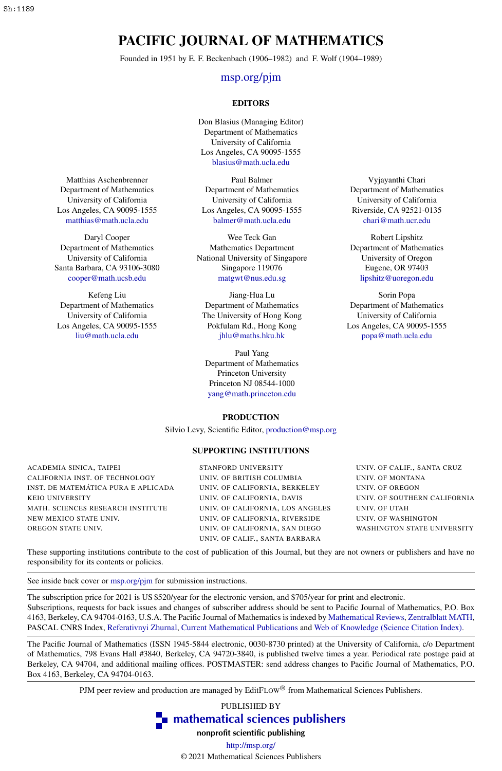# PACIFIC JOURNAL OF MATHEMATICS

Founded in 1951 by E. F. Beckenbach (1906–1982) and F. Wolf (1904–1989)

msp.org/pjm

## EDITORS

Don Blasius (Managing Editor)
Department of Mathematics
University of California
Los Angeles, CA 90095-1555
blasius@math.ucla.edu

Matthias Aschenbrenner
Department of Mathematics
University of California
Los Angeles, CA 90095-1555
matthias@math.ucla.edu

Paul Balmer
Department of Mathematics
University of California
Los Angeles, CA 90095-1555
balmer@math.ucla.edu

Vyjayanthi Chari
Department of Mathematics
University of California
Riverside, CA 92521-0135
chari@math.ucr.edu

Daryl Cooper
Department of Mathematics
University of California
Santa Barbara, CA 93106-3080
cooper@math.ucsb.edu

Wee Teck Gan
Mathematics Department
National University of Singapore
Singapore 119076
matgwt@nus.edu.sg

Robert Lipshitz
Department of Mathematics
University of Oregon
Eugene, OR 97403
lipshitz@uoregon.edu

Kefeng Liu
Department of Mathematics
University of California
Los Angeles, CA 90095-1555
liu@math.ucla.edu

Jiang-Hua Lu
Department of Mathematics
The University of Hong Kong
Pokfulam Rd., Hong Kong
jhlu@maths.hku.hk

Sorin Popa
Department of Mathematics
University of California
Los Angeles, CA 90095-1555
popa@math.ucla.edu

Paul Yang
Department of Mathematics
Princeton University
Princeton NJ 08544-1000
yang@math.princeton.edu

## PRODUCTION

Silvio Levy, Scientific Editor, production@msp.org

## SUPPORTING INSTITUTIONS

ACADEMIA SINICA, TAIPEI
CALIFORNIA INST. OF TECHNOLOGY
INST. DE MATEMÁTICA PURA E APLICADA
KEIO UNIVERSITY
MATH. SCIENCES RESEARCH INSTITUTE
NEW MEXICO STATE UNIV.
OREGON STATE UNIV.
STANFORD UNIVERSITY
UNIV. OF BRITISH COLUMBIA
UNIV. OF CALIFORNIA, BERKELEY
UNIV. OF CALIFORNIA, DAVIS
UNIV. OF CALIFORNIA, LOS ANGELES
UNIV. OF CALIFORNIA, RIVERSIDE
UNIV. OF CALIFORNIA, SAN DIEGO
UNIV. OF CALIF., SANTA BARBARA
UNIV. OF CALIF., SANTA CRUZ
UNIV. OF MONTANA
UNIV. OF OREGON
UNIV. OF SOUTHERN CALIFORNIA
UNIV. OF UTAH
UNIV. OF WASHINGTON
WASHINGTON STATE UNIVERSITY

These supporting institutions contribute to the cost of publication of this Journal, but they are not owners or publishers and have no responsibility for its contents or policies.

See inside back cover or msp.org/pjm for submission instructions.

The subscription price for 2021 is US $520/year for the electronic version, and $705/year for print and electronic.
Subscriptions, requests for back issues and changes of subscriber address should be sent to Pacific Journal of Mathematics, P.O. Box 4163, Berkeley, CA 94704-0163, U.S.A. The Pacific Journal of Mathematics is indexed by Mathematical Reviews, Zentralblatt MATH, PASCAL CNRS Index, Referativnyi Zhurnal, Current Mathematical Publications and Web of Knowledge (Science Citation Index).

The Pacific Journal of Mathematics (ISSN 1945-5844 electronic, 0030-8730 printed) at the University of California, c/o Department of Mathematics, 798 Evans Hall #3840, Berkeley, CA 94720-3840, is published twelve times a year. Periodical rate postage paid at Berkeley, CA 94704, and additional mailing offices. POSTMASTER: send address changes to Pacific Journal of Mathematics, P.O. Box 4163, Berkeley, CA 94704-0163.

PJM peer review and production are managed by EditFLOW® from Mathematical Sciences Publishers.

PUBLISHED BY
**mathematical sciences publishers**
**nonprofit scientific publishing**
http://msp.org/
© 2021 Mathematical Sciences Publishers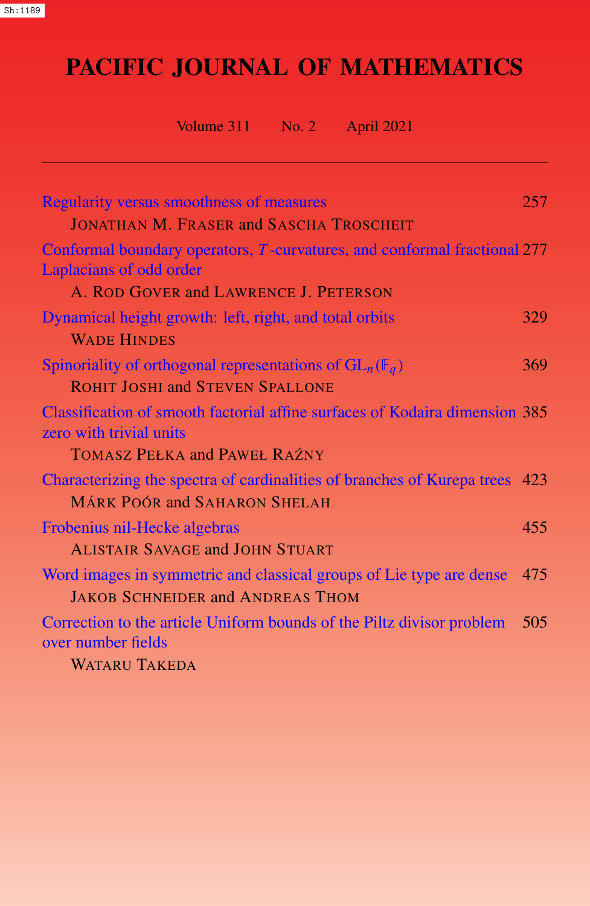# PACIFIC JOURNAL OF MATHEMATICS

Volume 311 No. 2 April 2021

---

Regularity versus smoothness of measures — 257
JONATHAN M. FRASER and SASCHA TROSCHEIT

Conformal boundary operators, $T$-curvatures, and conformal fractional Laplacians of odd order — 277
A. ROD GOVER and LAWRENCE J. PETERSON

Dynamical height growth: left, right, and total orbits — 329
WADE HINDES

Spinoriality of orthogonal representations of $\mathrm{GL}_n(\mathbb{F}_q)$ — 369
ROHIT JOSHI and STEVEN SPALLONE

Classification of smooth factorial affine surfaces of Kodaira dimension zero with trivial units — 385
TOMASZ PEŁKA and PAWEŁ RAŹNY

Characterizing the spectra of cardinalities of branches of Kurepa trees — 423
MÁRK POÓR and SAHARON SHELAH

Frobenius nil-Hecke algebras — 455
ALISTAIR SAVAGE and JOHN STUART

Word images in symmetric and classical groups of Lie type are dense — 475
JAKOB SCHNEIDER and ANDREAS THOM

Correction to the article Uniform bounds of the Piltz divisor problem over number fields — 505
WATARU TAKEDA